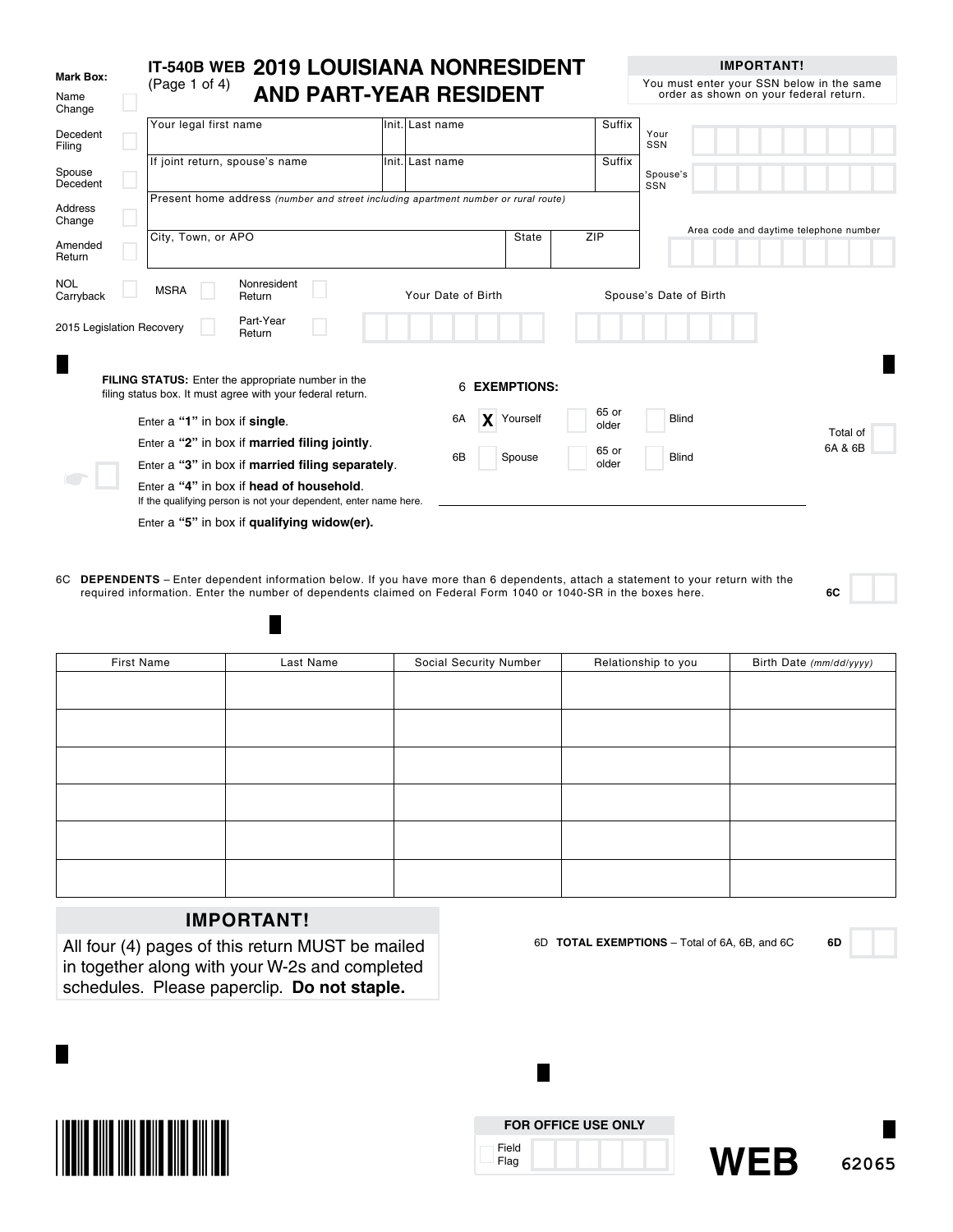**IT-540B WEB** (Page 1 of 4)

# 2019 LOUISIANA NONRESIDENT AND PART-YEAR RESIDENT

**IMPORTANT!**
You must enter your SSN below in the same order as shown on your federal return.

**Mark Box:**

- Name Change
- Decedent Filing
- Spouse Decedent
- Address Change
- Amended Return
- NOL Carryback
- MSRA
- Nonresident Return
- 2015 Legislation Recovery
- Part-Year Return

| Your legal first name | Init. | Last name | Suffix |
|---|---|---|---|
| If joint return, spouse's name | Init. | Last name | Suffix |

Present home address *(number and street including apartment number or rural route)*

| City, Town, or APO | State | ZIP |
|---|---|---|

Your SSN

Spouse's SSN

Area code and daytime telephone number

Your Date of Birth

Spouse's Date of Birth

**FILING STATUS:** Enter the appropriate number in the filing status box. It must agree with your federal return.

- Enter a **"1"** in box if **single**.
- Enter a **"2"** in box if **married filing jointly**.
- Enter a **"3"** in box if **married filing separately**.
- Enter a **"4"** in box if **head of household**.
  If the qualifying person is not your dependent, enter name here.
- Enter a **"5"** in box if **qualifying widow(er)**.

6 **EXEMPTIONS:**

- 6A [X] Yourself — 65 or older — Blind
- 6B Spouse — 65 or older — Blind

Total of 6A & 6B

6C **DEPENDENTS** – Enter dependent information below. If you have more than 6 dependents, attach a statement to your return with the required information. Enter the number of dependents claimed on Federal Form 1040 or 1040-SR in the boxes here. **6C**

| First Name | Last Name | Social Security Number | Relationship to you | Birth Date *(mm/dd/yyyy)* |
|---|---|---|---|---|
| | | | | |
| | | | | |
| | | | | |
| | | | | |
| | | | | |
| | | | | |

**IMPORTANT!**
All four (4) pages of this return MUST be mailed in together along with your W-2s and completed schedules. Please paperclip. **Do not staple.**

6D **TOTAL EXEMPTIONS** – Total of 6A, 6B, and 6C **6D**

**FOR OFFICE USE ONLY**
Field Flag

**WEB** 62065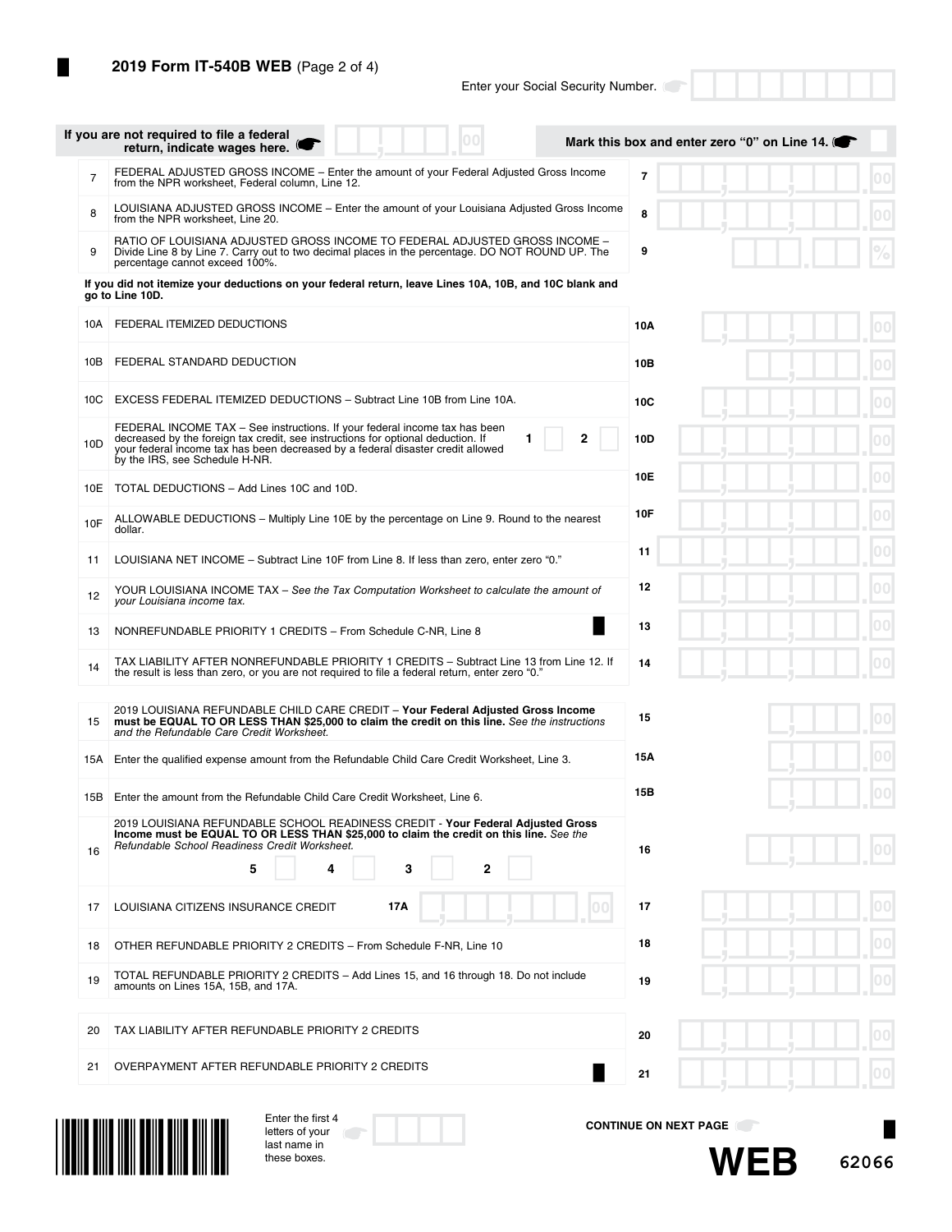## 2019 Form IT-540B WEB (Page 2 of 4)

Enter your Social Security Number.

If you are not required to file a federal return, indicate wages here. 

Mark this box and enter zero "0" on Line 14.

| Line | Description | Line | Amount |
|---|---|---|---|
| 7 | FEDERAL ADJUSTED GROSS INCOME – Enter the amount of your Federal Adjusted Gross Income from the NPR worksheet, Federal column, Line 12. | 7 | 00 |
| 8 | LOUISIANA ADJUSTED GROSS INCOME – Enter the amount of your Louisiana Adjusted Gross Income from the NPR worksheet, Line 20. | 8 | 00 |
| 9 | RATIO OF LOUISIANA ADJUSTED GROSS INCOME TO FEDERAL ADJUSTED GROSS INCOME – Divide Line 8 by Line 7. Carry out to two decimal places in the percentage. DO NOT ROUND UP. The percentage cannot exceed 100%. | 9 | % |

**If you did not itemize your deductions on your federal return, leave Lines 10A, 10B, and 10C blank and go to Line 10D.**

| Line | Description | Line | Amount |
|---|---|---|---|
| 10A | FEDERAL ITEMIZED DEDUCTIONS | 10A | 00 |
| 10B | FEDERAL STANDARD DEDUCTION | 10B | 00 |
| 10C | EXCESS FEDERAL ITEMIZED DEDUCTIONS – Subtract Line 10B from Line 10A. | 10C | 00 |
| 10D | FEDERAL INCOME TAX – See instructions. If your federal income tax has been decreased by the foreign tax credit, see instructions for optional deduction. If your federal income tax has been decreased by a federal disaster credit allowed by the IRS, see Schedule H-NR. 1 ☐ 2 ☐ | 10D | 00 |
| 10E | TOTAL DEDUCTIONS – Add Lines 10C and 10D. | 10E | 00 |
| 10F | ALLOWABLE DEDUCTIONS – Multiply Line 10E by the percentage on Line 9. Round to the nearest dollar. | 10F | 00 |
| 11 | LOUISIANA NET INCOME – Subtract Line 10F from Line 8. If less than zero, enter zero "0." | 11 | 00 |
| 12 | YOUR LOUISIANA INCOME TAX – *See the Tax Computation Worksheet to calculate the amount of your Louisiana income tax.* | 12 | 00 |
| 13 | NONREFUNDABLE PRIORITY 1 CREDITS – From Schedule C-NR, Line 8 | 13 | 00 |
| 14 | TAX LIABILITY AFTER NONREFUNDABLE PRIORITY 1 CREDITS – Subtract Line 13 from Line 12. If the result is less than zero, or you are not required to file a federal return, enter zero "0." | 14 | 00 |

| Line | Description | Line | Amount |
|---|---|---|---|
| 15 | 2019 LOUISIANA REFUNDABLE CHILD CARE CREDIT – **Your Federal Adjusted Gross Income must be EQUAL TO OR LESS THAN $25,000 to claim the credit on this line.** *See the instructions and the Refundable Care Credit Worksheet.* | 15 | 00 |
| 15A | Enter the qualified expense amount from the Refundable Child Care Credit Worksheet, Line 3. | 15A | 00 |
| 15B | Enter the amount from the Refundable Child Care Credit Worksheet, Line 6. | 15B | 00 |
| 16 | 2019 LOUISIANA REFUNDABLE SCHOOL READINESS CREDIT - **Your Federal Adjusted Gross Income must be EQUAL TO OR LESS THAN $25,000 to claim the credit on this line.** *See the Refundable School Readiness Credit Worksheet.* 5 ☐ 4 ☐ 3 ☐ 2 ☐ | 16 | 00 |
| 17 | LOUISIANA CITIZENS INSURANCE CREDIT 17A ___ 00 | 17 | 00 |
| 18 | OTHER REFUNDABLE PRIORITY 2 CREDITS – From Schedule F-NR, Line 10 | 18 | 00 |
| 19 | TOTAL REFUNDABLE PRIORITY 2 CREDITS – Add Lines 15, and 16 through 18. Do not include amounts on Lines 15A, 15B, and 17A. | 19 | 00 |

| Line | Description | Line | Amount |
|---|---|---|---|
| 20 | TAX LIABILITY AFTER REFUNDABLE PRIORITY 2 CREDITS | 20 | 00 |
| 21 | OVERPAYMENT AFTER REFUNDABLE PRIORITY 2 CREDITS | 21 | 00 |

Enter the first 4 letters of your last name in these boxes.

**CONTINUE ON NEXT PAGE**

**WEB** 62066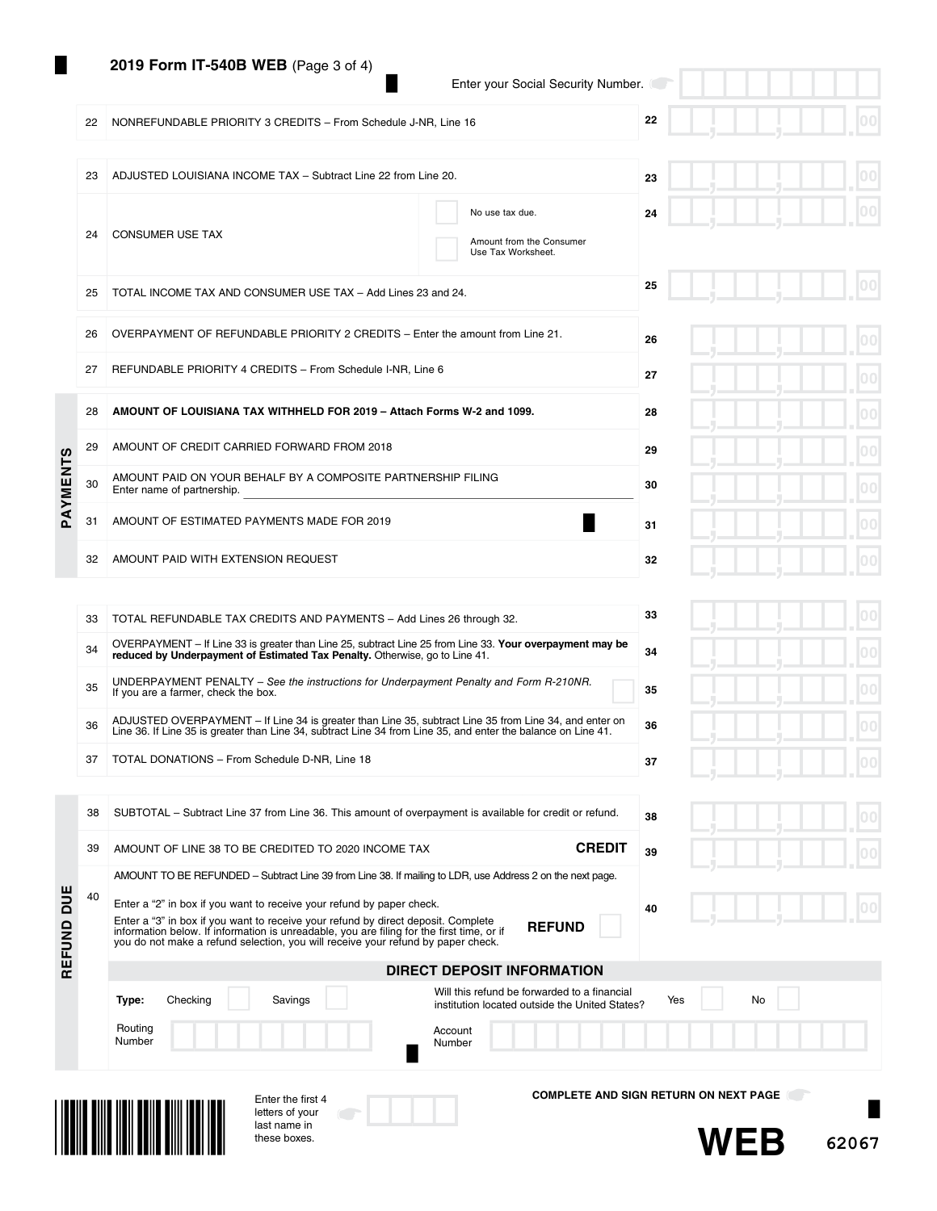## 2019 Form IT-540B WEB (Page 3 of 4)

Enter your Social Security Number.

| Line | Description | | Line | Amount |
|---|---|---|---|---|
| 22 | NONREFUNDABLE PRIORITY 3 CREDITS – From Schedule J-NR, Line 16 | | 22 | .00 |
| 23 | ADJUSTED LOUISIANA INCOME TAX – Subtract Line 22 from Line 20. | | 23 | .00 |
| 24 | CONSUMER USE TAX | ☐ No use tax due. ☐ Amount from the Consumer Use Tax Worksheet. | 24 | .00 |
| 25 | TOTAL INCOME TAX AND CONSUMER USE TAX – Add Lines 23 and 24. | | 25 | .00 |
| 26 | OVERPAYMENT OF REFUNDABLE PRIORITY 2 CREDITS – Enter the amount from Line 21. | | 26 | .00 |
| 27 | REFUNDABLE PRIORITY 4 CREDITS – From Schedule I-NR, Line 6 | | 27 | .00 |

**PAYMENTS**

| Line | Description | Line | Amount |
|---|---|---|---|
| 28 | **AMOUNT OF LOUISIANA TAX WITHHELD FOR 2019 – Attach Forms W-2 and 1099.** | 28 | .00 |
| 29 | AMOUNT OF CREDIT CARRIED FORWARD FROM 2018 | 29 | .00 |
| 30 | AMOUNT PAID ON YOUR BEHALF BY A COMPOSITE PARTNERSHIP FILING<br>Enter name of partnership. ______ | 30 | .00 |
| 31 | AMOUNT OF ESTIMATED PAYMENTS MADE FOR 2019 | 31 | .00 |
| 32 | AMOUNT PAID WITH EXTENSION REQUEST | 32 | .00 |

| Line | Description | Line | Amount |
|---|---|---|---|
| 33 | TOTAL REFUNDABLE TAX CREDITS AND PAYMENTS – Add Lines 26 through 32. | 33 | .00 |
| 34 | OVERPAYMENT – If Line 33 is greater than Line 25, subtract Line 25 from Line 33. **Your overpayment may be reduced by Underpayment of Estimated Tax Penalty.** Otherwise, go to Line 41. | 34 | .00 |
| 35 | UNDERPAYMENT PENALTY – *See the instructions for Underpayment Penalty and Form R-210NR.* If you are a farmer, check the box. ☐ | 35 | .00 |
| 36 | ADJUSTED OVERPAYMENT – If Line 34 is greater than Line 35, subtract Line 35 from Line 34, and enter on Line 36. If Line 35 is greater than Line 34, subtract Line 34 from Line 35, and enter the balance on Line 41. | 36 | .00 |
| 37 | TOTAL DONATIONS – From Schedule D-NR, Line 18 | 37 | .00 |

**REFUND DUE**

| Line | Description | Line | Amount |
|---|---|---|---|
| 38 | SUBTOTAL – Subtract Line 37 from Line 36. This amount of overpayment is available for credit or refund. | 38 | .00 |
| 39 | AMOUNT OF LINE 38 TO BE CREDITED TO 2020 INCOME TAX **CREDIT** | 39 | .00 |
| 40 | AMOUNT TO BE REFUNDED – Subtract Line 39 from Line 38. If mailing to LDR, use Address 2 on the next page.<br>Enter a "2" in box if you want to receive your refund by paper check.<br>Enter a "3" in box if you want to receive your refund by direct deposit. Complete information below. If information is unreadable, you are filing for the first time, or if you do not make a refund selection, you will receive your refund by paper check. **REFUND** ☐ | 40 | .00 |

### DIRECT DEPOSIT INFORMATION

**Type:** Checking ☐ Savings ☐

Will this refund be forwarded to a financial institution located outside the United States? Yes ☐ No ☐

Routing Number ______ Account Number ______

Enter the first 4 letters of your last name in these boxes.

**COMPLETE AND SIGN RETURN ON NEXT PAGE**

**WEB** 62067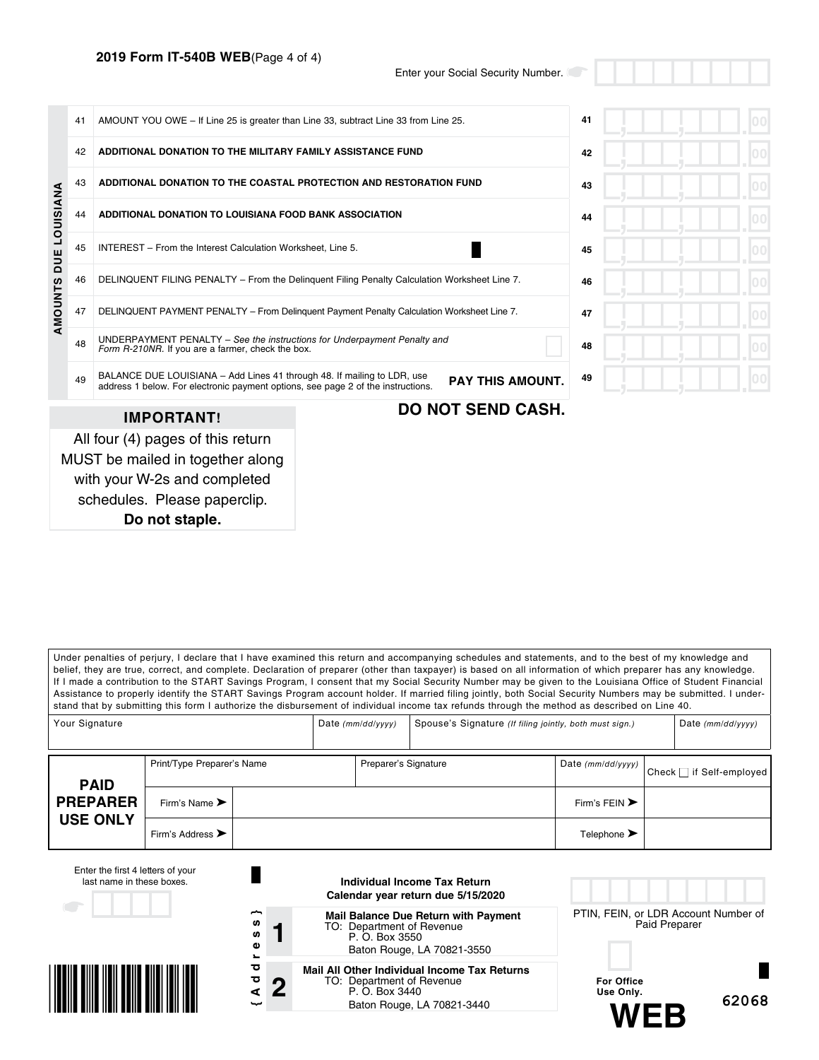**2019 Form IT-540B WEB** (Page 4 of 4)

Enter your Social Security Number.

**AMOUNTS DUE LOUISIANA**

| Line | Description | | Amount |
|---|---|---|---|
| 41 | AMOUNT YOU OWE – If Line 25 is greater than Line 33, subtract Line 33 from Line 25. | 41 | .00 |
| 42 | **ADDITIONAL DONATION TO THE MILITARY FAMILY ASSISTANCE FUND** | 42 | .00 |
| 43 | **ADDITIONAL DONATION TO THE COASTAL PROTECTION AND RESTORATION FUND** | 43 | .00 |
| 44 | **ADDITIONAL DONATION TO LOUISIANA FOOD BANK ASSOCIATION** | 44 | .00 |
| 45 | INTEREST – From the Interest Calculation Worksheet, Line 5. | 45 | .00 |
| 46 | DELINQUENT FILING PENALTY – From the Delinquent Filing Penalty Calculation Worksheet Line 7. | 46 | .00 |
| 47 | DELINQUENT PAYMENT PENALTY – From Delinquent Payment Penalty Calculation Worksheet Line 7. | 47 | .00 |
| 48 | UNDERPAYMENT PENALTY – *See the instructions for Underpayment Penalty and Form R-210NR.* If you are a farmer, check the box. ☐ | 48 | .00 |
| 49 | BALANCE DUE LOUISIANA – Add Lines 41 through 48. If mailing to LDR, use address 1 below. For electronic payment options, see page 2 of the instructions. **PAY THIS AMOUNT.** | 49 | .00 |

**DO NOT SEND CASH.**

**IMPORTANT!**

All four (4) pages of this return MUST be mailed in together along with your W-2s and completed schedules. Please paperclip. **Do not staple.**

Under penalties of perjury, I declare that I have examined this return and accompanying schedules and statements, and to the best of my knowledge and belief, they are true, correct, and complete. Declaration of preparer (other than taxpayer) is based on all information of which preparer has any knowledge. If I made a contribution to the START Savings Program, I consent that my Social Security Number may be given to the Louisiana Office of Student Financial Assistance to properly identify the START Savings Program account holder. If married filing jointly, both Social Security Numbers may be submitted. I understand that by submitting this form I authorize the disbursement of individual income tax refunds through the method as described on Line 40.

| Your Signature | Date *(mm/dd/yyyy)* | Spouse's Signature *(If filing jointly, both must sign.)* | Date *(mm/dd/yyyy)* |
|---|---|---|---|
| | | | |

| **PAID PREPARER USE ONLY** | | | |
|---|---|---|---|
| Print/Type Preparer's Name | Preparer's Signature | Date *(mm/dd/yyyy)* | Check ☐ if Self-employed |
| Firm's Name ➤ | | Firm's FEIN ➤ | |
| Firm's Address ➤ | | Telephone ➤ | |

Enter the first 4 letters of your last name in these boxes.

**Individual Income Tax Return**
**Calendar year return due 5/15/2020**

{Address}

**1** **Mail Balance Due Return with Payment**
TO: Department of Revenue
P. O. Box 3550
Baton Rouge, LA 70821-3550

**2** **Mail All Other Individual Income Tax Returns**
TO: Department of Revenue
P. O. Box 3440
Baton Rouge, LA 70821-3440

PTIN, FEIN, or LDR Account Number of Paid Preparer

**For Office Use Only.**

**WEB**

62068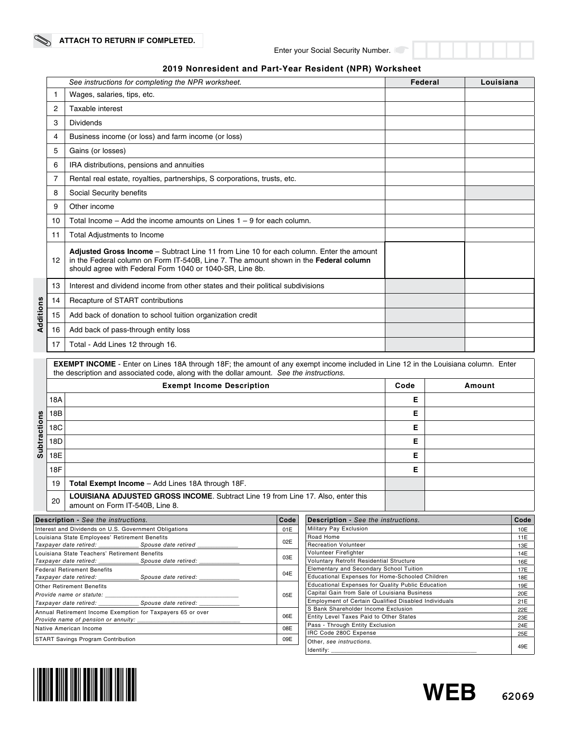ATTACH TO RETURN IF COMPLETED.

Enter your Social Security Number.

## 2019 Nonresident and Part-Year Resident (NPR) Worksheet

| | *See instructions for completing the NPR worksheet.* | Federal | Louisiana |
|---|---|---|---|
| 1 | Wages, salaries, tips, etc. | | |
| 2 | Taxable interest | | |
| 3 | Dividends | | |
| 4 | Business income (or loss) and farm income (or loss) | | |
| 5 | Gains (or losses) | | |
| 6 | IRA distributions, pensions and annuities | | |
| 7 | Rental real estate, royalties, partnerships, S corporations, trusts, etc. | | |
| 8 | Social Security benefits | | |
| 9 | Other income | | |
| 10 | Total Income – Add the income amounts on Lines 1 – 9 for each column. | | |
| 11 | Total Adjustments to Income | | |
| 12 | **Adjusted Gross Income** – Subtract Line 11 from Line 10 for each column. Enter the amount in the Federal column on Form IT-540B, Line 7. The amount shown in the **Federal column** should agree with Federal Form 1040 or 1040-SR, Line 8b. | | |

**Additions**

| | | Federal | Louisiana |
|---|---|---|---|
| 13 | Interest and dividend income from other states and their political subdivisions | | |
| 14 | Recapture of START contributions | | |
| 15 | Add back of donation to school tuition organization credit | | |
| 16 | Add back of pass-through entity loss | | |
| 17 | Total - Add Lines 12 through 16. | | |

**Subtractions**

**EXEMPT INCOME** - Enter on Lines 18A through 18F; the amount of any exempt income included in Line 12 in the Louisiana column. Enter the description and associated code, along with the dollar amount. *See the instructions.*

| | Exempt Income Description | Code | Amount |
|---|---|---|---|
| 18A | | E | |
| 18B | | E | |
| 18C | | E | |
| 18D | | E | |
| 18E | | E | |
| 18F | | E | |
| 19 | **Total Exempt Income** – Add Lines 18A through 18F. | | |
| 20 | **LOUISIANA ADJUSTED GROSS INCOME**. Subtract Line 19 from Line 17. Also, enter this amount on Form IT-540B, Line 8. | | |

| Description - *See the instructions.* | Code |
|---|---|
| Interest and Dividends on U.S. Government Obligations | 01E |
| Louisiana State Employees' Retirement Benefits *Taxpayer date retired: ____________ Spouse date retired ____________* | 02E |
| Louisiana State Teachers' Retirement Benefits *Taxpayer date retired: ____________ Spouse date retired: ____________* | 03E |
| Federal Retirement Benefits *Taxpayer date retired: ____________ Spouse date retired: ____________* | 04E |
| Other Retirement Benefits *Provide name or statute: ____________ Taxpayer date retired: ____________ Spouse date retired: ____________* | 05E |
| Annual Retirement Income Exemption for Taxpayers 65 or over *Provide name of pension or annuity: ____________* | 06E |
| Native American Income | 08E |
| START Savings Program Contribution | 09E |

| Description - *See the instructions.* | Code |
|---|---|
| Military Pay Exclusion | 10E |
| Road Home | 11E |
| Recreation Volunteer | 13E |
| Volunteer Firefighter | 14E |
| Voluntary Retrofit Residential Structure | 16E |
| Elementary and Secondary School Tuition | 17E |
| Educational Expenses for Home-Schooled Children | 18E |
| Educational Expenses for Quality Public Education | 19E |
| Capital Gain from Sale of Louisiana Business | 20E |
| Employment of Certain Qualified Disabled Individuals | 21E |
| S Bank Shareholder Income Exclusion | 22E |
| Entity Level Taxes Paid to Other States | 23E |
| Pass - Through Entity Exclusion | 24E |
| IRC Code 280C Expense | 25E |
| Other, *see instructions.* Identify: ____________ | 49E |

WEB 62069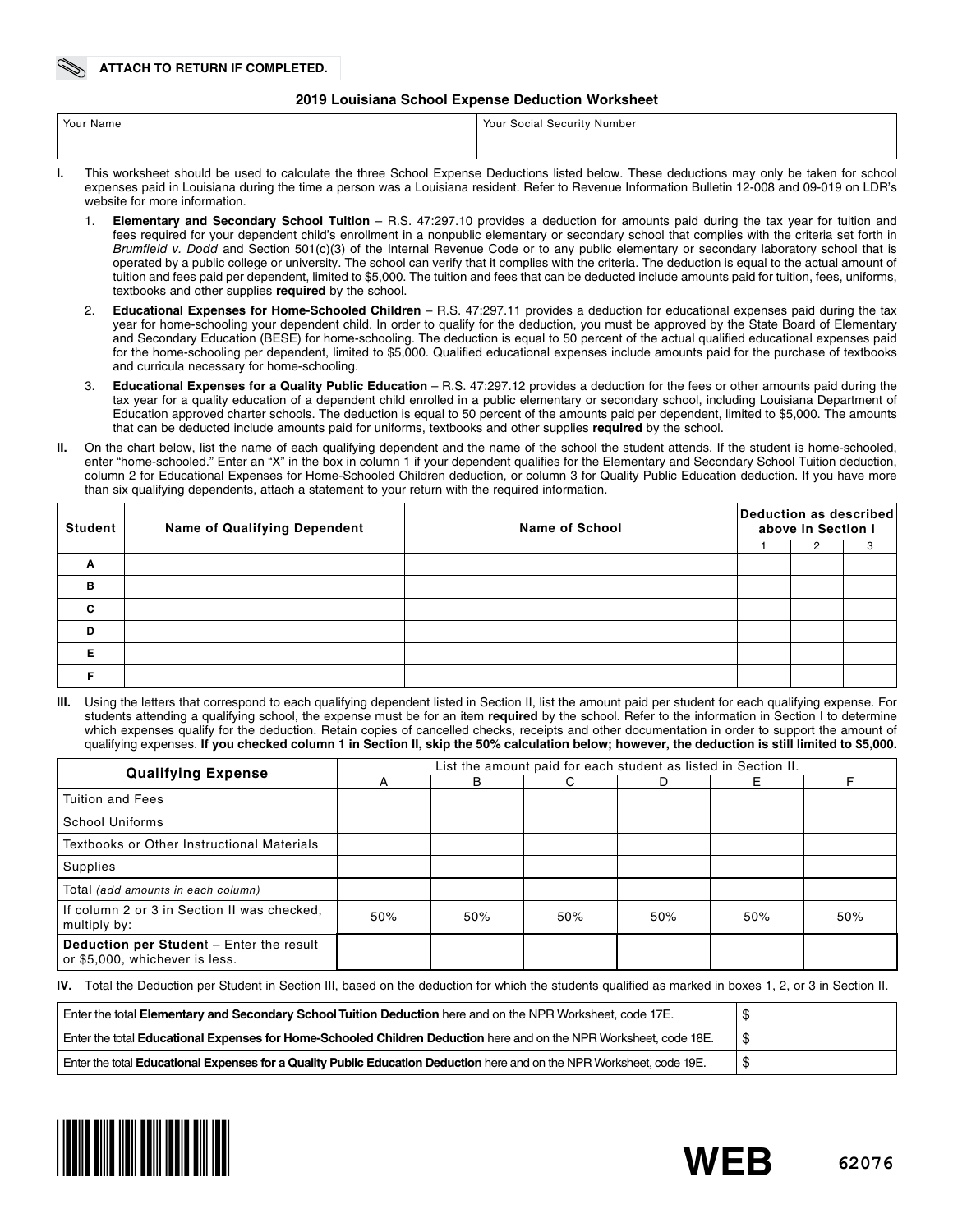**ATTACH TO RETURN IF COMPLETED.**

## 2019 Louisiana School Expense Deduction Worksheet

| Your Name | Your Social Security Number |
|---|---|
| | |

**I.** This worksheet should be used to calculate the three School Expense Deductions listed below. These deductions may only be taken for school expenses paid in Louisiana during the time a person was a Louisiana resident. Refer to Revenue Information Bulletin 12-008 and 09-019 on LDR's website for more information.

1. **Elementary and Secondary School Tuition** – R.S. 47:297.10 provides a deduction for amounts paid during the tax year for tuition and fees required for your dependent child's enrollment in a nonpublic elementary or secondary school that complies with the criteria set forth in *Brumfield v. Dodd* and Section 501(c)(3) of the Internal Revenue Code or to any public elementary or secondary laboratory school that is operated by a public college or university. The school can verify that it complies with the criteria. The deduction is equal to the actual amount of tuition and fees paid per dependent, limited to $5,000. The tuition and fees that can be deducted include amounts paid for tuition, fees, uniforms, textbooks and other supplies **required** by the school.
2. **Educational Expenses for Home-Schooled Children** – R.S. 47:297.11 provides a deduction for educational expenses paid during the tax year for home-schooling your dependent child. In order to qualify for the deduction, you must be approved by the State Board of Elementary and Secondary Education (BESE) for home-schooling. The deduction is equal to 50 percent of the actual qualified educational expenses paid for the home-schooling per dependent, limited to $5,000. Qualified educational expenses include amounts paid for the purchase of textbooks and curricula necessary for home-schooling.
3. **Educational Expenses for a Quality Public Education** – R.S. 47:297.12 provides a deduction for the fees or other amounts paid during the tax year for a quality education of a dependent child enrolled in a public elementary or secondary school, including Louisiana Department of Education approved charter schools. The deduction is equal to 50 percent of the amounts paid per dependent, limited to $5,000. The amounts that can be deducted include amounts paid for uniforms, textbooks and other supplies **required** by the school.

**II.** On the chart below, list the name of each qualifying dependent and the name of the school the student attends. If the student is home-schooled, enter "home-schooled." Enter an "X" in the box in column 1 if your dependent qualifies for the Elementary and Secondary School Tuition deduction, column 2 for Educational Expenses for Home-Schooled Children deduction, or column 3 for Quality Public Education deduction. If you have more than six qualifying dependents, attach a statement to your return with the required information.

| Student | Name of Qualifying Dependent | Name of School | Deduction as described above in Section I | | |
|---|---|---|---|---|---|
| | | | 1 | 2 | 3 |
| A | | | | | |
| B | | | | | |
| C | | | | | |
| D | | | | | |
| E | | | | | |
| F | | | | | |

**III.** Using the letters that correspond to each qualifying dependent listed in Section II, list the amount paid per student for each qualifying expense. For students attending a qualifying school, the expense must be for an item **required** by the school. Refer to the information in Section I to determine which expenses qualify for the deduction. Retain copies of cancelled checks, receipts and other documentation in order to support the amount of qualifying expenses. **If you checked column 1 in Section II, skip the 50% calculation below; however, the deduction is still limited to $5,000.**

| Qualifying Expense | List the amount paid for each student as listed in Section II. | | | | | |
|---|---|---|---|---|---|---|
| | A | B | C | D | E | F |
| Tuition and Fees | | | | | | |
| School Uniforms | | | | | | |
| Textbooks or Other Instructional Materials | | | | | | |
| Supplies | | | | | | |
| Total *(add amounts in each column)* | | | | | | |
| If column 2 or 3 in Section II was checked, multiply by: | 50% | 50% | 50% | 50% | 50% | 50% |
| **Deduction per Student** – Enter the result or $5,000, whichever is less. | | | | | | |

**IV.** Total the Deduction per Student in Section III, based on the deduction for which the students qualified as marked in boxes 1, 2, or 3 in Section II.

| | |
|---|---|
| Enter the total **Elementary and Secondary School Tuition Deduction** here and on the NPR Worksheet, code 17E. | $ |
| Enter the total **Educational Expenses for Home-Schooled Children Deduction** here and on the NPR Worksheet, code 18E. | $ |
| Enter the total **Educational Expenses for a Quality Public Education Deduction** here and on the NPR Worksheet, code 19E. | $ |

**WEB** 62076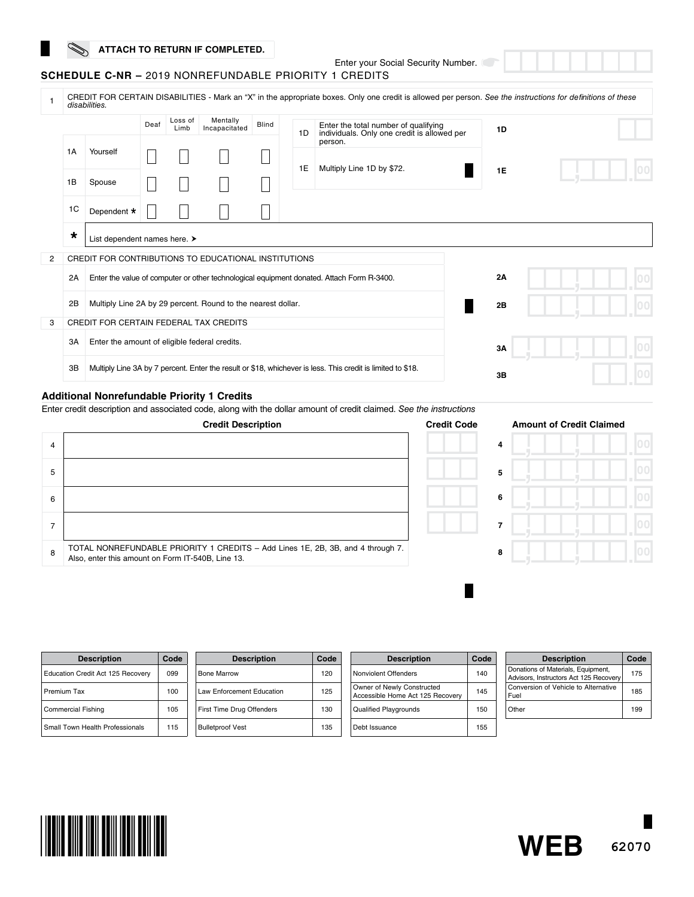ATTACH TO RETURN IF COMPLETED.

Enter your Social Security Number.

## SCHEDULE C-NR – 2019 NONREFUNDABLE PRIORITY 1 CREDITS

**1** CREDIT FOR CERTAIN DISABILITIES - Mark an "X" in the appropriate boxes. Only one credit is allowed per person. *See the instructions for definitions of these disabilities.*

| | | Deaf | Loss of Limb | Mentally Incapacitated | Blind |
|---|---|---|---|---|---|
| 1A | Yourself | | | | |
| 1B | Spouse | | | | |
| 1C | Dependent * | | | | |

| | | | |
|---|---|---|---|
| 1D | Enter the total number of qualifying individuals. Only one credit is allowed per person. | 1D | |
| 1E | Multiply Line 1D by $72. | 1E | .00 |

\* List dependent names here. ➤

**2** CREDIT FOR CONTRIBUTIONS TO EDUCATIONAL INSTITUTIONS

| | | | |
|---|---|---|---|
| 2A | Enter the value of computer or other technological equipment donated. Attach Form R-3400. | 2A | .00 |
| 2B | Multiply Line 2A by 29 percent. Round to the nearest dollar. | 2B | .00 |

**3** CREDIT FOR CERTAIN FEDERAL TAX CREDITS

| | | | |
|---|---|---|---|
| 3A | Enter the amount of eligible federal credits. | 3A | .00 |
| 3B | Multiply Line 3A by 7 percent. Enter the result or $18, whichever is less. This credit is limited to $18. | 3B | .00 |

### Additional Nonrefundable Priority 1 Credits

Enter credit description and associated code, along with the dollar amount of credit claimed. *See the instructions*

| | Credit Description | Credit Code | | Amount of Credit Claimed |
|---|---|---|---|---|
| 4 | | | 4 | .00 |
| 5 | | | 5 | .00 |
| 6 | | | 6 | .00 |
| 7 | | | 7 | .00 |
| 8 | TOTAL NONREFUNDABLE PRIORITY 1 CREDITS – Add Lines 1E, 2B, 3B, and 4 through 7. Also, enter this amount on Form IT-540B, Line 13. | | 8 | .00 |

| Description | Code |
|---|---|
| Education Credit Act 125 Recovery | 099 |
| Premium Tax | 100 |
| Commercial Fishing | 105 |
| Small Town Health Professionals | 115 |
| Bone Marrow | 120 |
| Law Enforcement Education | 125 |
| First Time Drug Offenders | 130 |
| Bulletproof Vest | 135 |
| Nonviolent Offenders | 140 |
| Owner of Newly Constructed Accessible Home Act 125 Recovery | 145 |
| Qualified Playgrounds | 150 |
| Debt Issuance | 155 |
| Donations of Materials, Equipment, Advisors, Instructors Act 125 Recovery | 175 |
| Conversion of Vehicle to Alternative Fuel | 185 |
| Other | 199 |

WEB 62070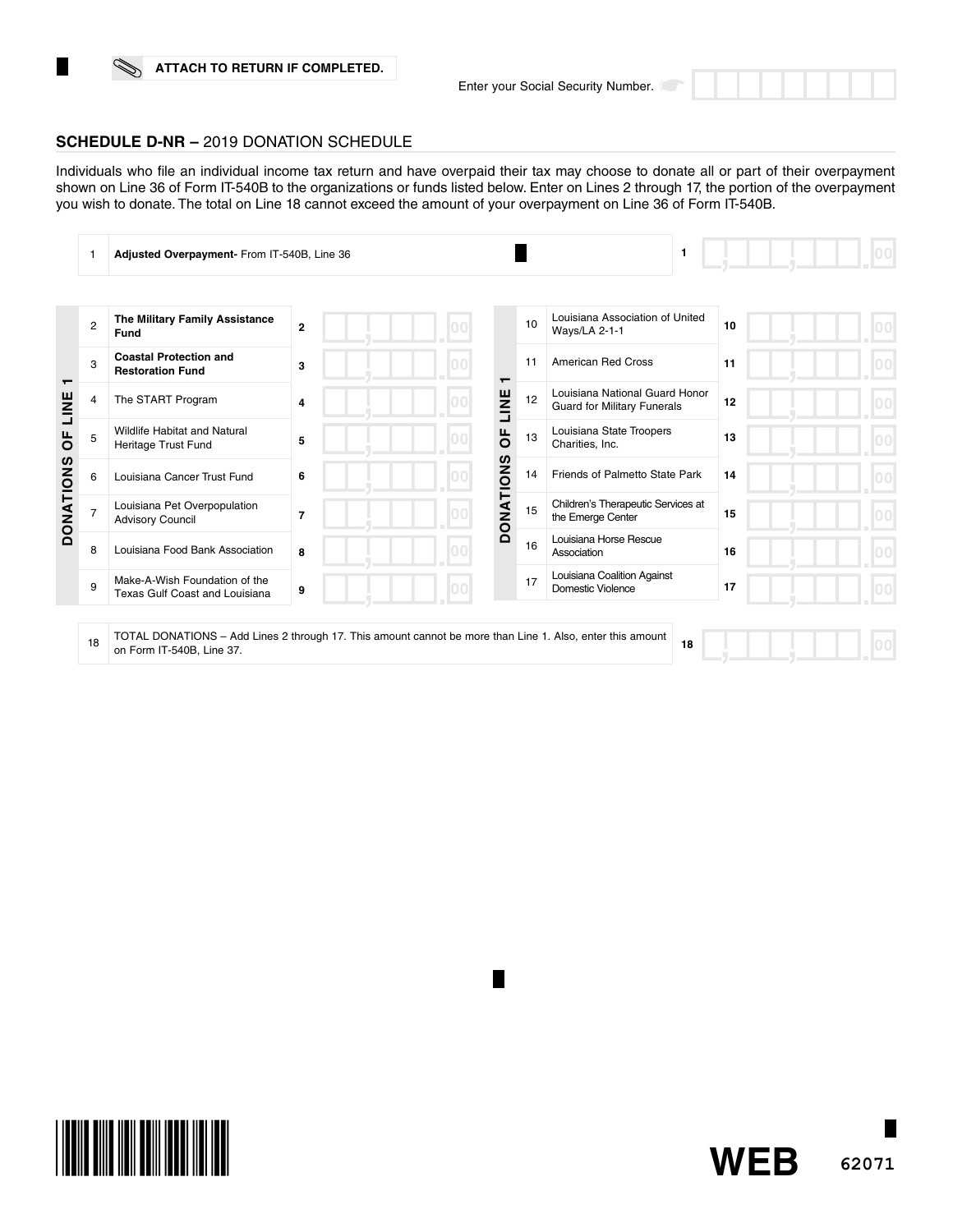ATTACH TO RETURN IF COMPLETED.

Enter your Social Security Number.

## SCHEDULE D-NR – 2019 DONATION SCHEDULE

Individuals who file an individual income tax return and have overpaid their tax may choose to donate all or part of their overpayment shown on Line 36 of Form IT-540B to the organizations or funds listed below. Enter on Lines 2 through 17, the portion of the overpayment you wish to donate. The total on Line 18 cannot exceed the amount of your overpayment on Line 36 of Form IT-540B.

| Line | Description | Amount |
|---|---|---|
| 1 | **Adjusted Overpayment-** From IT-540B, Line 36 | .00 |

**DONATIONS OF LINE 1**

| Line | Organization | Amount |
|---|---|---|
| 2 | **The Military Family Assistance Fund** | .00 |
| 3 | **Coastal Protection and Restoration Fund** | .00 |
| 4 | The START Program | .00 |
| 5 | Wildlife Habitat and Natural Heritage Trust Fund | .00 |
| 6 | Louisiana Cancer Trust Fund | .00 |
| 7 | Louisiana Pet Overpopulation Advisory Council | .00 |
| 8 | Louisiana Food Bank Association | .00 |
| 9 | Make-A-Wish Foundation of the Texas Gulf Coast and Louisiana | .00 |
| 10 | Louisiana Association of United Ways/LA 2-1-1 | .00 |
| 11 | American Red Cross | .00 |
| 12 | Louisiana National Guard Honor Guard for Military Funerals | .00 |
| 13 | Louisiana State Troopers Charities, Inc. | .00 |
| 14 | Friends of Palmetto State Park | .00 |
| 15 | Children's Therapeutic Services at the Emerge Center | .00 |
| 16 | Louisiana Horse Rescue Association | .00 |
| 17 | Louisiana Coalition Against Domestic Violence | .00 |

| Line | Description | Amount |
|---|---|---|
| 18 | TOTAL DONATIONS – Add Lines 2 through 17. This amount cannot be more than Line 1. Also, enter this amount on Form IT-540B, Line 37. | .00 |

WEB 62071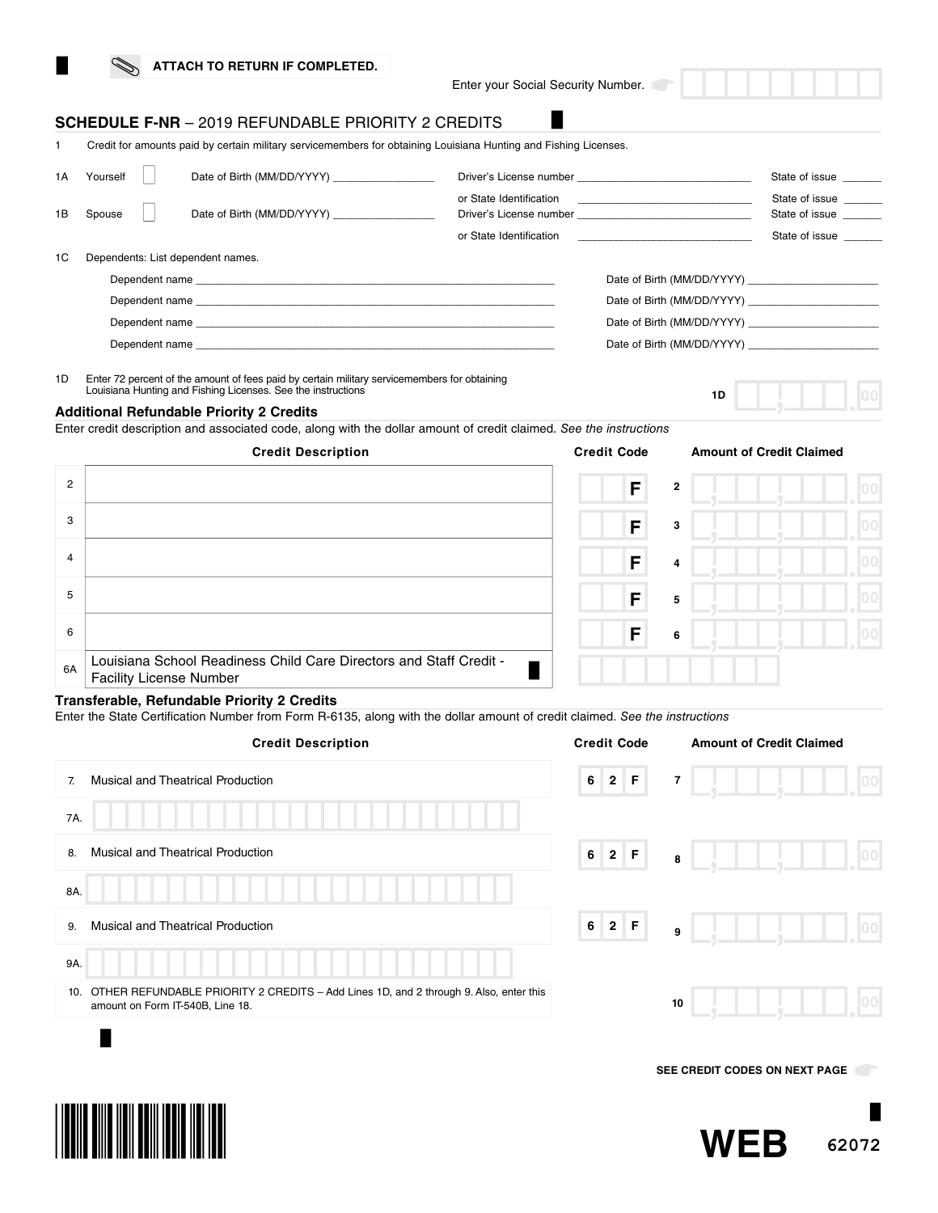ATTACH TO RETURN IF COMPLETED.

Enter your Social Security Number.

## SCHEDULE F-NR – 2019 REFUNDABLE PRIORITY 2 CREDITS

1 Credit for amounts paid by certain military servicemembers for obtaining Louisiana Hunting and Fishing Licenses.

1A Yourself ☐ Date of Birth (MM/DD/YYYY) ________________ Driver's License number ____________________________ State of issue ______
or State Identification ____________________________ State of issue ______

1B Spouse ☐ Date of Birth (MM/DD/YYYY) ________________ Driver's License number ____________________________ State of issue ______
or State Identification ____________________________ State of issue ______

1C Dependents: List dependent names.

Dependent name ________________________________________ Date of Birth (MM/DD/YYYY) ____________________

Dependent name ________________________________________ Date of Birth (MM/DD/YYYY) ____________________

Dependent name ________________________________________ Date of Birth (MM/DD/YYYY) ____________________

Dependent name ________________________________________ Date of Birth (MM/DD/YYYY) ____________________

1D Enter 72 percent of the amount of fees paid by certain military servicemembers for obtaining Louisiana Hunting and Fishing Licenses. See the instructions **1D** ____ .00

### Additional Refundable Priority 2 Credits

Enter credit description and associated code, along with the dollar amount of credit claimed. *See the instructions*

| | Credit Description | Credit Code | | Amount of Credit Claimed |
|---|---|---|---|---|
| 2 | | F | 2 | .00 |
| 3 | | F | 3 | .00 |
| 4 | | F | 4 | .00 |
| 5 | | F | 5 | .00 |
| 6 | | F | 6 | .00 |
| 6A | Louisiana School Readiness Child Care Directors and Staff Credit - Facility License Number | | | |

### Transferable, Refundable Priority 2 Credits

Enter the State Certification Number from Form R-6135, along with the dollar amount of credit claimed. *See the instructions*

| | Credit Description | Credit Code | | Amount of Credit Claimed |
|---|---|---|---|---|
| 7. | Musical and Theatrical Production | 6 2 F | 7 | .00 |
| 7A. | | | | |
| 8. | Musical and Theatrical Production | 6 2 F | 8 | .00 |
| 8A. | | | | |
| 9. | Musical and Theatrical Production | 6 2 F | 9 | .00 |
| 9A. | | | | |
| 10. | OTHER REFUNDABLE PRIORITY 2 CREDITS – Add Lines 1D, and 2 through 9. Also, enter this amount on Form IT-540B, Line 18. | | 10 | .00 |

SEE CREDIT CODES ON NEXT PAGE

WEB 62072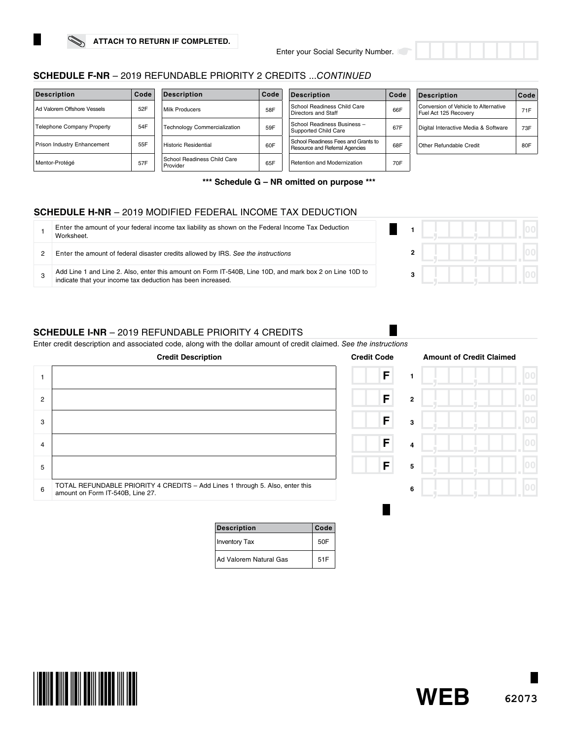ATTACH TO RETURN IF COMPLETED.

Enter your Social Security Number.

## SCHEDULE F-NR – 2019 REFUNDABLE PRIORITY 2 CREDITS ...*CONTINUED*

| Description | Code |
|---|---|
| Ad Valorem Offshore Vessels | 52F |
| Telephone Company Property | 54F |
| Prison Industry Enhancement | 55F |
| Mentor-Protégé | 57F |

| Description | Code |
|---|---|
| Milk Producers | 58F |
| Technology Commercialization | 59F |
| Historic Residential | 60F |
| School Readiness Child Care Provider | 65F |

| Description | Code |
|---|---|
| School Readiness Child Care Directors and Staff | 66F |
| School Readiness Business – Supported Child Care | 67F |
| School Readiness Fees and Grants to Resource and Referral Agencies | 68F |
| Retention and Modernization | 70F |

| Description | Code |
|---|---|
| Conversion of Vehicle to Alternative Fuel Act 125 Recovery | 71F |
| Digital Interactive Media & Software | 73F |
| Other Refundable Credit | 80F |

**\*\*\* Schedule G – NR omitted on purpose \*\*\***

## SCHEDULE H-NR – 2019 MODIFIED FEDERAL INCOME TAX DEDUCTION

| | | | |
|---|---|---|---|
| 1 | Enter the amount of your federal income tax liability as shown on the Federal Income Tax Deduction Worksheet. | 1 | .00 |
| 2 | Enter the amount of federal disaster credits allowed by IRS. *See the instructions* | 2 | .00 |
| 3 | Add Line 1 and Line 2. Also, enter this amount on Form IT-540B, Line 10D, and mark box 2 on Line 10D to indicate that your income tax deduction has been increased. | 3 | .00 |

## SCHEDULE I-NR – 2019 REFUNDABLE PRIORITY 4 CREDITS

Enter credit description and associated code, along with the dollar amount of credit claimed. *See the instructions*

| | Credit Description | Credit Code | | Amount of Credit Claimed |
|---|---|---|---|---|
| 1 | | F | 1 | .00 |
| 2 | | F | 2 | .00 |
| 3 | | F | 3 | .00 |
| 4 | | F | 4 | .00 |
| 5 | | F | 5 | .00 |
| 6 | TOTAL REFUNDABLE PRIORITY 4 CREDITS – Add Lines 1 through 5. Also, enter this amount on Form IT-540B, Line 27. | | 6 | .00 |

| Description | Code |
|---|---|
| Inventory Tax | 50F |
| Ad Valorem Natural Gas | 51F |

WEB 62073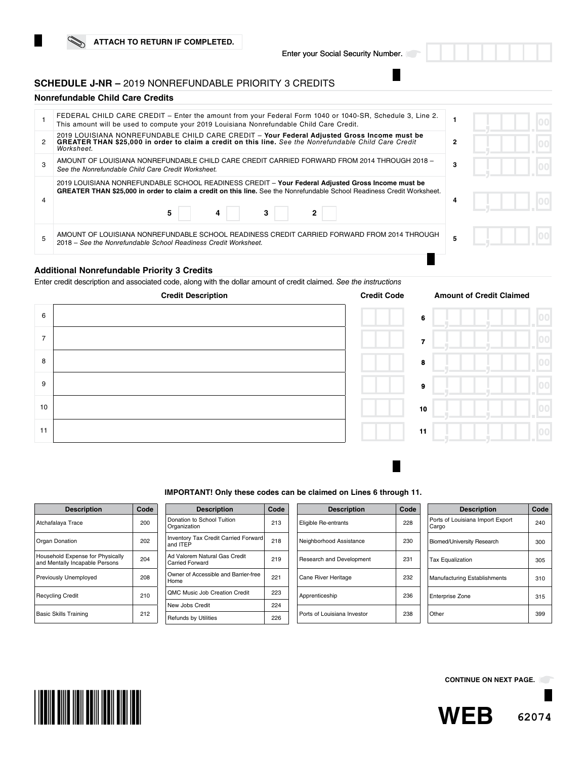ATTACH TO RETURN IF COMPLETED.

Enter your Social Security Number.

## SCHEDULE J-NR – 2019 NONREFUNDABLE PRIORITY 3 CREDITS

### Nonrefundable Child Care Credits

| | | | |
|---|---|---|---|
| 1 | FEDERAL CHILD CARE CREDIT – Enter the amount from your Federal Form 1040 or 1040-SR, Schedule 3, Line 2. This amount will be used to compute your 2019 Louisiana Nonrefundable Child Care Credit. | 1 | .00 |
| 2 | 2019 LOUISIANA NONREFUNDABLE CHILD CARE CREDIT – **Your Federal Adjusted Gross Income must be GREATER THAN $25,000 in order to claim a credit on this line.** *See the Nonrefundable Child Care Credit Worksheet.* | 2 | .00 |
| 3 | AMOUNT OF LOUISIANA NONREFUNDABLE CHILD CARE CREDIT CARRIED FORWARD FROM 2014 THROUGH 2018 – *See the Nonrefundable Child Care Credit Worksheet.* | 3 | .00 |
| 4 | 2019 LOUISIANA NONREFUNDABLE SCHOOL READINESS CREDIT – **Your Federal Adjusted Gross Income must be GREATER THAN $25,000 in order to claim a credit on this line.** See the Nonrefundable School Readiness Credit Worksheet. 5 ☐ 4 ☐ 3 ☐ 2 ☐ | 4 | .00 |
| 5 | AMOUNT OF LOUISIANA NONREFUNDABLE SCHOOL READINESS CREDIT CARRIED FORWARD FROM 2014 THROUGH 2018 – *See the Nonrefundable School Readiness Credit Worksheet.* | 5 | .00 |

### Additional Nonrefundable Priority 3 Credits

Enter credit description and associated code, along with the dollar amount of credit claimed. *See the instructions*

| | Credit Description | Credit Code | | Amount of Credit Claimed |
|---|---|---|---|---|
| 6 | | | 6 | .00 |
| 7 | | | 7 | .00 |
| 8 | | | 8 | .00 |
| 9 | | | 9 | .00 |
| 10 | | | 10 | .00 |
| 11 | | | 11 | .00 |

**IMPORTANT! Only these codes can be claimed on Lines 6 through 11.**

| Description | Code | Description | Code | Description | Code | Description | Code |
|---|---|---|---|---|---|---|---|
| Atchafalaya Trace | 200 | Donation to School Tuition Organization | 213 | Eligible Re-entrants | 228 | Ports of Louisiana Import Export Cargo | 240 |
| Organ Donation | 202 | Inventory Tax Credit Carried Forward and ITEP | 218 | Neighborhood Assistance | 230 | Biomed/University Research | 300 |
| Household Expense for Physically and Mentally Incapable Persons | 204 | Ad Valorem Natural Gas Credit Carried Forward | 219 | Research and Development | 231 | Tax Equalization | 305 |
| Previously Unemployed | 208 | Owner of Accessible and Barrier-free Home | 221 | Cane River Heritage | 232 | Manufacturing Establishments | 310 |
| Recycling Credit | 210 | QMC Music Job Creation Credit | 223 | Apprenticeship | 236 | Enterprise Zone | 315 |
| | | New Jobs Credit | 224 | | | | |
| Basic Skills Training | 212 | Refunds by Utilities | 226 | Ports of Louisiana Investor | 238 | Other | 399 |

CONTINUE ON NEXT PAGE.

WEB 62074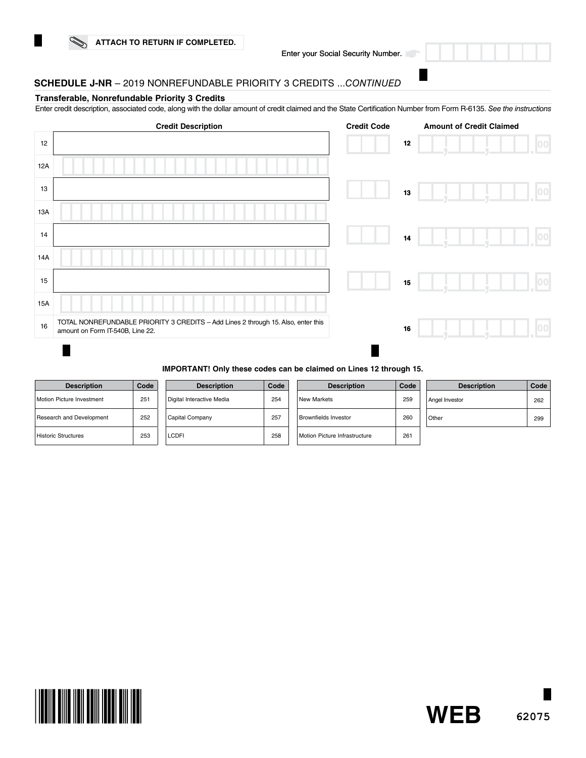ATTACH TO RETURN IF COMPLETED.

Enter your Social Security Number.

## SCHEDULE J-NR – 2019 NONREFUNDABLE PRIORITY 3 CREDITS ...*CONTINUED*

### Transferable, Nonrefundable Priority 3 Credits

Enter credit description, associated code, along with the dollar amount of credit claimed and the State Certification Number from Form R-6135. *See the instructions*

| | Credit Description | Credit Code | | Amount of Credit Claimed |
|---|---|---|---|---|
| 12 | | | 12 | .00 |
| 12A | | | | |
| 13 | | | 13 | .00 |
| 13A | | | | |
| 14 | | | 14 | .00 |
| 14A | | | | |
| 15 | | | 15 | .00 |
| 15A | | | | |
| 16 | TOTAL NONREFUNDABLE PRIORITY 3 CREDITS – Add Lines 2 through 15. Also, enter this amount on Form IT-540B, Line 22. | | 16 | .00 |

**IMPORTANT! Only these codes can be claimed on Lines 12 through 15.**

| Description | Code | Description | Code | Description | Code | Description | Code |
|---|---|---|---|---|---|---|---|
| Motion Picture Investment | 251 | Digital Interactive Media | 254 | New Markets | 259 | Angel Investor | 262 |
| Research and Development | 252 | Capital Company | 257 | Brownfields Investor | 260 | Other | 299 |
| Historic Structures | 253 | LCDFI | 258 | Motion Picture Infrastructure | 261 | | |

WEB 62075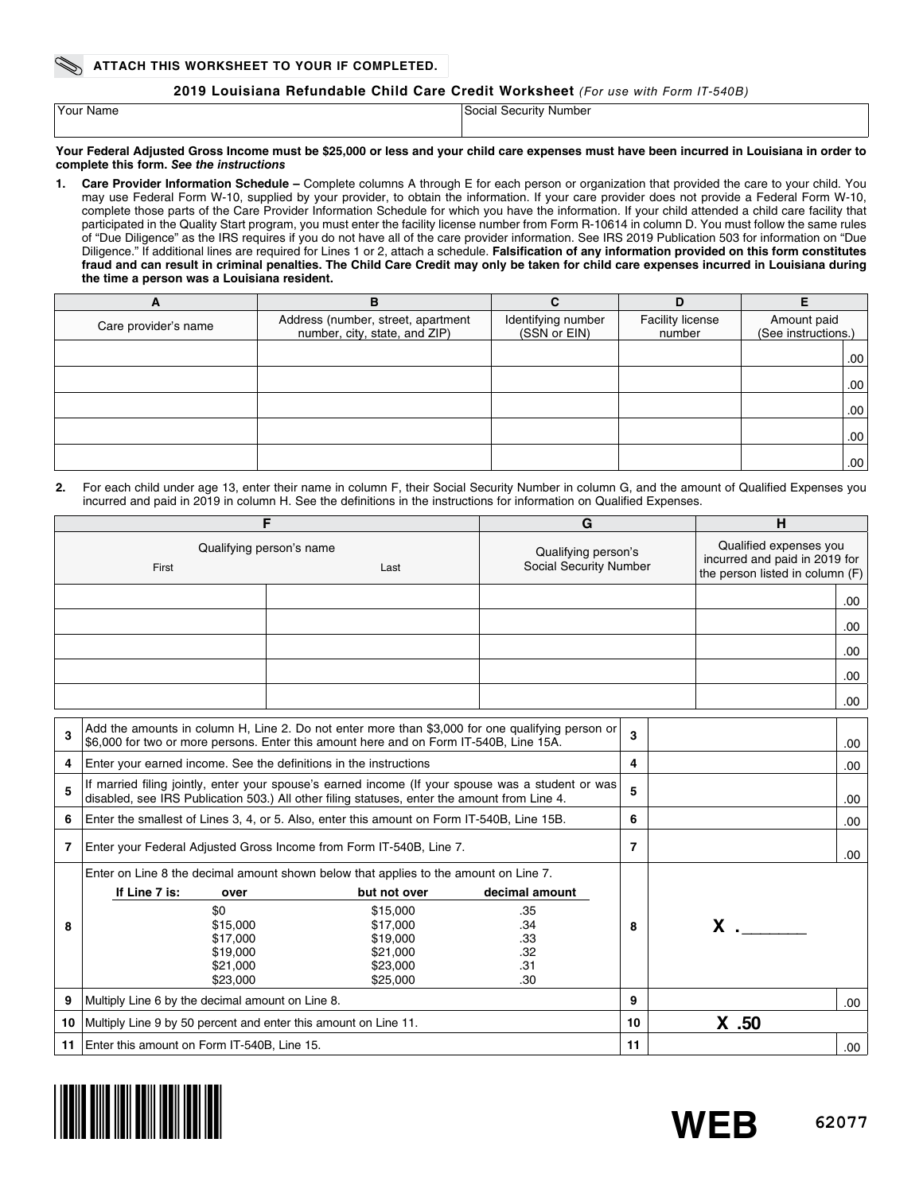**ATTACH THIS WORKSHEET TO YOUR IF COMPLETED.**

## 2019 Louisiana Refundable Child Care Credit Worksheet *(For use with Form IT-540B)*

| Your Name | Social Security Number |
|---|---|
| | |

**Your Federal Adjusted Gross Income must be $25,000 or less and your child care expenses must have been incurred in Louisiana in order to complete this form.** ***See the instructions***

1. **Care Provider Information Schedule –** Complete columns A through E for each person or organization that provided the care to your child. You may use Federal Form W-10, supplied by your provider, to obtain the information. If your care provider does not provide a Federal Form W-10, complete those parts of the Care Provider Information Schedule for which you have the information. If your child attended a child care facility that participated in the Quality Start program, you must enter the facility license number from Form R-10614 in column D. You must follow the same rules of "Due Diligence" as the IRS requires if you do not have all of the care provider information. See IRS 2019 Publication 503 for information on "Due Diligence." If additional lines are required for Lines 1 or 2, attach a schedule. **Falsification of any information provided on this form constitutes fraud and can result in criminal penalties. The Child Care Credit may only be taken for child care expenses incurred in Louisiana during the time a person was a Louisiana resident.**

| A | B | C | D | E |
|---|---|---|---|---|
| Care provider's name | Address (number, street, apartment number, city, state, and ZIP) | Identifying number (SSN or EIN) | Facility license number | Amount paid (See instructions.) |
| | | | | .00 |
| | | | | .00 |
| | | | | .00 |
| | | | | .00 |
| | | | | .00 |

2. For each child under age 13, enter their name in column F, their Social Security Number in column G, and the amount of Qualified Expenses you incurred and paid in 2019 in column H. See the definitions in the instructions for information on Qualified Expenses.

| F | | G | H |
|---|---|---|---|
| Qualifying person's name First | Last | Qualifying person's Social Security Number | Qualified expenses you incurred and paid in 2019 for the person listed in column (F) |
| | | | .00 |
| | | | .00 |
| | | | .00 |
| | | | .00 |
| | | | .00 |

| Line | Description | Line | Amount |
|---|---|---|---|
| 3 | Add the amounts in column H, Line 2. Do not enter more than $3,000 for one qualifying person or $6,000 for two or more persons. Enter this amount here and on Form IT-540B, Line 15A. | 3 | .00 |
| 4 | Enter your earned income. See the definitions in the instructions | 4 | .00 |
| 5 | If married filing jointly, enter your spouse's earned income (If your spouse was a student or was disabled, see IRS Publication 503.) All other filing statuses, enter the amount from Line 4. | 5 | .00 |
| 6 | Enter the smallest of Lines 3, 4, or 5. Also, enter this amount on Form IT-540B, Line 15B. | 6 | .00 |
| 7 | Enter your Federal Adjusted Gross Income from Form IT-540B, Line 7. | 7 | .00 |
| 8 | Enter on Line 8 the decimal amount shown below that applies to the amount on Line 7. | 8 | X .______ |
| 9 | Multiply Line 6 by the decimal amount on Line 8. | 9 | .00 |
| 10 | Multiply Line 9 by 50 percent and enter this amount on Line 11. | 10 | X .50 |
| 11 | Enter this amount on Form IT-540B, Line 15. | 11 | .00 |

Line 8 table:

| If Line 7 is: over | but not over | decimal amount |
|---|---|---|
| $0 | $15,000 | .35 |
| $15,000 | $17,000 | .34 |
| $17,000 | $19,000 | .33 |
| $19,000 | $21,000 | .32 |
| $21,000 | $23,000 | .31 |
| $23,000 | $25,000 | .30 |

WEB 62077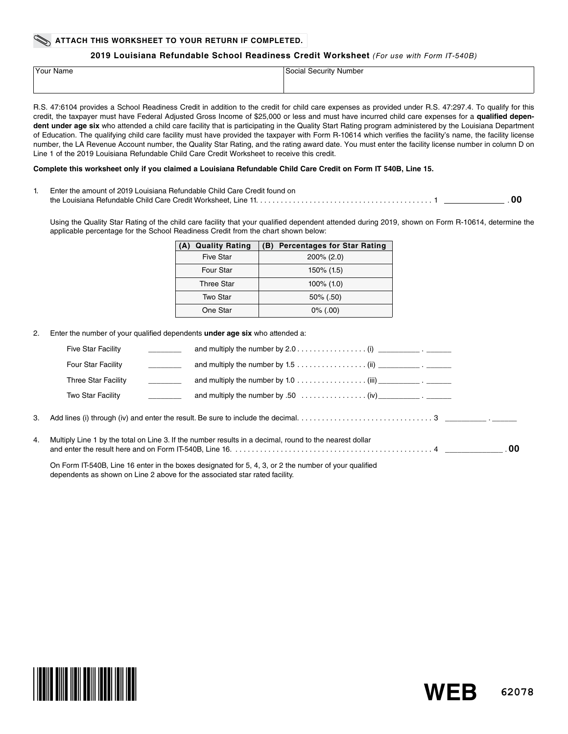**ATTACH THIS WORKSHEET TO YOUR RETURN IF COMPLETED.**

## 2019 Louisiana Refundable School Readiness Credit Worksheet *(For use with Form IT-540B)*

| Your Name | Social Security Number |
|---|---|
| | |

R.S. 47:6104 provides a School Readiness Credit in addition to the credit for child care expenses as provided under R.S. 47:297.4. To qualify for this credit, the taxpayer must have Federal Adjusted Gross Income of $25,000 or less and must have incurred child care expenses for a **qualified dependent under age six** who attended a child care facility that is participating in the Quality Start Rating program administered by the Louisiana Department of Education. The qualifying child care facility must have provided the taxpayer with Form R-10614 which verifies the facility's name, the facility license number, the LA Revenue Account number, the Quality Star Rating, and the rating award date. You must enter the facility license number in column D on Line 1 of the 2019 Louisiana Refundable Child Care Credit Worksheet to receive this credit.

**Complete this worksheet only if you claimed a Louisiana Refundable Child Care Credit on Form IT 540B, Line 15.**

1. Enter the amount of 2019 Louisiana Refundable Child Care Credit found on the Louisiana Refundable Child Care Credit Worksheet, Line 11. . . . . . . . . . . . . . . . . . . . . . . . . . . . . . . . . . . . . . . . . . . 1 ____________ .**00**

   Using the Quality Star Rating of the child care facility that your qualified dependent attended during 2019, shown on Form R-10614, determine the applicable percentage for the School Readiness Credit from the chart shown below:

| (A) Quality Rating | (B) Percentages for Star Rating |
|---|---|
| Five Star | 200% (2.0) |
| Four Star | 150% (1.5) |
| Three Star | 100% (1.0) |
| Two Star | 50% (.50) |
| One Star | 0% (.00) |

2. Enter the number of your qualified dependents **under age six** who attended a:

   Five Star Facility ________ and multiply the number by 2.0 . . . . . . . . . . . . . . . . (i) _________ . ______

   Four Star Facility ________ and multiply the number by 1.5 . . . . . . . . . . . . . . . . (ii) _________ . ______

   Three Star Facility ________ and multiply the number by 1.0 . . . . . . . . . . . . . . . . (iii) _________ . ______

   Two Star Facility ________ and multiply the number by .50 . . . . . . . . . . . . . . . . (iv) _________ . ______

3. Add lines (i) through (iv) and enter the result. Be sure to include the decimal. . . . . . . . . . . . . . . . . . . . . . . . . . . . . . . . . 3 _________ . ______

4. Multiply Line 1 by the total on Line 3. If the number results in a decimal, round to the nearest dollar and enter the result here and on Form IT-540B, Line 16. . . . . . . . . . . . . . . . . . . . . . . . . . . . . . . . . . . . . . . . . . . . . . . . . 4 ____________ .**00**

   On Form IT-540B, Line 16 enter in the boxes designated for 5, 4, 3, or 2 the number of your qualified dependents as shown on Line 2 above for the associated star rated facility.

**WEB** 62078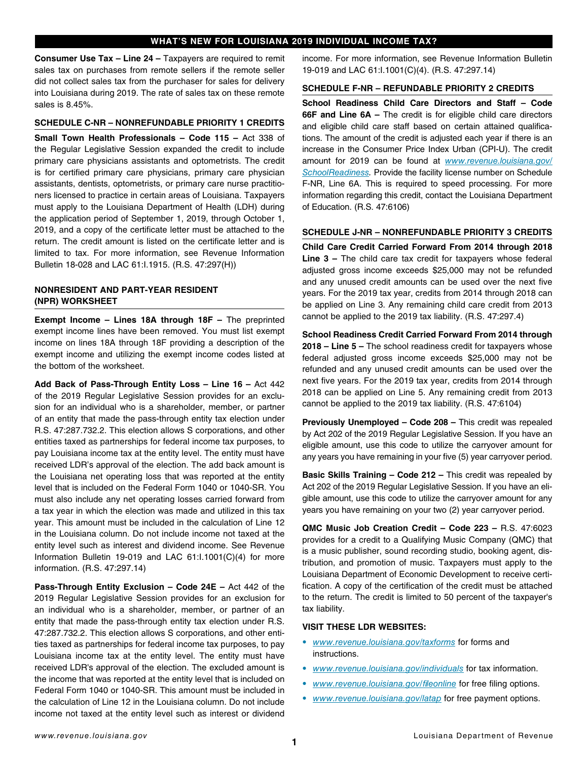## WHAT'S NEW FOR LOUISIANA 2019 INDIVIDUAL INCOME TAX?

**Consumer Use Tax – Line 24 –** Taxpayers are required to remit sales tax on purchases from remote sellers if the remote seller did not collect sales tax from the purchaser for sales for delivery into Louisiana during 2019. The rate of sales tax on these remote sales is 8.45%.

### SCHEDULE C-NR – NONREFUNDABLE PRIORITY 1 CREDITS

**Small Town Health Professionals – Code 115 –** Act 338 of the Regular Legislative Session expanded the credit to include primary care physicians assistants and optometrists. The credit is for certified primary care physicians, primary care physician assistants, dentists, optometrists, or primary care nurse practitioners licensed to practice in certain areas of Louisiana. Taxpayers must apply to the Louisiana Department of Health (LDH) during the application period of September 1, 2019, through October 1, 2019, and a copy of the certificate letter must be attached to the return. The credit amount is listed on the certificate letter and is limited to tax. For more information, see Revenue Information Bulletin 18-028 and LAC 61:I.1915. (R.S. 47:297(H))

### NONRESIDENT AND PART-YEAR RESIDENT (NPR) WORKSHEET

**Exempt Income – Lines 18A through 18F –** The preprinted exempt income lines have been removed. You must list exempt income on lines 18A through 18F providing a description of the exempt income and utilizing the exempt income codes listed at the bottom of the worksheet.

**Add Back of Pass-Through Entity Loss – Line 16 –** Act 442 of the 2019 Regular Legislative Session provides for an exclusion for an individual who is a shareholder, member, or partner of an entity that made the pass-through entity tax election under R.S. 47:287.732.2. This election allows S corporations, and other entities taxed as partnerships for federal income tax purposes, to pay Louisiana income tax at the entity level. The entity must have received LDR's approval of the election. The add back amount is the Louisiana net operating loss that was reported at the entity level that is included on the Federal Form 1040 or 1040-SR. You must also include any net operating losses carried forward from a tax year in which the election was made and utilized in this tax year. This amount must be included in the calculation of Line 12 in the Louisiana column. Do not include income not taxed at the entity level such as interest and dividend income. See Revenue Information Bulletin 19-019 and LAC 61:I.1001(C)(4) for more information. (R.S. 47:297.14)

**Pass-Through Entity Exclusion – Code 24E –** Act 442 of the 2019 Regular Legislative Session provides for an exclusion for an individual who is a shareholder, member, or partner of an entity that made the pass-through entity tax election under R.S. 47:287.732.2. This election allows S corporations, and other entities taxed as partnerships for federal income tax purposes, to pay Louisiana income tax at the entity level. The entity must have received LDR's approval of the election. The excluded amount is the income that was reported at the entity level that is included on Federal Form 1040 or 1040-SR. This amount must be included in the calculation of Line 12 in the Louisiana column. Do not include income not taxed at the entity level such as interest or dividend income. For more information, see Revenue Information Bulletin 19-019 and LAC 61:I.1001(C)(4). (R.S. 47:297.14)

### SCHEDULE F-NR – REFUNDABLE PRIORITY 2 CREDITS

**School Readiness Child Care Directors and Staff – Code 66F and Line 6A –** The credit is for eligible child care directors and eligible child care staff based on certain attained qualifications. The amount of the credit is adjusted each year if there is an increase in the Consumer Price Index Urban (CPI-U). The credit amount for 2019 can be found at *www.revenue.louisiana.gov/SchoolReadiness*. Provide the facility license number on Schedule F-NR, Line 6A. This is required to speed processing. For more information regarding this credit, contact the Louisiana Department of Education. (R.S. 47:6106)

### SCHEDULE J-NR – NONREFUNDABLE PRIORITY 3 CREDITS

**Child Care Credit Carried Forward From 2014 through 2018 Line 3 –** The child care tax credit for taxpayers whose federal adjusted gross income exceeds $25,000 may not be refunded and any unused credit amounts can be used over the next five years. For the 2019 tax year, credits from 2014 through 2018 can be applied on Line 3. Any remaining child care credit from 2013 cannot be applied to the 2019 tax liability. (R.S. 47:297.4)

**School Readiness Credit Carried Forward From 2014 through 2018 – Line 5 –** The school readiness credit for taxpayers whose federal adjusted gross income exceeds $25,000 may not be refunded and any unused credit amounts can be used over the next five years. For the 2019 tax year, credits from 2014 through 2018 can be applied on Line 5. Any remaining credit from 2013 cannot be applied to the 2019 tax liability. (R.S. 47:6104)

**Previously Unemployed – Code 208 –** This credit was repealed by Act 202 of the 2019 Regular Legislative Session. If you have an eligible amount, use this code to utilize the carryover amount for any years you have remaining in your five (5) year carryover period.

**Basic Skills Training – Code 212 –** This credit was repealed by Act 202 of the 2019 Regular Legislative Session. If you have an eligible amount, use this code to utilize the carryover amount for any years you have remaining on your two (2) year carryover period.

**QMC Music Job Creation Credit – Code 223 –** R.S. 47:6023 provides for a credit to a Qualifying Music Company (QMC) that is a music publisher, sound recording studio, booking agent, distribution, and promotion of music. Taxpayers must apply to the Louisiana Department of Economic Development to receive certification. A copy of the certification of the credit must be attached to the return. The credit is limited to 50 percent of the taxpayer's tax liability.

### VISIT THESE LDR WEBSITES:

- *www.revenue.louisiana.gov/taxforms* for forms and instructions.
- *www.revenue.louisiana.gov/individuals* for tax information.
- *www.revenue.louisiana.gov/fileonline* for free filing options.
- *www.revenue.louisiana.gov/latap* for free payment options.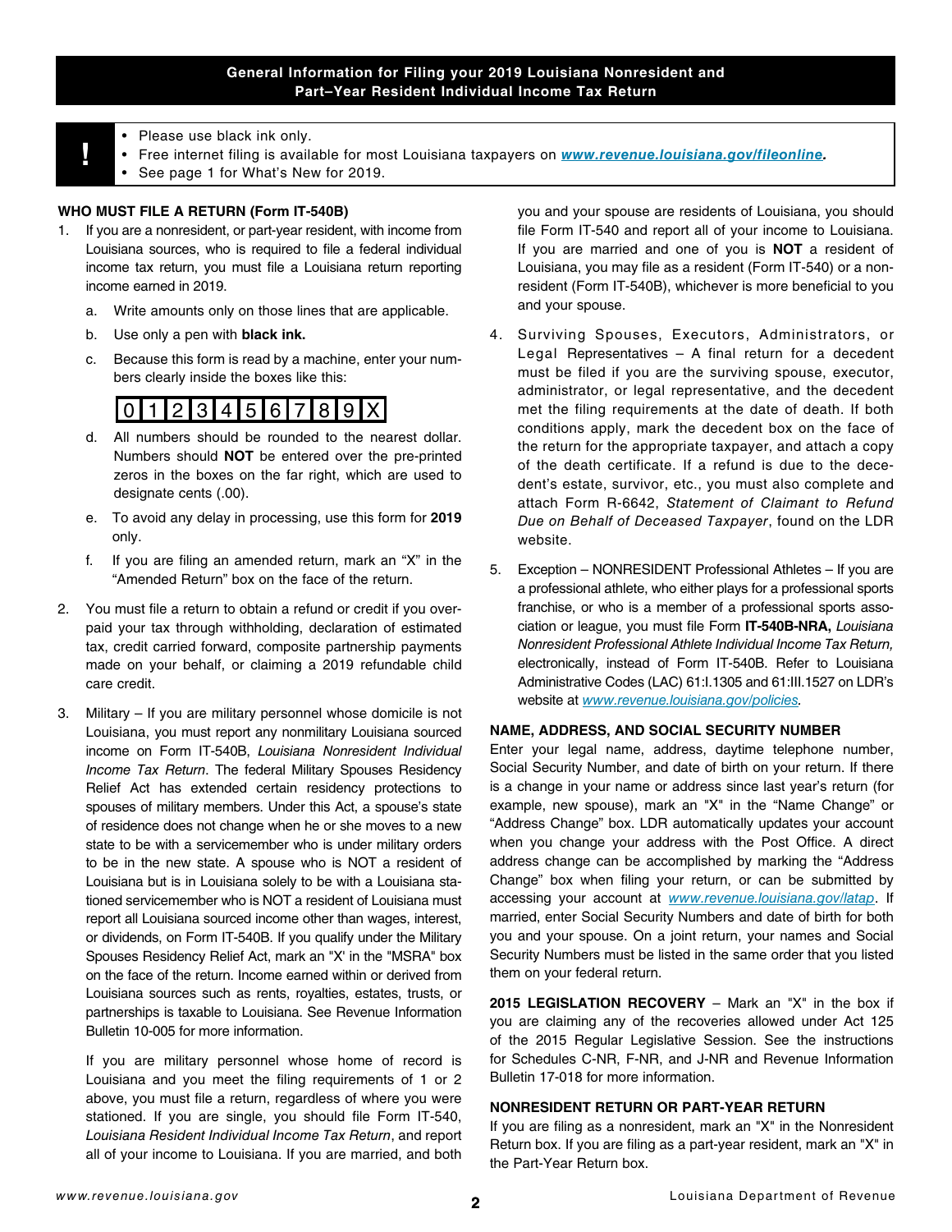# General Information for Filing your 2019 Louisiana Nonresident and Part–Year Resident Individual Income Tax Return

- Please use black ink only.
- Free internet filing is available for most Louisiana taxpayers on ***www.revenue.louisiana.gov/fileonline***.
- See page 1 for What's New for 2019.

## WHO MUST FILE A RETURN (Form IT-540B)

1. If you are a nonresident, or part-year resident, with income from Louisiana sources, who is required to file a federal individual income tax return, you must file a Louisiana return reporting income earned in 2019.

   a. Write amounts only on those lines that are applicable.

   b. Use only a pen with **black ink.**

   c. Because this form is read by a machine, enter your numbers clearly inside the boxes like this:

   | 0 | 1 | 2 | 3 | 4 | 5 | 6 | 7 | 8 | 9 | X |
   |---|---|---|---|---|---|---|---|---|---|---|

   d. All numbers should be rounded to the nearest dollar. Numbers should **NOT** be entered over the pre-printed zeros in the boxes on the far right, which are used to designate cents (.00).

   e. To avoid any delay in processing, use this form for **2019** only.

   f. If you are filing an amended return, mark an "X" in the "Amended Return" box on the face of the return.

2. You must file a return to obtain a refund or credit if you overpaid your tax through withholding, declaration of estimated tax, credit carried forward, composite partnership payments made on your behalf, or claiming a 2019 refundable child care credit.

3. Military – If you are military personnel whose domicile is not Louisiana, you must report any nonmilitary Louisiana sourced income on Form IT-540B, *Louisiana Nonresident Individual Income Tax Return*. The federal Military Spouses Residency Relief Act has extended certain residency protections to spouses of military members. Under this Act, a spouse's state of residence does not change when he or she moves to a new state to be with a servicemember who is under military orders to be in the new state. A spouse who is NOT a resident of Louisiana but is in Louisiana solely to be with a Louisiana stationed servicemember who is NOT a resident of Louisiana must report all Louisiana sourced income other than wages, interest, or dividends, on Form IT-540B. If you qualify under the Military Spouses Residency Relief Act, mark an "X' in the "MSRA" box on the face of the return. Income earned within or derived from Louisiana sources such as rents, royalties, estates, trusts, or partnerships is taxable to Louisiana. See Revenue Information Bulletin 10-005 for more information.

   If you are military personnel whose home of record is Louisiana and you meet the filing requirements of 1 or 2 above, you must file a return, regardless of where you were stationed. If you are single, you should file Form IT-540, *Louisiana Resident Individual Income Tax Return*, and report all of your income to Louisiana. If you are married, and both you and your spouse are residents of Louisiana, you should file Form IT-540 and report all of your income to Louisiana. If you are married and one of you is **NOT** a resident of Louisiana, you may file as a resident (Form IT-540) or a nonresident (Form IT-540B), whichever is more beneficial to you and your spouse.

4. Surviving Spouses, Executors, Administrators, or Legal Representatives – A final return for a decedent must be filed if you are the surviving spouse, executor, administrator, or legal representative, and the decedent met the filing requirements at the date of death. If both conditions apply, mark the decedent box on the face of the return for the appropriate taxpayer, and attach a copy of the death certificate. If a refund is due to the decedent's estate, survivor, etc., you must also complete and attach Form R-6642, *Statement of Claimant to Refund Due on Behalf of Deceased Taxpayer*, found on the LDR website.

5. Exception – NONRESIDENT Professional Athletes – If you are a professional athlete, who either plays for a professional sports franchise, or who is a member of a professional sports association or league, you must file Form **IT-540B-NRA,** *Louisiana Nonresident Professional Athlete Individual Income Tax Return,* electronically, instead of Form IT-540B. Refer to Louisiana Administrative Codes (LAC) 61:I.1305 and 61:III.1527 on LDR's website at *www.revenue.louisiana.gov/policies*.

## NAME, ADDRESS, AND SOCIAL SECURITY NUMBER

Enter your legal name, address, daytime telephone number, Social Security Number, and date of birth on your return. If there is a change in your name or address since last year's return (for example, new spouse), mark an "X" in the "Name Change" or "Address Change" box. LDR automatically updates your account when you change your address with the Post Office. A direct address change can be accomplished by marking the "Address Change" box when filing your return, or can be submitted by accessing your account at *www.revenue.louisiana.gov/latap*. If married, enter Social Security Numbers and date of birth for both you and your spouse. On a joint return, your names and Social Security Numbers must be listed in the same order that you listed them on your federal return.

**2015 LEGISLATION RECOVERY** – Mark an "X" in the box if you are claiming any of the recoveries allowed under Act 125 of the 2015 Regular Legislative Session. See the instructions for Schedules C-NR, F-NR, and J-NR and Revenue Information Bulletin 17-018 for more information.

## NONRESIDENT RETURN OR PART-YEAR RETURN

If you are filing as a nonresident, mark an "X" in the Nonresident Return box. If you are filing as a part-year resident, mark an "X" in the Part-Year Return box.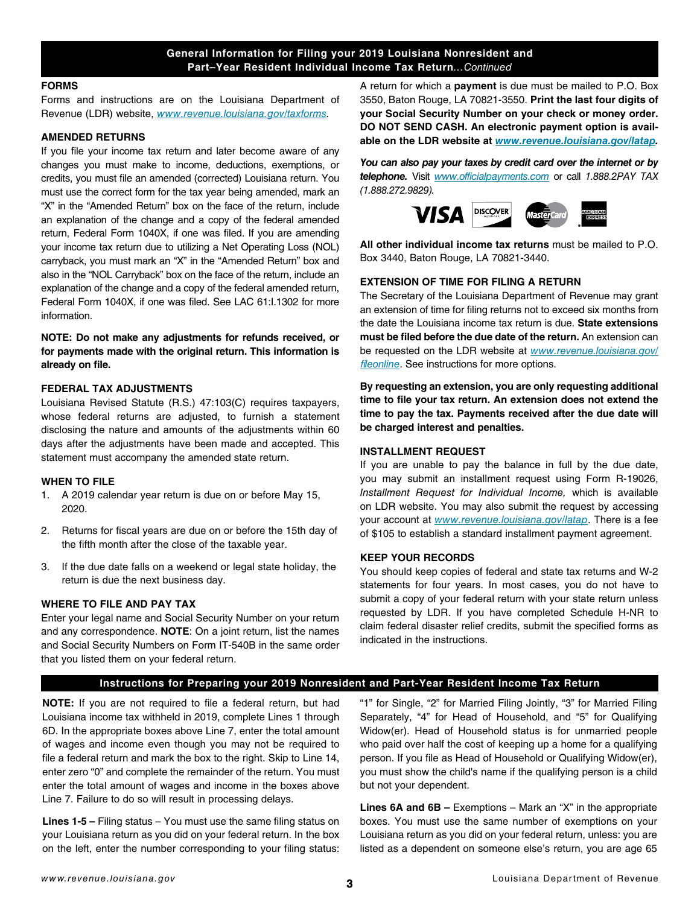## General Information for Filing your 2019 Louisiana Nonresident and Part–Year Resident Individual Income Tax Return*...Continued*

### FORMS

Forms and instructions are on the Louisiana Department of Revenue (LDR) website, *www.revenue.louisiana.gov/taxforms*.

### AMENDED RETURNS

If you file your income tax return and later become aware of any changes you must make to income, deductions, exemptions, or credits, you must file an amended (corrected) Louisiana return. You must use the correct form for the tax year being amended, mark an "X" in the "Amended Return" box on the face of the return, include an explanation of the change and a copy of the federal amended return, Federal Form 1040X, if one was filed. If you are amending your income tax return due to utilizing a Net Operating Loss (NOL) carryback, you must mark an "X" in the "Amended Return" box and also in the "NOL Carryback" box on the face of the return, include an explanation of the change and a copy of the federal amended return, Federal Form 1040X, if one was filed. See LAC 61:I.1302 for more information.

**NOTE: Do not make any adjustments for refunds received, or for payments made with the original return. This information is already on file.**

### FEDERAL TAX ADJUSTMENTS

Louisiana Revised Statute (R.S.) 47:103(C) requires taxpayers, whose federal returns are adjusted, to furnish a statement disclosing the nature and amounts of the adjustments within 60 days after the adjustments have been made and accepted. This statement must accompany the amended state return.

### WHEN TO FILE

1. A 2019 calendar year return is due on or before May 15, 2020.
2. Returns for fiscal years are due on or before the 15th day of the fifth month after the close of the taxable year.
3. If the due date falls on a weekend or legal state holiday, the return is due the next business day.

### WHERE TO FILE AND PAY TAX

Enter your legal name and Social Security Number on your return and any correspondence. **NOTE**: On a joint return, list the names and Social Security Numbers on Form IT-540B in the same order that you listed them on your federal return.

A return for which a **payment** is due must be mailed to P.O. Box 3550, Baton Rouge, LA 70821-3550. **Print the last four digits of your Social Security Number on your check or money order. DO NOT SEND CASH. An electronic payment option is available on the LDR website at *www.revenue.louisiana.gov/latap*.**

***You can also pay your taxes by credit card over the internet or by telephone.*** Visit *www.officialpayments.com* or call *1.888.2PAY TAX (1.888.272.9829).*

**All other individual income tax returns** must be mailed to P.O. Box 3440, Baton Rouge, LA 70821-3440.

### EXTENSION OF TIME FOR FILING A RETURN

The Secretary of the Louisiana Department of Revenue may grant an extension of time for filing returns not to exceed six months from the date the Louisiana income tax return is due. **State extensions must be filed before the due date of the return.** An extension can be requested on the LDR website at *www.revenue.louisiana.gov/fileonline*. See instructions for more options.

**By requesting an extension, you are only requesting additional time to file your tax return. An extension does not extend the time to pay the tax. Payments received after the due date will be charged interest and penalties.**

### INSTALLMENT REQUEST

If you are unable to pay the balance in full by the due date, you may submit an installment request using Form R-19026, *Installment Request for Individual Income,* which is available on LDR website. You may also submit the request by accessing your account at *www.revenue.louisiana.gov/latap*. There is a fee of $105 to establish a standard installment payment agreement.

### KEEP YOUR RECORDS

You should keep copies of federal and state tax returns and W-2 statements for four years. In most cases, you do not have to submit a copy of your federal return with your state return unless requested by LDR. If you have completed Schedule H-NR to claim federal disaster relief credits, submit the specified forms as indicated in the instructions.

## Instructions for Preparing your 2019 Nonresident and Part-Year Resident Income Tax Return

**NOTE:** If you are not required to file a federal return, but had Louisiana income tax withheld in 2019, complete Lines 1 through 6D. In the appropriate boxes above Line 7, enter the total amount of wages and income even though you may not be required to file a federal return and mark the box to the right. Skip to Line 14, enter zero "0" and complete the remainder of the return. You must enter the total amount of wages and income in the boxes above Line 7. Failure to do so will result in processing delays.

**Lines 1-5 –** Filing status – You must use the same filing status on your Louisiana return as you did on your federal return. In the box on the left, enter the number corresponding to your filing status: "1" for Single, "2" for Married Filing Jointly, "3" for Married Filing Separately, "4" for Head of Household, and "5" for Qualifying Widow(er). Head of Household status is for unmarried people who paid over half the cost of keeping up a home for a qualifying person. If you file as Head of Household or Qualifying Widow(er), you must show the child's name if the qualifying person is a child but not your dependent.

**Lines 6A and 6B –** Exemptions – Mark an "X" in the appropriate boxes. You must use the same number of exemptions on your Louisiana return as you did on your federal return, unless: you are listed as a dependent on someone else's return, you are age 65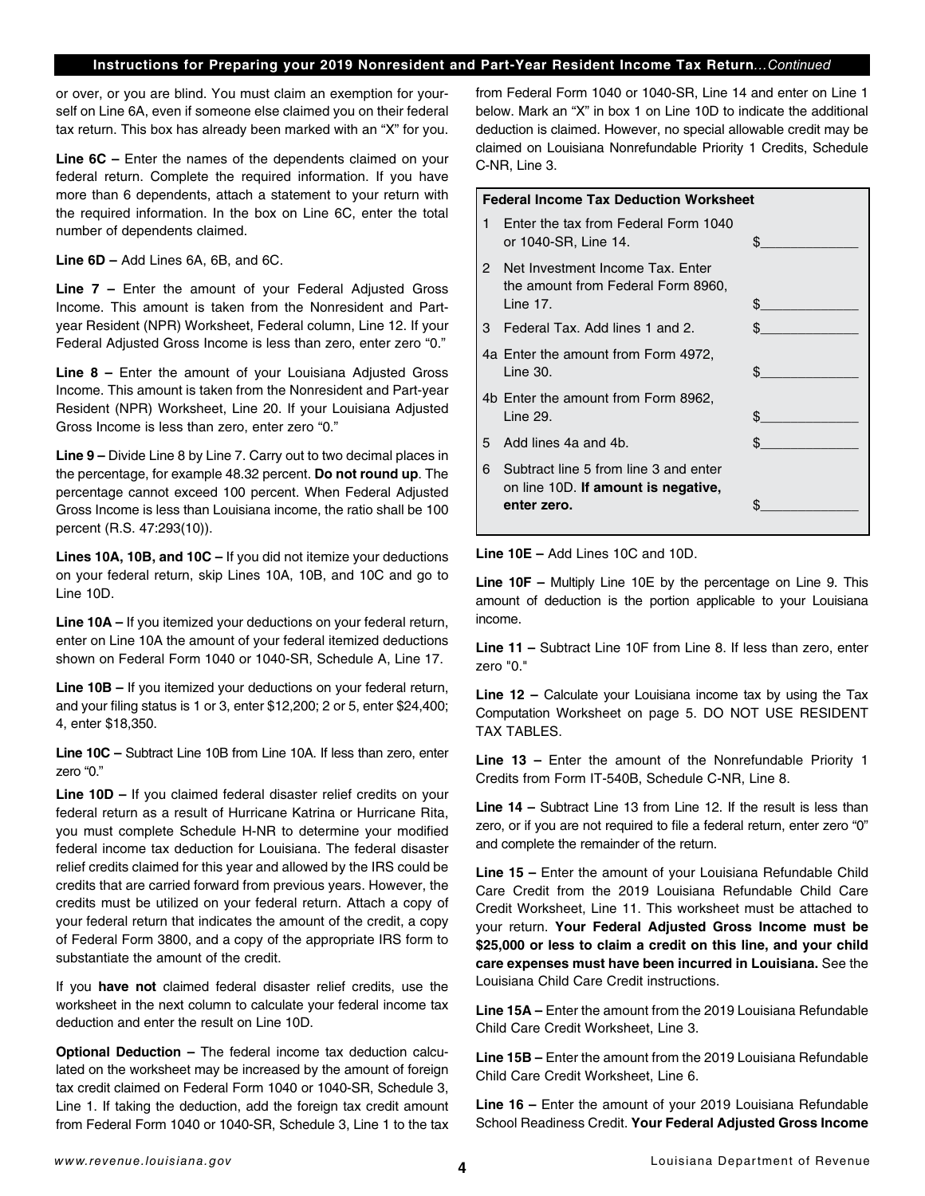or over, or you are blind. You must claim an exemption for yourself on Line 6A, even if someone else claimed you on their federal tax return. This box has already been marked with an "X" for you.

**Line 6C –** Enter the names of the dependents claimed on your federal return. Complete the required information. If you have more than 6 dependents, attach a statement to your return with the required information. In the box on Line 6C, enter the total number of dependents claimed.

**Line 6D –** Add Lines 6A, 6B, and 6C.

**Line 7 –** Enter the amount of your Federal Adjusted Gross Income. This amount is taken from the Nonresident and Part-year Resident (NPR) Worksheet, Federal column, Line 12. If your Federal Adjusted Gross Income is less than zero, enter zero "0."

**Line 8 –** Enter the amount of your Louisiana Adjusted Gross Income. This amount is taken from the Nonresident and Part-year Resident (NPR) Worksheet, Line 20. If your Louisiana Adjusted Gross Income is less than zero, enter zero "0."

**Line 9 –** Divide Line 8 by Line 7. Carry out to two decimal places in the percentage, for example 48.32 percent. **Do not round up**. The percentage cannot exceed 100 percent. When Federal Adjusted Gross Income is less than Louisiana income, the ratio shall be 100 percent (R.S. 47:293(10)).

**Lines 10A, 10B, and 10C –** If you did not itemize your deductions on your federal return, skip Lines 10A, 10B, and 10C and go to Line 10D.

**Line 10A –** If you itemized your deductions on your federal return, enter on Line 10A the amount of your federal itemized deductions shown on Federal Form 1040 or 1040-SR, Schedule A, Line 17.

**Line 10B –** If you itemized your deductions on your federal return, and your filing status is 1 or 3, enter $12,200; 2 or 5, enter $24,400; 4, enter $18,350.

**Line 10C –** Subtract Line 10B from Line 10A. If less than zero, enter zero "0."

**Line 10D –** If you claimed federal disaster relief credits on your federal return as a result of Hurricane Katrina or Hurricane Rita, you must complete Schedule H-NR to determine your modified federal income tax deduction for Louisiana. The federal disaster relief credits claimed for this year and allowed by the IRS could be credits that are carried forward from previous years. However, the credits must be utilized on your federal return. Attach a copy of your federal return that indicates the amount of the credit, a copy of Federal Form 3800, and a copy of the appropriate IRS form to substantiate the amount of the credit.

If you **have not** claimed federal disaster relief credits, use the worksheet in the next column to calculate your federal income tax deduction and enter the result on Line 10D.

**Optional Deduction –** The federal income tax deduction calculated on the worksheet may be increased by the amount of foreign tax credit claimed on Federal Form 1040 or 1040-SR, Schedule 3, Line 1. If taking the deduction, add the foreign tax credit amount from Federal Form 1040 or 1040-SR, Schedule 3, Line 1 to the tax from Federal Form 1040 or 1040-SR, Line 14 and enter on Line 1 below. Mark an "X" in box 1 on Line 10D to indicate the additional deduction is claimed. However, no special allowable credit may be claimed on Louisiana Nonrefundable Priority 1 Credits, Schedule C-NR, Line 3.

| Federal Income Tax Deduction Worksheet | | |
|---|---|---|
| 1 | Enter the tax from Federal Form 1040 or 1040-SR, Line 14. | $\_\_\_\_\_\_\_\_\_\_ |
| 2 | Net Investment Income Tax. Enter the amount from Federal Form 8960, Line 17. | $\_\_\_\_\_\_\_\_\_\_ |
| 3 | Federal Tax. Add lines 1 and 2. | $\_\_\_\_\_\_\_\_\_\_ |
| 4a | Enter the amount from Form 4972, Line 30. | $\_\_\_\_\_\_\_\_\_\_ |
| 4b | Enter the amount from Form 8962, Line 29. | $\_\_\_\_\_\_\_\_\_\_ |
| 5 | Add lines 4a and 4b. | $\_\_\_\_\_\_\_\_\_\_ |
| 6 | Subtract line 5 from line 3 and enter on line 10D. **If amount is negative, enter zero.** | $\_\_\_\_\_\_\_\_\_\_ |

**Line 10E –** Add Lines 10C and 10D.

**Line 10F –** Multiply Line 10E by the percentage on Line 9. This amount of deduction is the portion applicable to your Louisiana income.

**Line 11 –** Subtract Line 10F from Line 8. If less than zero, enter zero "0."

**Line 12 –** Calculate your Louisiana income tax by using the Tax Computation Worksheet on page 5. DO NOT USE RESIDENT TAX TABLES.

**Line 13 –** Enter the amount of the Nonrefundable Priority 1 Credits from Form IT-540B, Schedule C-NR, Line 8.

**Line 14 –** Subtract Line 13 from Line 12. If the result is less than zero, or if you are not required to file a federal return, enter zero "0" and complete the remainder of the return.

**Line 15 –** Enter the amount of your Louisiana Refundable Child Care Credit from the 2019 Louisiana Refundable Child Care Credit Worksheet, Line 11. This worksheet must be attached to your return. **Your Federal Adjusted Gross Income must be $25,000 or less to claim a credit on this line, and your child care expenses must have been incurred in Louisiana.** See the Louisiana Child Care Credit instructions.

**Line 15A –** Enter the amount from the 2019 Louisiana Refundable Child Care Credit Worksheet, Line 3.

**Line 15B –** Enter the amount from the 2019 Louisiana Refundable Child Care Credit Worksheet, Line 6.

**Line 16 –** Enter the amount of your 2019 Louisiana Refundable School Readiness Credit. **Your Federal Adjusted Gross Income**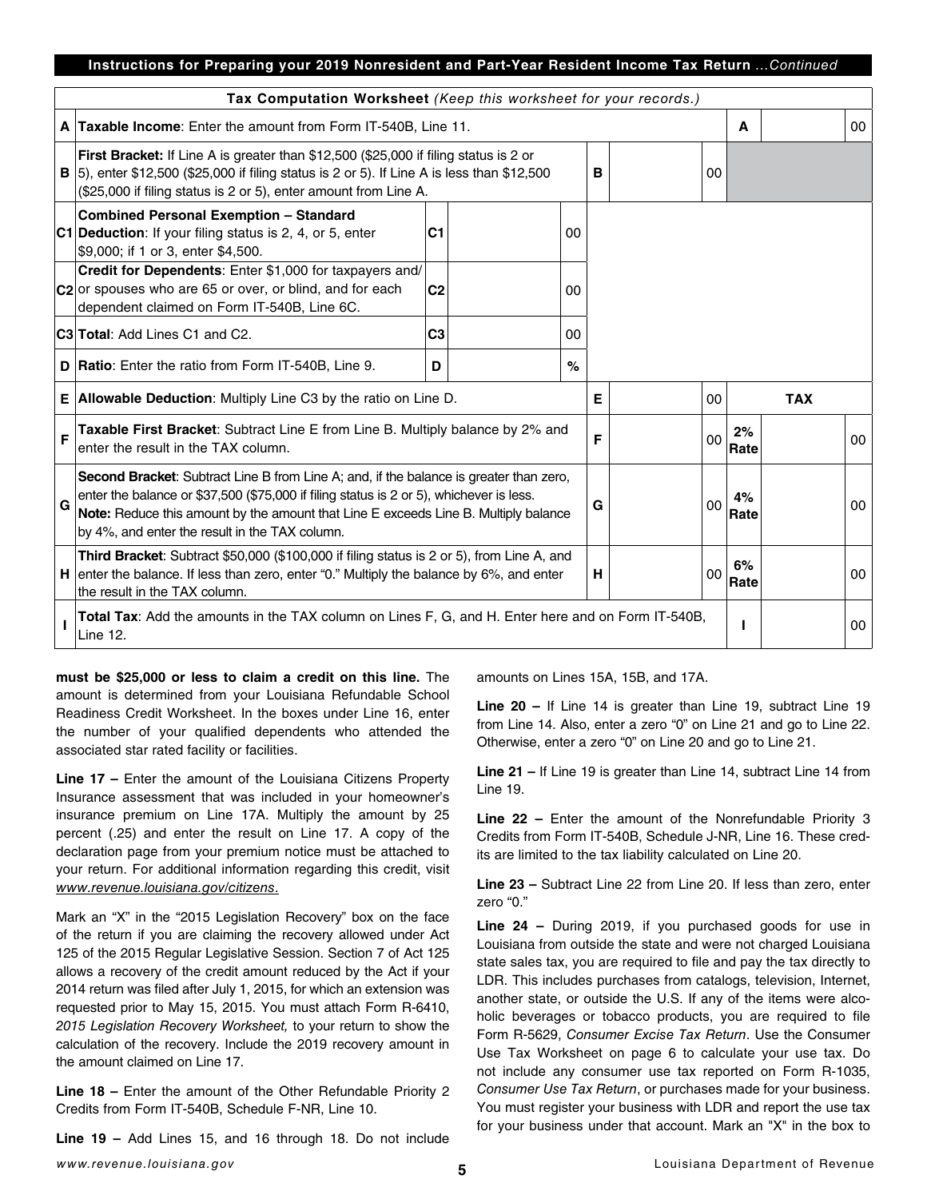## Instructions for Preparing your 2019 Nonresident and Part-Year Resident Income Tax Return *...Continued*

**Tax Computation Worksheet** *(Keep this worksheet for your records.)*

| | | | | | | | | | |
|---|---|---|---|---|---|---|---|---|---|
| **A** | **Taxable Income**: Enter the amount from Form IT-540B, Line 11. | | | | | | **A** | | 00 |
| **B** | **First Bracket:** If Line A is greater than $12,500 ($25,000 if filing status is 2 or 5), enter $12,500 ($25,000 if filing status is 2 or 5). If Line A is less than $12,500 ($25,000 if filing status is 2 or 5), enter amount from Line A. | | | | **B** | 00 | | | |
| **C1** | **Combined Personal Exemption – Standard Deduction**: If your filing status is 2, 4, or 5, enter $9,000; if 1 or 3, enter $4,500. | **C1** | | 00 | | | | | |
| **C2** | **Credit for Dependents**: Enter $1,000 for taxpayers and/or spouses who are 65 or over, or blind, and for each dependent claimed on Form IT-540B, Line 6C. | **C2** | | 00 | | | | | |
| **C3** | **Total**: Add Lines C1 and C2. | **C3** | | 00 | | | | | |
| **D** | **Ratio**: Enter the ratio from Form IT-540B, Line 9. | **D** | | % | | | | | |
| **E** | **Allowable Deduction**: Multiply Line C3 by the ratio on Line D. | | | | **E** | 00 | **TAX** | | |
| **F** | **Taxable First Bracket**: Subtract Line E from Line B. Multiply balance by 2% and enter the result in the TAX column. | | | | **F** | 00 | **2% Rate** | | 00 |
| **G** | **Second Bracket**: Subtract Line B from Line A; and, if the balance is greater than zero, enter the balance or $37,500 ($75,000 if filing status is 2 or 5), whichever is less. **Note:** Reduce this amount by the amount that Line E exceeds Line B. Multiply balance by 4%, and enter the result in the TAX column. | | | | **G** | 00 | **4% Rate** | | 00 |
| **H** | **Third Bracket**: Subtract $50,000 ($100,000 if filing status is 2 or 5), from Line A, and enter the balance. If less than zero, enter "0." Multiply the balance by 6%, and enter the result in the TAX column. | | | | **H** | 00 | **6% Rate** | | 00 |
| **I** | **Total Tax**: Add the amounts in the TAX column on Lines F, G, and H. Enter here and on Form IT-540B, Line 12. | | | | | | **I** | | 00 |

**must be $25,000 or less to claim a credit on this line.** The amount is determined from your Louisiana Refundable School Readiness Credit Worksheet. In the boxes under Line 16, enter the number of your qualified dependents who attended the associated star rated facility or facilities.

**Line 17 –** Enter the amount of the Louisiana Citizens Property Insurance assessment that was included in your homeowner's insurance premium on Line 17A. Multiply the amount by 25 percent (.25) and enter the result on Line 17. A copy of the declaration page from your premium notice must be attached to your return. For additional information regarding this credit, visit *www.revenue.louisiana.gov/citizens*.

Mark an "X" in the "2015 Legislation Recovery" box on the face of the return if you are claiming the recovery allowed under Act 125 of the 2015 Regular Legislative Session. Section 7 of Act 125 allows a recovery of the credit amount reduced by the Act if your 2014 return was filed after July 1, 2015, for which an extension was requested prior to May 15, 2015. You must attach Form R-6410, *2015 Legislation Recovery Worksheet,* to your return to show the calculation of the recovery. Include the 2019 recovery amount in the amount claimed on Line 17.

**Line 18 –** Enter the amount of the Other Refundable Priority 2 Credits from Form IT-540B, Schedule F-NR, Line 10.

**Line 19 –** Add Lines 15, and 16 through 18. Do not include amounts on Lines 15A, 15B, and 17A.

**Line 20 –** If Line 14 is greater than Line 19, subtract Line 19 from Line 14. Also, enter a zero "0" on Line 21 and go to Line 22. Otherwise, enter a zero "0" on Line 20 and go to Line 21.

**Line 21 –** If Line 19 is greater than Line 14, subtract Line 14 from Line 19.

**Line 22 –** Enter the amount of the Nonrefundable Priority 3 Credits from Form IT-540B, Schedule J-NR, Line 16. These credits are limited to the tax liability calculated on Line 20.

**Line 23 –** Subtract Line 22 from Line 20. If less than zero, enter zero "0."

**Line 24 –** During 2019, if you purchased goods for use in Louisiana from outside the state and were not charged Louisiana state sales tax, you are required to file and pay the tax directly to LDR. This includes purchases from catalogs, television, Internet, another state, or outside the U.S. If any of the items were alcoholic beverages or tobacco products, you are required to file Form R-5629, *Consumer Excise Tax Return*. Use the Consumer Use Tax Worksheet on page 6 to calculate your use tax. Do not include any consumer use tax reported on Form R-1035, *Consumer Use Tax Return*, or purchases made for your business. You must register your business with LDR and report the use tax for your business under that account. Mark an "X" in the box to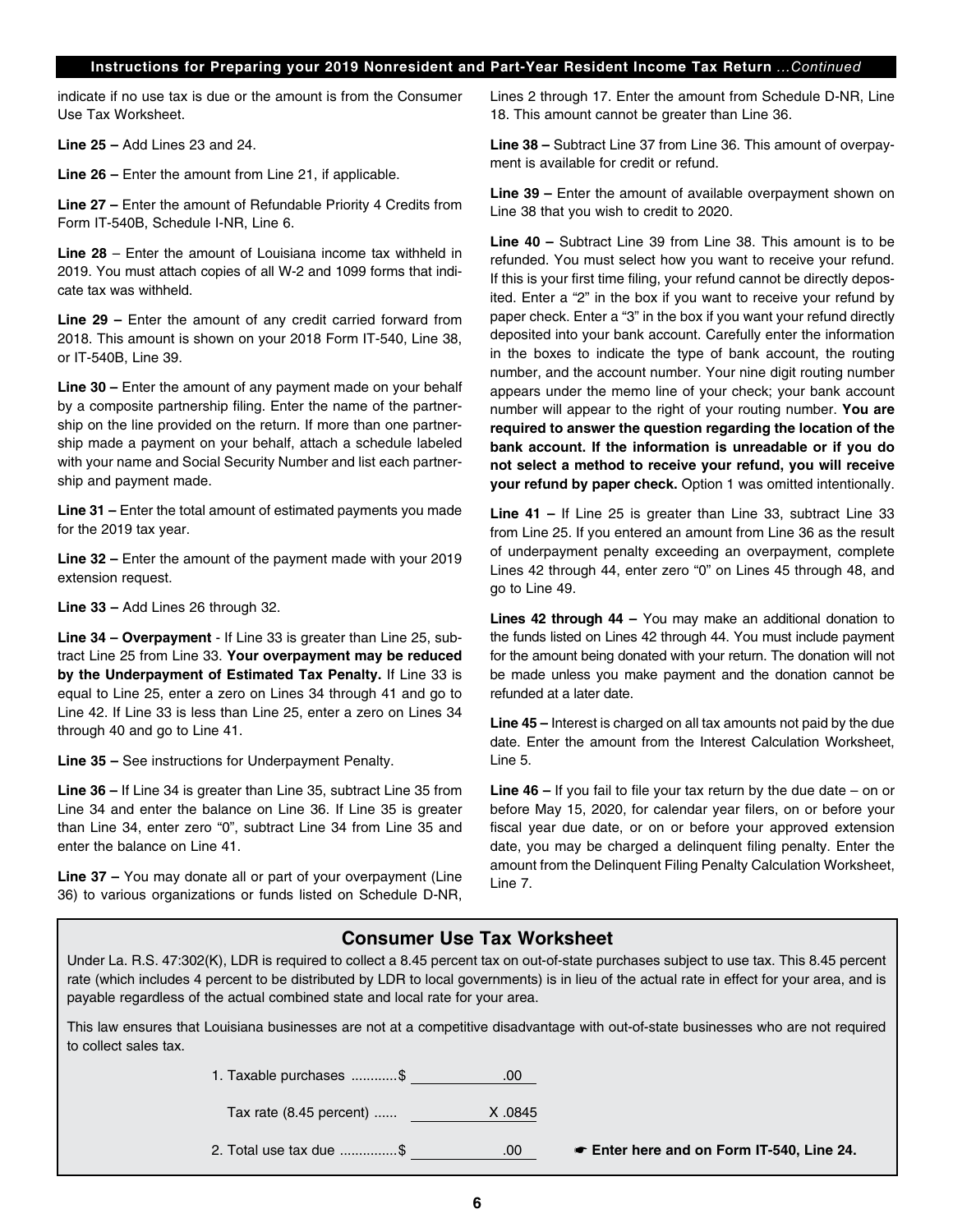indicate if no use tax is due or the amount is from the Consumer Use Tax Worksheet.

**Line 25 –** Add Lines 23 and 24.

**Line 26 –** Enter the amount from Line 21, if applicable.

**Line 27 –** Enter the amount of Refundable Priority 4 Credits from Form IT-540B, Schedule I-NR, Line 6.

**Line 28** – Enter the amount of Louisiana income tax withheld in 2019. You must attach copies of all W-2 and 1099 forms that indicate tax was withheld.

**Line 29 –** Enter the amount of any credit carried forward from 2018. This amount is shown on your 2018 Form IT-540, Line 38, or IT-540B, Line 39.

**Line 30 –** Enter the amount of any payment made on your behalf by a composite partnership filing. Enter the name of the partnership on the line provided on the return. If more than one partnership made a payment on your behalf, attach a schedule labeled with your name and Social Security Number and list each partnership and payment made.

**Line 31 –** Enter the total amount of estimated payments you made for the 2019 tax year.

**Line 32 –** Enter the amount of the payment made with your 2019 extension request.

**Line 33 –** Add Lines 26 through 32.

**Line 34 – Overpayment** - If Line 33 is greater than Line 25, subtract Line 25 from Line 33. **Your overpayment may be reduced by the Underpayment of Estimated Tax Penalty.** If Line 33 is equal to Line 25, enter a zero on Lines 34 through 41 and go to Line 42. If Line 33 is less than Line 25, enter a zero on Lines 34 through 40 and go to Line 41.

**Line 35 –** See instructions for Underpayment Penalty.

**Line 36 –** If Line 34 is greater than Line 35, subtract Line 35 from Line 34 and enter the balance on Line 36. If Line 35 is greater than Line 34, enter zero "0", subtract Line 34 from Line 35 and enter the balance on Line 41.

**Line 37 –** You may donate all or part of your overpayment (Line 36) to various organizations or funds listed on Schedule D-NR, Lines 2 through 17. Enter the amount from Schedule D-NR, Line 18. This amount cannot be greater than Line 36.

**Line 38 –** Subtract Line 37 from Line 36. This amount of overpayment is available for credit or refund.

**Line 39 –** Enter the amount of available overpayment shown on Line 38 that you wish to credit to 2020.

**Line 40 –** Subtract Line 39 from Line 38. This amount is to be refunded. You must select how you want to receive your refund. If this is your first time filing, your refund cannot be directly deposited. Enter a "2" in the box if you want to receive your refund by paper check. Enter a "3" in the box if you want your refund directly deposited into your bank account. Carefully enter the information in the boxes to indicate the type of bank account, the routing number, and the account number. Your nine digit routing number appears under the memo line of your check; your bank account number will appear to the right of your routing number. **You are required to answer the question regarding the location of the bank account. If the information is unreadable or if you do not select a method to receive your refund, you will receive your refund by paper check.** Option 1 was omitted intentionally.

**Line 41 –** If Line 25 is greater than Line 33, subtract Line 33 from Line 25. If you entered an amount from Line 36 as the result of underpayment penalty exceeding an overpayment, complete Lines 42 through 44, enter zero "0" on Lines 45 through 48, and go to Line 49.

**Lines 42 through 44 –** You may make an additional donation to the funds listed on Lines 42 through 44. You must include payment for the amount being donated with your return. The donation will not be made unless you make payment and the donation cannot be refunded at a later date.

**Line 45 –** Interest is charged on all tax amounts not paid by the due date. Enter the amount from the Interest Calculation Worksheet, Line 5.

**Line 46 –** If you fail to file your tax return by the due date – on or before May 15, 2020, for calendar year filers, on or before your fiscal year due date, or on or before your approved extension date, you may be charged a delinquent filing penalty. Enter the amount from the Delinquent Filing Penalty Calculation Worksheet, Line 7.

## Consumer Use Tax Worksheet

Under La. R.S. 47:302(K), LDR is required to collect a 8.45 percent tax on out-of-state purchases subject to use tax. This 8.45 percent rate (which includes 4 percent to be distributed by LDR to local governments) is in lieu of the actual rate in effect for your area, and is payable regardless of the actual combined state and local rate for your area.

This law ensures that Louisiana businesses are not at a competitive disadvantage with out-of-state businesses who are not required to collect sales tax.

| | | |
|---|---|---|
| 1. Taxable purchases ............$ | .00 | |
| Tax rate (8.45 percent) ...... | X .0845 | |
| 2. Total use tax due ..............$ | .00 | ☛ **Enter here and on Form IT-540, Line 24.** |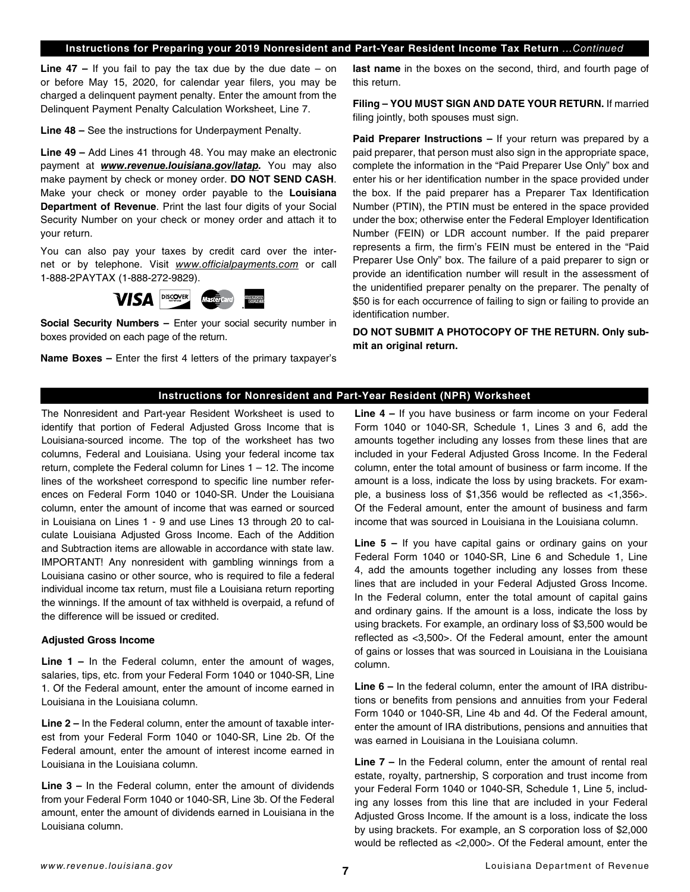## Instructions for Preparing your 2019 Nonresident and Part-Year Resident Income Tax Return *...Continued*

**Line 47 –** If you fail to pay the tax due by the due date – on or before May 15, 2020, for calendar year filers, you may be charged a delinquent payment penalty. Enter the amount from the Delinquent Payment Penalty Calculation Worksheet, Line 7.

**Line 48 –** See the instructions for Underpayment Penalty.

**Line 49 –** Add Lines 41 through 48. You may make an electronic payment at ***www.revenue.louisiana.gov/latap.*** You may also make payment by check or money order. **DO NOT SEND CASH**. Make your check or money order payable to the **Louisiana Department of Revenue**. Print the last four digits of your Social Security Number on your check or money order and attach it to your return.

You can also pay your taxes by credit card over the internet or by telephone. Visit *www.officialpayments.com* or call 1-888-2PAYTAX (1-888-272-9829).

**Social Security Numbers –** Enter your social security number in boxes provided on each page of the return.

**Name Boxes –** Enter the first 4 letters of the primary taxpayer's **last name** in the boxes on the second, third, and fourth page of this return.

**Filing – YOU MUST SIGN AND DATE YOUR RETURN.** If married filing jointly, both spouses must sign.

**Paid Preparer Instructions –** If your return was prepared by a paid preparer, that person must also sign in the appropriate space, complete the information in the "Paid Preparer Use Only" box and enter his or her identification number in the space provided under the box. If the paid preparer has a Preparer Tax Identification Number (PTIN), the PTIN must be entered in the space provided under the box; otherwise enter the Federal Employer Identification Number (FEIN) or LDR account number. If the paid preparer represents a firm, the firm's FEIN must be entered in the "Paid Preparer Use Only" box. The failure of a paid preparer to sign or provide an identification number will result in the assessment of the unidentified preparer penalty on the preparer. The penalty of $50 is for each occurrence of failing to sign or failing to provide an identification number.

**DO NOT SUBMIT A PHOTOCOPY OF THE RETURN. Only submit an original return.**

## Instructions for Nonresident and Part-Year Resident (NPR) Worksheet

The Nonresident and Part-year Resident Worksheet is used to identify that portion of Federal Adjusted Gross Income that is Louisiana-sourced income. The top of the worksheet has two columns, Federal and Louisiana. Using your federal income tax return, complete the Federal column for Lines 1 – 12. The income lines of the worksheet correspond to specific line number references on Federal Form 1040 or 1040-SR. Under the Louisiana column, enter the amount of income that was earned or sourced in Louisiana on Lines 1 - 9 and use Lines 13 through 20 to calculate Louisiana Adjusted Gross Income. Each of the Addition and Subtraction items are allowable in accordance with state law. IMPORTANT! Any nonresident with gambling winnings from a Louisiana casino or other source, who is required to file a federal individual income tax return, must file a Louisiana return reporting the winnings. If the amount of tax withheld is overpaid, a refund of the difference will be issued or credited.

### Adjusted Gross Income

**Line 1 –** In the Federal column, enter the amount of wages, salaries, tips, etc. from your Federal Form 1040 or 1040-SR, Line 1. Of the Federal amount, enter the amount of income earned in Louisiana in the Louisiana column.

**Line 2 –** In the Federal column, enter the amount of taxable interest from your Federal Form 1040 or 1040-SR, Line 2b. Of the Federal amount, enter the amount of interest income earned in Louisiana in the Louisiana column.

**Line 3 –** In the Federal column, enter the amount of dividends from your Federal Form 1040 or 1040-SR, Line 3b. Of the Federal amount, enter the amount of dividends earned in Louisiana in the Louisiana column.

**Line 4 –** If you have business or farm income on your Federal Form 1040 or 1040-SR, Schedule 1, Lines 3 and 6, add the amounts together including any losses from these lines that are included in your Federal Adjusted Gross Income. In the Federal column, enter the total amount of business or farm income. If the amount is a loss, indicate the loss by using brackets. For example, a business loss of $1,356 would be reflected as <1,356>. Of the Federal amount, enter the amount of business and farm income that was sourced in Louisiana in the Louisiana column.

**Line 5 –** If you have capital gains or ordinary gains on your Federal Form 1040 or 1040-SR, Line 6 and Schedule 1, Line 4, add the amounts together including any losses from these lines that are included in your Federal Adjusted Gross Income. In the Federal column, enter the total amount of capital gains and ordinary gains. If the amount is a loss, indicate the loss by using brackets. For example, an ordinary loss of $3,500 would be reflected as <3,500>. Of the Federal amount, enter the amount of gains or losses that was sourced in Louisiana in the Louisiana column.

**Line 6 –** In the federal column, enter the amount of IRA distributions or benefits from pensions and annuities from your Federal Form 1040 or 1040-SR, Line 4b and 4d. Of the Federal amount, enter the amount of IRA distributions, pensions and annuities that was earned in Louisiana in the Louisiana column.

**Line 7 –** In the Federal column, enter the amount of rental real estate, royalty, partnership, S corporation and trust income from your Federal Form 1040 or 1040-SR, Schedule 1, Line 5, including any losses from this line that are included in your Federal Adjusted Gross Income. If the amount is a loss, indicate the loss by using brackets. For example, an S corporation loss of $2,000 would be reflected as <2,000>. Of the Federal amount, enter the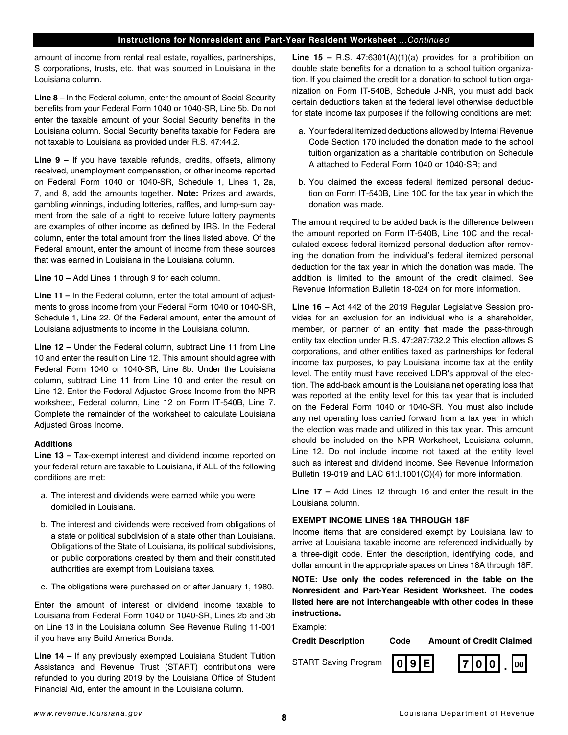## Instructions for Nonresident and Part-Year Resident Worksheet ...*Continued*

amount of income from rental real estate, royalties, partnerships, S corporations, trusts, etc. that was sourced in Louisiana in the Louisiana column.

**Line 8 –** In the Federal column, enter the amount of Social Security benefits from your Federal Form 1040 or 1040-SR, Line 5b. Do not enter the taxable amount of your Social Security benefits in the Louisiana column. Social Security benefits taxable for Federal are not taxable to Louisiana as provided under R.S. 47:44.2.

**Line 9 –** If you have taxable refunds, credits, offsets, alimony received, unemployment compensation, or other income reported on Federal Form 1040 or 1040-SR, Schedule 1, Lines 1, 2a, 7, and 8, add the amounts together. **Note:** Prizes and awards, gambling winnings, including lotteries, raffles, and lump-sum payment from the sale of a right to receive future lottery payments are examples of other income as defined by IRS. In the Federal column, enter the total amount from the lines listed above. Of the Federal amount, enter the amount of income from these sources that was earned in Louisiana in the Louisiana column.

**Line 10 –** Add Lines 1 through 9 for each column.

**Line 11 –** In the Federal column, enter the total amount of adjustments to gross income from your Federal Form 1040 or 1040-SR, Schedule 1, Line 22. Of the Federal amount, enter the amount of Louisiana adjustments to income in the Louisiana column.

**Line 12 –** Under the Federal column, subtract Line 11 from Line 10 and enter the result on Line 12. This amount should agree with Federal Form 1040 or 1040-SR, Line 8b. Under the Louisiana column, subtract Line 11 from Line 10 and enter the result on Line 12. Enter the Federal Adjusted Gross Income from the NPR worksheet, Federal column, Line 12 on Form IT-540B, Line 7. Complete the remainder of the worksheet to calculate Louisiana Adjusted Gross Income.

**Additions**

**Line 13 –** Tax-exempt interest and dividend income reported on your federal return are taxable to Louisiana, if ALL of the following conditions are met:

a. The interest and dividends were earned while you were domiciled in Louisiana.

b. The interest and dividends were received from obligations of a state or political subdivision of a state other than Louisiana. Obligations of the State of Louisiana, its political subdivisions, or public corporations created by them and their constituted authorities are exempt from Louisiana taxes.

c. The obligations were purchased on or after January 1, 1980.

Enter the amount of interest or dividend income taxable to Louisiana from Federal Form 1040 or 1040-SR, Lines 2b and 3b on Line 13 in the Louisiana column. See Revenue Ruling 11-001 if you have any Build America Bonds.

**Line 14 –** If any previously exempted Louisiana Student Tuition Assistance and Revenue Trust (START) contributions were refunded to you during 2019 by the Louisiana Office of Student Financial Aid, enter the amount in the Louisiana column.

**Line 15 –** R.S. 47:6301(A)(1)(a) provides for a prohibition on double state benefits for a donation to a school tuition organization. If you claimed the credit for a donation to school tuition organization on Form IT-540B, Schedule J-NR, you must add back certain deductions taken at the federal level otherwise deductible for state income tax purposes if the following conditions are met:

a. Your federal itemized deductions allowed by Internal Revenue Code Section 170 included the donation made to the school tuition organization as a charitable contribution on Schedule A attached to Federal Form 1040 or 1040-SR; and

b. You claimed the excess federal itemized personal deduction on Form IT-540B, Line 10C for the tax year in which the donation was made.

The amount required to be added back is the difference between the amount reported on Form IT-540B, Line 10C and the recalculated excess federal itemized personal deduction after removing the donation from the individual's federal itemized personal deduction for the tax year in which the donation was made. The addition is limited to the amount of the credit claimed. See Revenue Information Bulletin 18-024 on for more information.

**Line 16 –** Act 442 of the 2019 Regular Legislative Session provides for an exclusion for an individual who is a shareholder, member, or partner of an entity that made the pass-through entity tax election under R.S. 47:287:732.2 This election allows S corporations, and other entities taxed as partnerships for federal income tax purposes, to pay Louisiana income tax at the entity level. The entity must have received LDR's approval of the election. The add-back amount is the Louisiana net operating loss that was reported at the entity level for this tax year that is included on the Federal Form 1040 or 1040-SR. You must also include any net operating loss carried forward from a tax year in which the election was made and utilized in this tax year. This amount should be included on the NPR Worksheet, Louisiana column, Line 12. Do not include income not taxed at the entity level such as interest and dividend income. See Revenue Information Bulletin 19-019 and LAC 61:I.1001(C)(4) for more information.

**Line 17 –** Add Lines 12 through 16 and enter the result in the Louisiana column.

**EXEMPT INCOME LINES 18A THROUGH 18F**

Income items that are considered exempt by Louisiana law to arrive at Louisiana taxable income are referenced individually by a three-digit code. Enter the description, identifying code, and dollar amount in the appropriate spaces on Lines 18A through 18F.

**NOTE: Use only the codes referenced in the table on the Nonresident and Part-Year Resident Worksheet. The codes listed here are not interchangeable with other codes in these instructions.**

Example:

| Credit Description | Code | Amount of Credit Claimed |
|---|---|---|
| START Saving Program | 09E | 700.00 |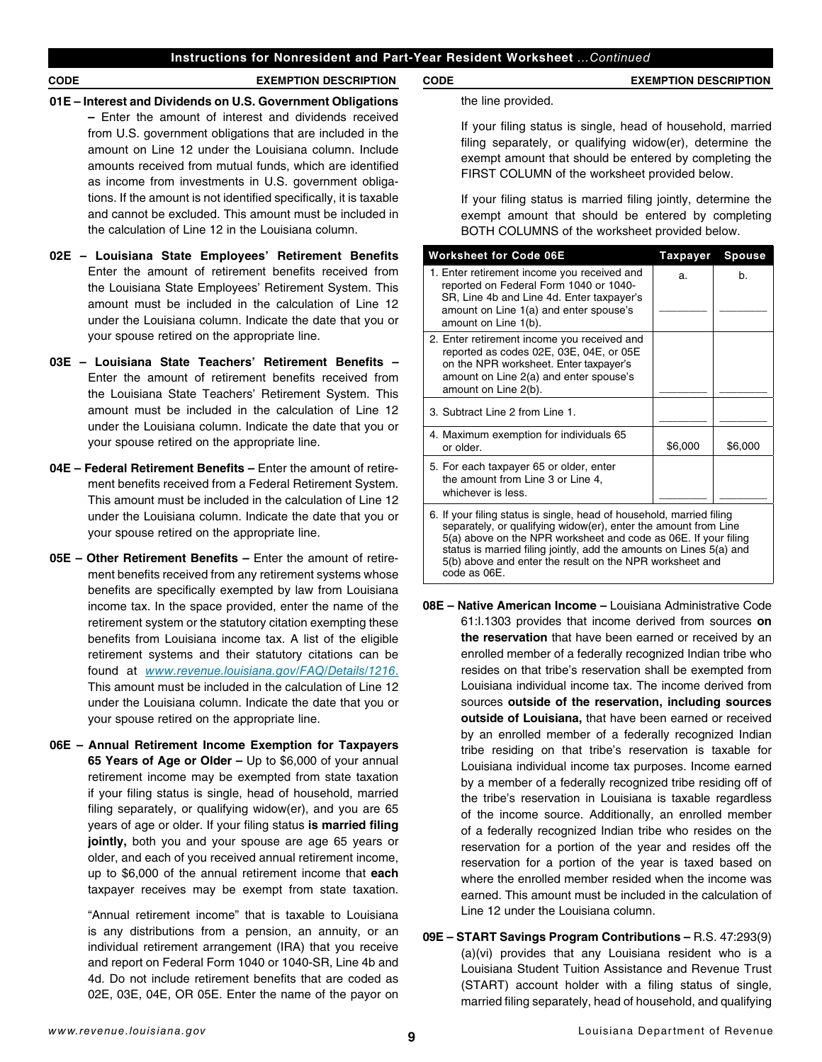## Instructions for Nonresident and Part-Year Resident Worksheet ...*Continued*

| CODE | EXEMPTION DESCRIPTION |
|---|---|

**01E – Interest and Dividends on U.S. Government Obligations –** Enter the amount of interest and dividends received from U.S. government obligations that are included in the amount on Line 12 under the Louisiana column. Include amounts received from mutual funds, which are identified as income from investments in U.S. government obligations. If the amount is not identified specifically, it is taxable and cannot be excluded. This amount must be included in the calculation of Line 12 in the Louisiana column.

**02E – Louisiana State Employees' Retirement Benefits** Enter the amount of retirement benefits received from the Louisiana State Employees' Retirement System. This amount must be included in the calculation of Line 12 under the Louisiana column. Indicate the date that you or your spouse retired on the appropriate line.

**03E – Louisiana State Teachers' Retirement Benefits –** Enter the amount of retirement benefits received from the Louisiana State Teachers' Retirement System. This amount must be included in the calculation of Line 12 under the Louisiana column. Indicate the date that you or your spouse retired on the appropriate line.

**04E – Federal Retirement Benefits –** Enter the amount of retirement benefits received from a Federal Retirement System. This amount must be included in the calculation of Line 12 under the Louisiana column. Indicate the date that you or your spouse retired on the appropriate line.

**05E – Other Retirement Benefits –** Enter the amount of retirement benefits received from any retirement systems whose benefits are specifically exempted by law from Louisiana income tax. In the space provided, enter the name of the retirement system or the statutory citation exempting these benefits from Louisiana income tax. A list of the eligible retirement systems and their statutory citations can be found at *www.revenue.louisiana.gov/FAQ/Details/1216.* This amount must be included in the calculation of Line 12 under the Louisiana column. Indicate the date that you or your spouse retired on the appropriate line.

**06E – Annual Retirement Income Exemption for Taxpayers 65 Years of Age or Older –** Up to $6,000 of your annual retirement income may be exempted from state taxation if your filing status is single, head of household, married filing separately, or qualifying widow(er), and you are 65 years of age or older. If your filing status **is married filing jointly,** both you and your spouse are age 65 years or older, and each of you received annual retirement income, up to $6,000 of the annual retirement income that **each** taxpayer receives may be exempt from state taxation.

"Annual retirement income" that is taxable to Louisiana is any distributions from a pension, an annuity, or an individual retirement arrangement (IRA) that you receive and report on Federal Form 1040 or 1040-SR, Line 4b and 4d. Do not include retirement benefits that are coded as 02E, 03E, 04E, OR 05E. Enter the name of the payor on the line provided.

If your filing status is single, head of household, married filing separately, or qualifying widow(er), determine the exempt amount that should be entered by completing the FIRST COLUMN of the worksheet provided below.

If your filing status is married filing jointly, determine the exempt amount that should be entered by completing BOTH COLUMNS of the worksheet provided below.

| Worksheet for Code 06E | Taxpayer | Spouse |
|---|---|---|
| 1. Enter retirement income you received and reported on Federal Form 1040 or 1040-SR, Line 4b and Line 4d. Enter taxpayer's amount on Line 1(a) and enter spouse's amount on Line 1(b). | a. ________ | b. ________ |
| 2. Enter retirement income you received and reported as codes 02E, 03E, 04E, or 05E on the NPR worksheet. Enter taxpayer's amount on Line 2(a) and enter spouse's amount on Line 2(b). | ________ | ________ |
| 3. Subtract Line 2 from Line 1. | ________ | ________ |
| 4. Maximum exemption for individuals 65 or older. | $6,000 | $6,000 |
| 5. For each taxpayer 65 or older, enter the amount from Line 3 or Line 4, whichever is less. | ________ | ________ |
| 6. If your filing status is single, head of household, married filing separately, or qualifying widow(er), enter the amount from Line 5(a) above on the NPR worksheet and code as 06E. If your filing status is married filing jointly, add the amounts on Lines 5(a) and 5(b) above and enter the result on the NPR worksheet and code as 06E. | | |

**08E – Native American Income –** Louisiana Administrative Code 61:I.1303 provides that income derived from sources **on the reservation** that have been earned or received by an enrolled member of a federally recognized Indian tribe who resides on that tribe's reservation shall be exempted from Louisiana individual income tax. The income derived from sources **outside of the reservation, including sources outside of Louisiana,** that have been earned or received by an enrolled member of a federally recognized Indian tribe residing on that tribe's reservation is taxable for Louisiana individual income tax purposes. Income earned by a member of a federally recognized tribe residing off of the tribe's reservation in Louisiana is taxable regardless of the income source. Additionally, an enrolled member of a federally recognized Indian tribe who resides on the reservation for a portion of the year and resides off the reservation for a portion of the year is taxed based on where the enrolled member resided when the income was earned. This amount must be included in the calculation of Line 12 under the Louisiana column.

**09E – START Savings Program Contributions –** R.S. 47:293(9)(a)(vi) provides that any Louisiana resident who is a Louisiana Student Tuition Assistance and Revenue Trust (START) account holder with a filing status of single, married filing separately, head of household, and qualifying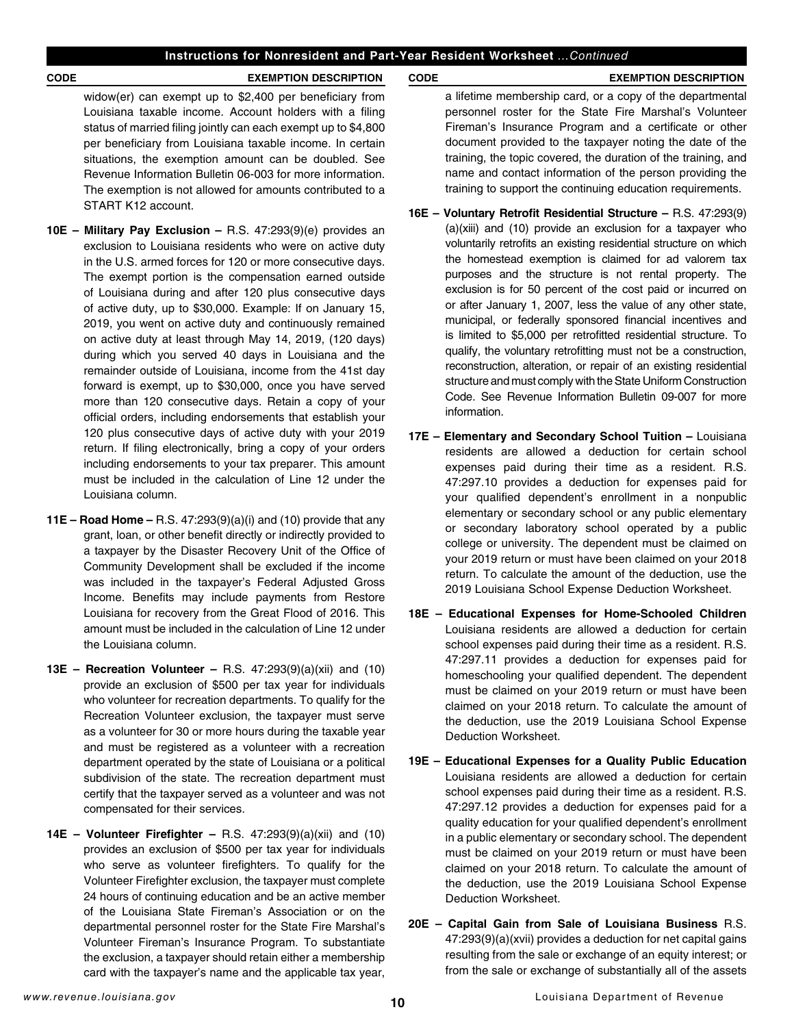## Instructions for Nonresident and Part-Year Resident Worksheet ...*Continued*

**CODE** **EXEMPTION DESCRIPTION**

widow(er) can exempt up to $2,400 per beneficiary from Louisiana taxable income. Account holders with a filing status of married filing jointly can each exempt up to $4,800 per beneficiary from Louisiana taxable income. In certain situations, the exemption amount can be doubled. See Revenue Information Bulletin 06-003 for more information. The exemption is not allowed for amounts contributed to a START K12 account.

**10E – Military Pay Exclusion –** R.S. 47:293(9)(e) provides an exclusion to Louisiana residents who were on active duty in the U.S. armed forces for 120 or more consecutive days. The exempt portion is the compensation earned outside of Louisiana during and after 120 plus consecutive days of active duty, up to $30,000. Example: If on January 15, 2019, you went on active duty and continuously remained on active duty at least through May 14, 2019, (120 days) during which you served 40 days in Louisiana and the remainder outside of Louisiana, income from the 41st day forward is exempt, up to $30,000, once you have served more than 120 consecutive days. Retain a copy of your official orders, including endorsements that establish your 120 plus consecutive days of active duty with your 2019 return. If filing electronically, bring a copy of your orders including endorsements to your tax preparer. This amount must be included in the calculation of Line 12 under the Louisiana column.

**11E – Road Home –** R.S. 47:293(9)(a)(i) and (10) provide that any grant, loan, or other benefit directly or indirectly provided to a taxpayer by the Disaster Recovery Unit of the Office of Community Development shall be excluded if the income was included in the taxpayer's Federal Adjusted Gross Income. Benefits may include payments from Restore Louisiana for recovery from the Great Flood of 2016. This amount must be included in the calculation of Line 12 under the Louisiana column.

**13E – Recreation Volunteer –** R.S. 47:293(9)(a)(xii) and (10) provide an exclusion of $500 per tax year for individuals who volunteer for recreation departments. To qualify for the Recreation Volunteer exclusion, the taxpayer must serve as a volunteer for 30 or more hours during the taxable year and must be registered as a volunteer with a recreation department operated by the state of Louisiana or a political subdivision of the state. The recreation department must certify that the taxpayer served as a volunteer and was not compensated for their services.

**14E – Volunteer Firefighter –** R.S. 47:293(9)(a)(xii) and (10) provides an exclusion of $500 per tax year for individuals who serve as volunteer firefighters. To qualify for the Volunteer Firefighter exclusion, the taxpayer must complete 24 hours of continuing education and be an active member of the Louisiana State Fireman's Association or on the departmental personnel roster for the State Fire Marshal's Volunteer Fireman's Insurance Program. To substantiate the exclusion, a taxpayer should retain either a membership card with the taxpayer's name and the applicable tax year, a lifetime membership card, or a copy of the departmental personnel roster for the State Fire Marshal's Volunteer Fireman's Insurance Program and a certificate or other document provided to the taxpayer noting the date of the training, the topic covered, the duration of the training, and name and contact information of the person providing the training to support the continuing education requirements.

**16E – Voluntary Retrofit Residential Structure –** R.S. 47:293(9)(a)(xiii) and (10) provide an exclusion for a taxpayer who voluntarily retrofits an existing residential structure on which the homestead exemption is claimed for ad valorem tax purposes and the structure is not rental property. The exclusion is for 50 percent of the cost paid or incurred on or after January 1, 2007, less the value of any other state, municipal, or federally sponsored financial incentives and is limited to $5,000 per retrofitted residential structure. To qualify, the voluntary retrofitting must not be a construction, reconstruction, alteration, or repair of an existing residential structure and must comply with the State Uniform Construction Code. See Revenue Information Bulletin 09-007 for more information.

**17E – Elementary and Secondary School Tuition –** Louisiana residents are allowed a deduction for certain school expenses paid during their time as a resident. R.S. 47:297.10 provides a deduction for expenses paid for your qualified dependent's enrollment in a nonpublic elementary or secondary school or any public elementary or secondary laboratory school operated by a public college or university. The dependent must be claimed on your 2019 return or must have been claimed on your 2018 return. To calculate the amount of the deduction, use the 2019 Louisiana School Expense Deduction Worksheet.

**18E – Educational Expenses for Home-Schooled Children** Louisiana residents are allowed a deduction for certain school expenses paid during their time as a resident. R.S. 47:297.11 provides a deduction for expenses paid for homeschooling your qualified dependent. The dependent must be claimed on your 2019 return or must have been claimed on your 2018 return. To calculate the amount of the deduction, use the 2019 Louisiana School Expense Deduction Worksheet.

**19E – Educational Expenses for a Quality Public Education** Louisiana residents are allowed a deduction for certain school expenses paid during their time as a resident. R.S. 47:297.12 provides a deduction for expenses paid for a quality education for your qualified dependent's enrollment in a public elementary or secondary school. The dependent must be claimed on your 2019 return or must have been claimed on your 2018 return. To calculate the amount of the deduction, use the 2019 Louisiana School Expense Deduction Worksheet.

**20E – Capital Gain from Sale of Louisiana Business** R.S. 47:293(9)(a)(xvii) provides a deduction for net capital gains resulting from the sale or exchange of an equity interest; or from the sale or exchange of substantially all of the assets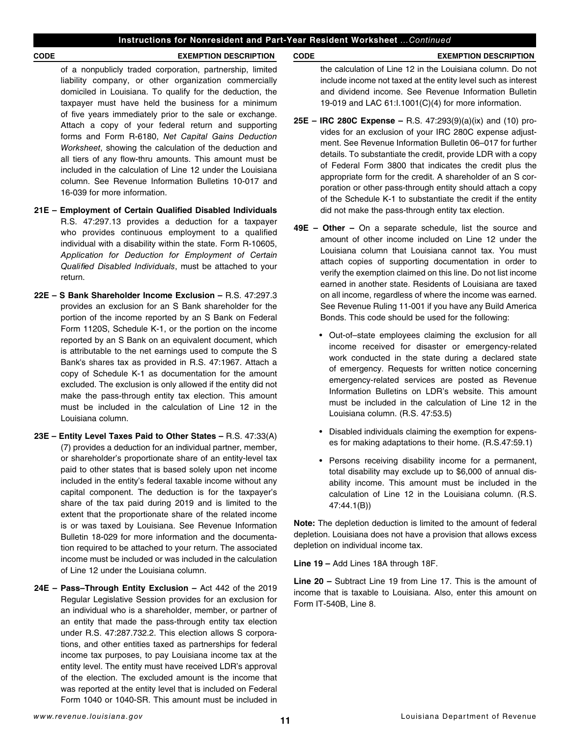## Instructions for Nonresident and Part-Year Resident Worksheet ...*Continued*

**CODE** **EXEMPTION DESCRIPTION**

of a nonpublicly traded corporation, partnership, limited liability company, or other organization commercially domiciled in Louisiana. To qualify for the deduction, the taxpayer must have held the business for a minimum of five years immediately prior to the sale or exchange. Attach a copy of your federal return and supporting forms and Form R-6180, *Net Capital Gains Deduction Worksheet*, showing the calculation of the deduction and all tiers of any flow-thru amounts. This amount must be included in the calculation of Line 12 under the Louisiana column. See Revenue Information Bulletins 10-017 and 16-039 for more information.

**21E – Employment of Certain Qualified Disabled Individuals** R.S. 47:297.13 provides a deduction for a taxpayer who provides continuous employment to a qualified individual with a disability within the state. Form R-10605, *Application for Deduction for Employment of Certain Qualified Disabled Individuals*, must be attached to your return.

**22E – S Bank Shareholder Income Exclusion –** R.S. 47:297.3 provides an exclusion for an S Bank shareholder for the portion of the income reported by an S Bank on Federal Form 1120S, Schedule K-1, or the portion on the income reported by an S Bank on an equivalent document, which is attributable to the net earnings used to compute the S Bank's shares tax as provided in R.S. 47:1967. Attach a copy of Schedule K-1 as documentation for the amount excluded. The exclusion is only allowed if the entity did not make the pass-through entity tax election. This amount must be included in the calculation of Line 12 in the Louisiana column.

**23E – Entity Level Taxes Paid to Other States –** R.S. 47:33(A)(7) provides a deduction for an individual partner, member, or shareholder's proportionate share of an entity-level tax paid to other states that is based solely upon net income included in the entity's federal taxable income without any capital component. The deduction is for the taxpayer's share of the tax paid during 2019 and is limited to the extent that the proportionate share of the related income is or was taxed by Louisiana. See Revenue Information Bulletin 18-029 for more information and the documentation required to be attached to your return. The associated income must be included or was included in the calculation of Line 12 under the Louisiana column.

**24E – Pass–Through Entity Exclusion –** Act 442 of the 2019 Regular Legislative Session provides for an exclusion for an individual who is a shareholder, member, or partner of an entity that made the pass-through entity tax election under R.S. 47:287.732.2. This election allows S corporations, and other entities taxed as partnerships for federal income tax purposes, to pay Louisiana income tax at the entity level. The entity must have received LDR's approval of the election. The excluded amount is the income that was reported at the entity level that is included on Federal Form 1040 or 1040-SR. This amount must be included in the calculation of Line 12 in the Louisiana column. Do not include income not taxed at the entity level such as interest and dividend income. See Revenue Information Bulletin 19-019 and LAC 61:I.1001(C)(4) for more information.

**25E – IRC 280C Expense –** R.S. 47:293(9)(a)(ix) and (10) provides for an exclusion of your IRC 280C expense adjustment. See Revenue Information Bulletin 06–017 for further details. To substantiate the credit, provide LDR with a copy of Federal Form 3800 that indicates the credit plus the appropriate form for the credit. A shareholder of an S corporation or other pass-through entity should attach a copy of the Schedule K-1 to substantiate the credit if the entity did not make the pass-through entity tax election.

**49E – Other –** On a separate schedule, list the source and amount of other income included on Line 12 under the Louisiana column that Louisiana cannot tax. You must attach copies of supporting documentation in order to verify the exemption claimed on this line. Do not list income earned in another state. Residents of Louisiana are taxed on all income, regardless of where the income was earned. See Revenue Ruling 11-001 if you have any Build America Bonds. This code should be used for the following:

- Out-of–state employees claiming the exclusion for all income received for disaster or emergency-related work conducted in the state during a declared state of emergency. Requests for written notice concerning emergency-related services are posted as Revenue Information Bulletins on LDR's website. This amount must be included in the calculation of Line 12 in the Louisiana column. (R.S. 47:53.5)
- Disabled individuals claiming the exemption for expenses for making adaptations to their home. (R.S.47:59.1)
- Persons receiving disability income for a permanent, total disability may exclude up to $6,000 of annual disability income. This amount must be included in the calculation of Line 12 in the Louisiana column. (R.S. 47:44.1(B))

**Note:** The depletion deduction is limited to the amount of federal depletion. Louisiana does not have a provision that allows excess depletion on individual income tax.

**Line 19 –** Add Lines 18A through 18F.

**Line 20 –** Subtract Line 19 from Line 17. This is the amount of income that is taxable to Louisiana. Also, enter this amount on Form IT-540B, Line 8.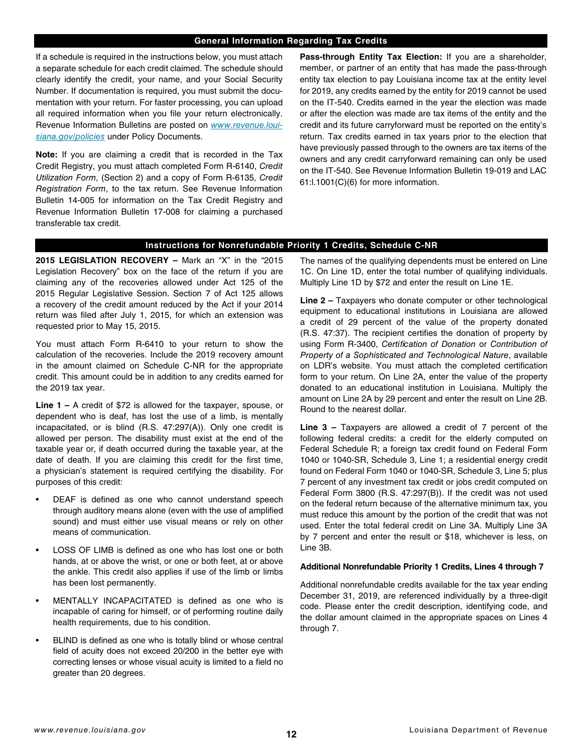## General Information Regarding Tax Credits

If a schedule is required in the instructions below, you must attach a separate schedule for each credit claimed. The schedule should clearly identify the credit, your name, and your Social Security Number. If documentation is required, you must submit the documentation with your return. For faster processing, you can upload all required information when you file your return electronically. Revenue Information Bulletins are posted on [www.revenue.louisiana.gov/policies](www.revenue.louisiana.gov/policies) under Policy Documents.

**Note:** If you are claiming a credit that is recorded in the Tax Credit Registry, you must attach completed Form R-6140, *Credit Utilization Form*, (Section 2) and a copy of Form R-6135, *Credit Registration Form*, to the tax return. See Revenue Information Bulletin 14-005 for information on the Tax Credit Registry and Revenue Information Bulletin 17-008 for claiming a purchased transferable tax credit.

**Pass-through Entity Tax Election:** If you are a shareholder, member, or partner of an entity that has made the pass-through entity tax election to pay Louisiana income tax at the entity level for 2019, any credits earned by the entity for 2019 cannot be used on the IT-540. Credits earned in the year the election was made or after the election was made are tax items of the entity and the credit and its future carryforward must be reported on the entity's return. Tax credits earned in tax years prior to the election that have previously passed through to the owners are tax items of the owners and any credit carryforward remaining can only be used on the IT-540. See Revenue Information Bulletin 19-019 and LAC 61:I.1001(C)(6) for more information.

## Instructions for Nonrefundable Priority 1 Credits, Schedule C-NR

**2015 LEGISLATION RECOVERY –** Mark an "X" in the "2015 Legislation Recovery" box on the face of the return if you are claiming any of the recoveries allowed under Act 125 of the 2015 Regular Legislative Session. Section 7 of Act 125 allows a recovery of the credit amount reduced by the Act if your 2014 return was filed after July 1, 2015, for which an extension was requested prior to May 15, 2015.

You must attach Form R-6410 to your return to show the calculation of the recoveries. Include the 2019 recovery amount in the amount claimed on Schedule C-NR for the appropriate credit. This amount could be in addition to any credits earned for the 2019 tax year.

**Line 1 –** A credit of $72 is allowed for the taxpayer, spouse, or dependent who is deaf, has lost the use of a limb, is mentally incapacitated, or is blind (R.S. 47:297(A)). Only one credit is allowed per person. The disability must exist at the end of the taxable year or, if death occurred during the taxable year, at the date of death. If you are claiming this credit for the first time, a physician's statement is required certifying the disability. For purposes of this credit:

- DEAF is defined as one who cannot understand speech through auditory means alone (even with the use of amplified sound) and must either use visual means or rely on other means of communication.
- LOSS OF LIMB is defined as one who has lost one or both hands, at or above the wrist, or one or both feet, at or above the ankle. This credit also applies if use of the limb or limbs has been lost permanently.
- MENTALLY INCAPACITATED is defined as one who is incapable of caring for himself, or of performing routine daily health requirements, due to his condition.
- BLIND is defined as one who is totally blind or whose central field of acuity does not exceed 20/200 in the better eye with correcting lenses or whose visual acuity is limited to a field no greater than 20 degrees.

The names of the qualifying dependents must be entered on Line 1C. On Line 1D, enter the total number of qualifying individuals. Multiply Line 1D by $72 and enter the result on Line 1E.

**Line 2 –** Taxpayers who donate computer or other technological equipment to educational institutions in Louisiana are allowed a credit of 29 percent of the value of the property donated (R.S. 47:37). The recipient certifies the donation of property by using Form R-3400, *Certification of Donation* or *Contribution of Property of a Sophisticated and Technological Nature*, available on LDR's website. You must attach the completed certification form to your return. On Line 2A, enter the value of the property donated to an educational institution in Louisiana. Multiply the amount on Line 2A by 29 percent and enter the result on Line 2B. Round to the nearest dollar.

**Line 3 –** Taxpayers are allowed a credit of 7 percent of the following federal credits: a credit for the elderly computed on Federal Schedule R; a foreign tax credit found on Federal Form 1040 or 1040-SR, Schedule 3, Line 1; a residential energy credit found on Federal Form 1040 or 1040-SR, Schedule 3, Line 5; plus 7 percent of any investment tax credit or jobs credit computed on Federal Form 3800 (R.S. 47:297(B)). If the credit was not used on the federal return because of the alternative minimum tax, you must reduce this amount by the portion of the credit that was not used. Enter the total federal credit on Line 3A. Multiply Line 3A by 7 percent and enter the result or $18, whichever is less, on Line 3B.

### Additional Nonrefundable Priority 1 Credits, Lines 4 through 7

Additional nonrefundable credits available for the tax year ending December 31, 2019, are referenced individually by a three-digit code. Please enter the credit description, identifying code, and the dollar amount claimed in the appropriate spaces on Lines 4 through 7.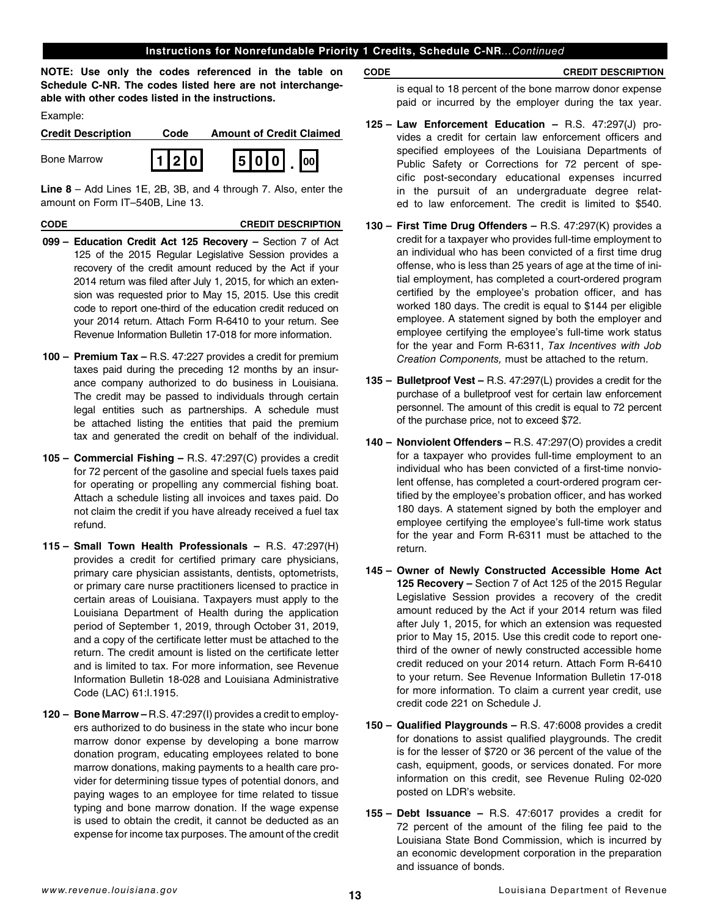## Instructions for Nonrefundable Priority 1 Credits, Schedule C-NR...*Continued*

**NOTE: Use only the codes referenced in the table on Schedule C-NR. The codes listed here are not interchangeable with other codes listed in the instructions.**

Example:

| Credit Description | Code | Amount of Credit Claimed |
|---|---|---|
| Bone Marrow | 1 2 0 | 5 0 0 . 00 |

**Line 8** – Add Lines 1E, 2B, 3B, and 4 through 7. Also, enter the amount on Form IT–540B, Line 13.

| CODE | CREDIT DESCRIPTION |
|---|---|

**099 – Education Credit Act 125 Recovery –** Section 7 of Act 125 of the 2015 Regular Legislative Session provides a recovery of the credit amount reduced by the Act if your 2014 return was filed after July 1, 2015, for which an extension was requested prior to May 15, 2015. Use this credit code to report one-third of the education credit reduced on your 2014 return. Attach Form R-6410 to your return. See Revenue Information Bulletin 17-018 for more information.

**100 – Premium Tax –** R.S. 47:227 provides a credit for premium taxes paid during the preceding 12 months by an insurance company authorized to do business in Louisiana. The credit may be passed to individuals through certain legal entities such as partnerships. A schedule must be attached listing the entities that paid the premium tax and generated the credit on behalf of the individual.

**105 – Commercial Fishing –** R.S. 47:297(C) provides a credit for 72 percent of the gasoline and special fuels taxes paid for operating or propelling any commercial fishing boat. Attach a schedule listing all invoices and taxes paid. Do not claim the credit if you have already received a fuel tax refund.

**115 – Small Town Health Professionals –** R.S. 47:297(H) provides a credit for certified primary care physicians, primary care physician assistants, dentists, optometrists, or primary care nurse practitioners licensed to practice in certain areas of Louisiana. Taxpayers must apply to the Louisiana Department of Health during the application period of September 1, 2019, through October 31, 2019, and a copy of the certificate letter must be attached to the return. The credit amount is listed on the certificate letter and is limited to tax. For more information, see Revenue Information Bulletin 18-028 and Louisiana Administrative Code (LAC) 61:I.1915.

**120 – Bone Marrow –** R.S. 47:297(I) provides a credit to employers authorized to do business in the state who incur bone marrow donor expense by developing a bone marrow donation program, educating employees related to bone marrow donations, making payments to a health care provider for determining tissue types of potential donors, and paying wages to an employee for time related to tissue typing and bone marrow donation. If the wage expense is used to obtain the credit, it cannot be deducted as an expense for income tax purposes. The amount of the credit is equal to 18 percent of the bone marrow donor expense paid or incurred by the employer during the tax year.

**125 – Law Enforcement Education –** R.S. 47:297(J) provides a credit for certain law enforcement officers and specified employees of the Louisiana Departments of Public Safety or Corrections for 72 percent of specific post-secondary educational expenses incurred in the pursuit of an undergraduate degree related to law enforcement. The credit is limited to $540.

**130 – First Time Drug Offenders –** R.S. 47:297(K) provides a credit for a taxpayer who provides full-time employment to an individual who has been convicted of a first time drug offense, who is less than 25 years of age at the time of initial employment, has completed a court-ordered program certified by the employee's probation officer, and has worked 180 days. The credit is equal to $144 per eligible employee. A statement signed by both the employer and employee certifying the employee's full-time work status for the year and Form R-6311, *Tax Incentives with Job Creation Components,* must be attached to the return.

**135 – Bulletproof Vest –** R.S. 47:297(L) provides a credit for the purchase of a bulletproof vest for certain law enforcement personnel. The amount of this credit is equal to 72 percent of the purchase price, not to exceed $72.

**140 – Nonviolent Offenders –** R.S. 47:297(O) provides a credit for a taxpayer who provides full-time employment to an individual who has been convicted of a first-time nonviolent offense, has completed a court-ordered program certified by the employee's probation officer, and has worked 180 days. A statement signed by both the employer and employee certifying the employee's full-time work status for the year and Form R-6311 must be attached to the return.

**145 – Owner of Newly Constructed Accessible Home Act 125 Recovery –** Section 7 of Act 125 of the 2015 Regular Legislative Session provides a recovery of the credit amount reduced by the Act if your 2014 return was filed after July 1, 2015, for which an extension was requested prior to May 15, 2015. Use this credit code to report one-third of the owner of newly constructed accessible home credit reduced on your 2014 return. Attach Form R-6410 to your return. See Revenue Information Bulletin 17-018 for more information. To claim a current year credit, use credit code 221 on Schedule J.

**150 – Qualified Playgrounds –** R.S. 47:6008 provides a credit for donations to assist qualified playgrounds. The credit is for the lesser of $720 or 36 percent of the value of the cash, equipment, goods, or services donated. For more information on this credit, see Revenue Ruling 02-020 posted on LDR's website.

**155 – Debt Issuance –** R.S. 47:6017 provides a credit for 72 percent of the amount of the filing fee paid to the Louisiana State Bond Commission, which is incurred by an economic development corporation in the preparation and issuance of bonds.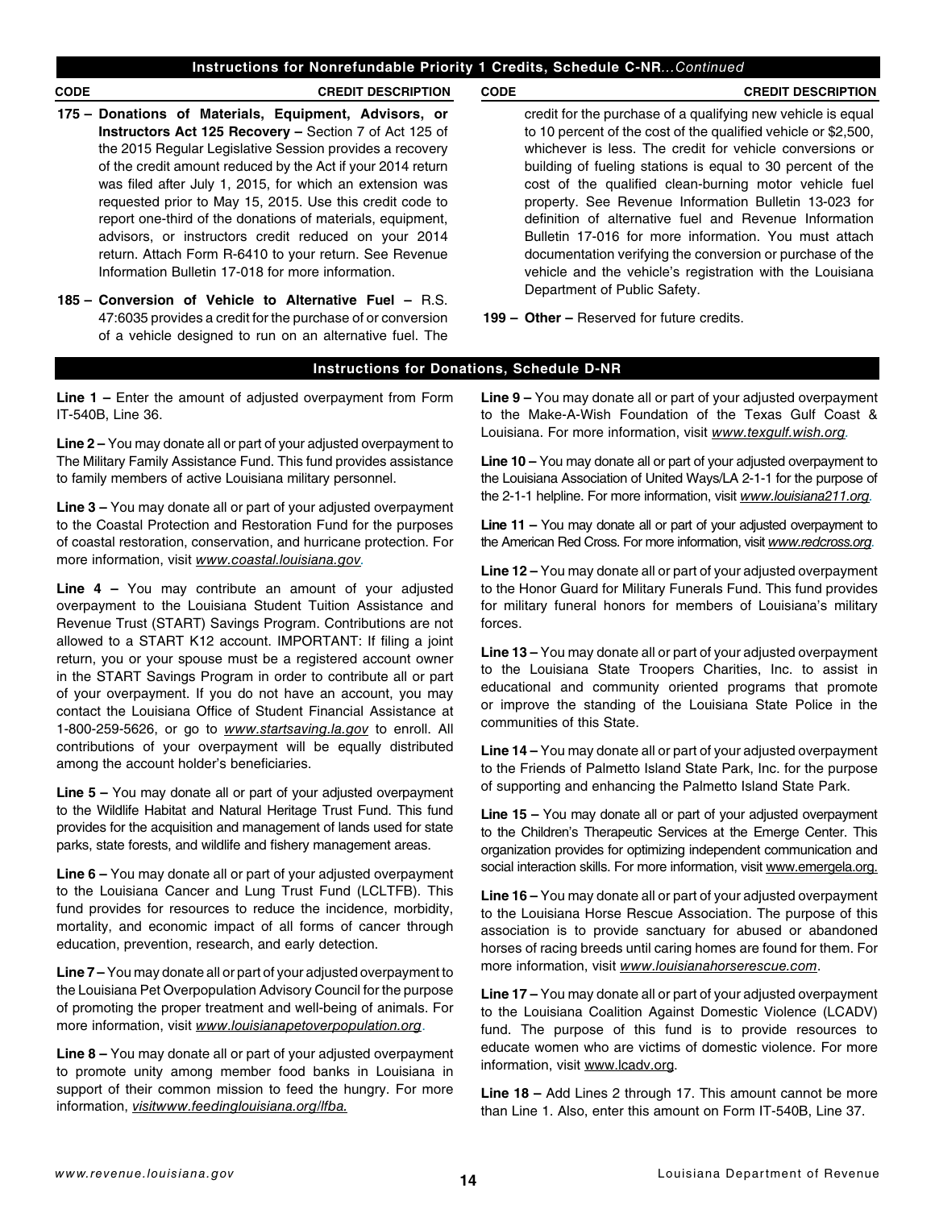## Instructions for Nonrefundable Priority 1 Credits, Schedule C-NR...*Continued*

**CODE** **CREDIT DESCRIPTION**

**175 – Donations of Materials, Equipment, Advisors, or Instructors Act 125 Recovery –** Section 7 of Act 125 of the 2015 Regular Legislative Session provides a recovery of the credit amount reduced by the Act if your 2014 return was filed after July 1, 2015, for which an extension was requested prior to May 15, 2015. Use this credit code to report one-third of the donations of materials, equipment, advisors, or instructors credit reduced on your 2014 return. Attach Form R-6410 to your return. See Revenue Information Bulletin 17-018 for more information.

**185 – Conversion of Vehicle to Alternative Fuel –** R.S. 47:6035 provides a credit for the purchase of or conversion of a vehicle designed to run on an alternative fuel. The credit for the purchase of a qualifying new vehicle is equal to 10 percent of the cost of the qualified vehicle or $2,500, whichever is less. The credit for vehicle conversions or building of fueling stations is equal to 30 percent of the cost of the qualified clean-burning motor vehicle fuel property. See Revenue Information Bulletin 13-023 for definition of alternative fuel and Revenue Information Bulletin 17-016 for more information. You must attach documentation verifying the conversion or purchase of the vehicle and the vehicle's registration with the Louisiana Department of Public Safety.

**199 – Other –** Reserved for future credits.

## Instructions for Donations, Schedule D-NR

**Line 1 –** Enter the amount of adjusted overpayment from Form IT-540B, Line 36.

**Line 2 –** You may donate all or part of your adjusted overpayment to The Military Family Assistance Fund. This fund provides assistance to family members of active Louisiana military personnel.

**Line 3 –** You may donate all or part of your adjusted overpayment to the Coastal Protection and Restoration Fund for the purposes of coastal restoration, conservation, and hurricane protection. For more information, visit *www.coastal.louisiana.gov*.

**Line 4 –** You may contribute an amount of your adjusted overpayment to the Louisiana Student Tuition Assistance and Revenue Trust (START) Savings Program. Contributions are not allowed to a START K12 account. IMPORTANT: If filing a joint return, you or your spouse must be a registered account owner in the START Savings Program in order to contribute all or part of your overpayment. If you do not have an account, you may contact the Louisiana Office of Student Financial Assistance at 1-800-259-5626, or go to *www.startsaving.la.gov* to enroll. All contributions of your overpayment will be equally distributed among the account holder's beneficiaries.

**Line 5 –** You may donate all or part of your adjusted overpayment to the Wildlife Habitat and Natural Heritage Trust Fund. This fund provides for the acquisition and management of lands used for state parks, state forests, and wildlife and fishery management areas.

**Line 6 –** You may donate all or part of your adjusted overpayment to the Louisiana Cancer and Lung Trust Fund (LCLTFB). This fund provides for resources to reduce the incidence, morbidity, mortality, and economic impact of all forms of cancer through education, prevention, research, and early detection.

**Line 7 –** You may donate all or part of your adjusted overpayment to the Louisiana Pet Overpopulation Advisory Council for the purpose of promoting the proper treatment and well-being of animals. For more information, visit *www.louisianapetoverpopulation.org*.

**Line 8 –** You may donate all or part of your adjusted overpayment to promote unity among member food banks in Louisiana in support of their common mission to feed the hungry. For more information, *visitwww.feedinglouisiana.org/lfba.*

**Line 9 –** You may donate all or part of your adjusted overpayment to the Make-A-Wish Foundation of the Texas Gulf Coast & Louisiana. For more information, visit *www.texgulf.wish.org*.

**Line 10 –** You may donate all or part of your adjusted overpayment to the Louisiana Association of United Ways/LA 2-1-1 for the purpose of the 2-1-1 helpline. For more information, visit *www.louisiana211.org*.

**Line 11 –** You may donate all or part of your adjusted overpayment to the American Red Cross. For more information, visit *www.redcross.org*.

**Line 12 –** You may donate all or part of your adjusted overpayment to the Honor Guard for Military Funerals Fund. This fund provides for military funeral honors for members of Louisiana's military forces.

**Line 13 –** You may donate all or part of your adjusted overpayment to the Louisiana State Troopers Charities, Inc. to assist in educational and community oriented programs that promote or improve the standing of the Louisiana State Police in the communities of this State.

**Line 14 –** You may donate all or part of your adjusted overpayment to the Friends of Palmetto Island State Park, Inc. for the purpose of supporting and enhancing the Palmetto Island State Park.

**Line 15 –** You may donate all or part of your adjusted overpayment to the Children's Therapeutic Services at the Emerge Center. This organization provides for optimizing independent communication and social interaction skills. For more information, visit www.emergela.org.

**Line 16 –** You may donate all or part of your adjusted overpayment to the Louisiana Horse Rescue Association. The purpose of this association is to provide sanctuary for abused or abandoned horses of racing breeds until caring homes are found for them. For more information, visit *www.louisianahorserescue.com*.

**Line 17 –** You may donate all or part of your adjusted overpayment to the Louisiana Coalition Against Domestic Violence (LCADV) fund. The purpose of this fund is to provide resources to educate women who are victims of domestic violence. For more information, visit www.lcadv.org.

**Line 18 –** Add Lines 2 through 17. This amount cannot be more than Line 1. Also, enter this amount on Form IT-540B, Line 37.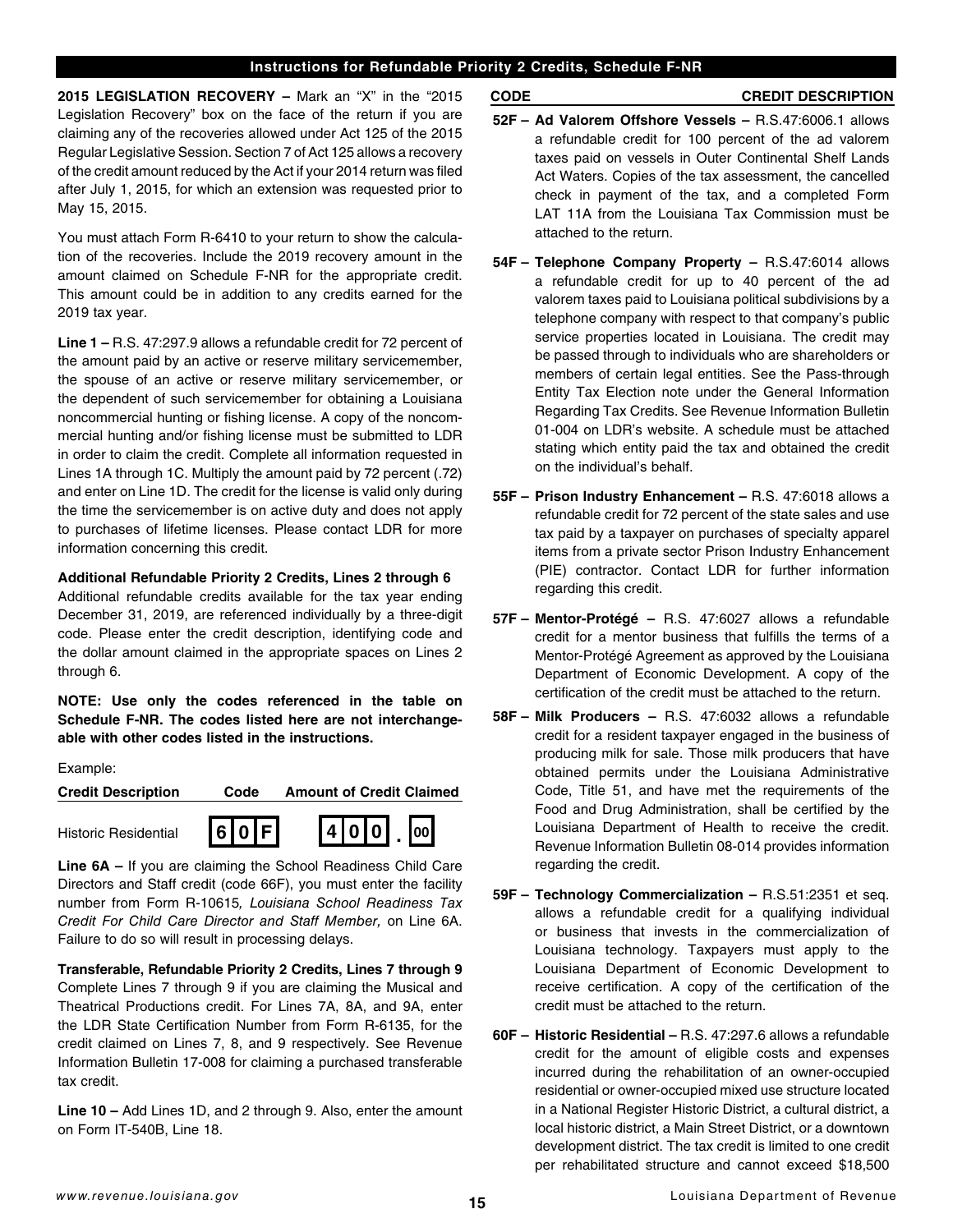## Instructions for Refundable Priority 2 Credits, Schedule F-NR

**2015 LEGISLATION RECOVERY –** Mark an "X" in the "2015 Legislation Recovery" box on the face of the return if you are claiming any of the recoveries allowed under Act 125 of the 2015 Regular Legislative Session. Section 7 of Act 125 allows a recovery of the credit amount reduced by the Act if your 2014 return was filed after July 1, 2015, for which an extension was requested prior to May 15, 2015.

You must attach Form R-6410 to your return to show the calculation of the recoveries. Include the 2019 recovery amount in the amount claimed on Schedule F-NR for the appropriate credit. This amount could be in addition to any credits earned for the 2019 tax year.

**Line 1 –** R.S. 47:297.9 allows a refundable credit for 72 percent of the amount paid by an active or reserve military servicemember, the spouse of an active or reserve military servicemember, or the dependent of such servicemember for obtaining a Louisiana noncommercial hunting or fishing license. A copy of the noncommercial hunting and/or fishing license must be submitted to LDR in order to claim the credit. Complete all information requested in Lines 1A through 1C. Multiply the amount paid by 72 percent (.72) and enter on Line 1D. The credit for the license is valid only during the time the servicemember is on active duty and does not apply to purchases of lifetime licenses. Please contact LDR for more information concerning this credit.

**Additional Refundable Priority 2 Credits, Lines 2 through 6**

Additional refundable credits available for the tax year ending December 31, 2019, are referenced individually by a three-digit code. Please enter the credit description, identifying code and the dollar amount claimed in the appropriate spaces on Lines 2 through 6.

**NOTE: Use only the codes referenced in the table on Schedule F-NR. The codes listed here are not interchangeable with other codes listed in the instructions.**

Example:

| Credit Description | Code | Amount of Credit Claimed |
|---|---|---|
| Historic Residential | 60F | 400.00 |

**Line 6A –** If you are claiming the School Readiness Child Care Directors and Staff credit (code 66F), you must enter the facility number from Form R-10615*, Louisiana School Readiness Tax Credit For Child Care Director and Staff Member,* on Line 6A. Failure to do so will result in processing delays.

**Transferable, Refundable Priority 2 Credits, Lines 7 through 9**

Complete Lines 7 through 9 if you are claiming the Musical and Theatrical Productions credit. For Lines 7A, 8A, and 9A, enter the LDR State Certification Number from Form R-6135, for the credit claimed on Lines 7, 8, and 9 respectively. See Revenue Information Bulletin 17-008 for claiming a purchased transferable tax credit.

**Line 10 –** Add Lines 1D, and 2 through 9. Also, enter the amount on Form IT-540B, Line 18.

**CODE — CREDIT DESCRIPTION**

**52F – Ad Valorem Offshore Vessels –** R.S.47:6006.1 allows a refundable credit for 100 percent of the ad valorem taxes paid on vessels in Outer Continental Shelf Lands Act Waters. Copies of the tax assessment, the cancelled check in payment of the tax, and a completed Form LAT 11A from the Louisiana Tax Commission must be attached to the return.

**54F – Telephone Company Property –** R.S.47:6014 allows a refundable credit for up to 40 percent of the ad valorem taxes paid to Louisiana political subdivisions by a telephone company with respect to that company's public service properties located in Louisiana. The credit may be passed through to individuals who are shareholders or members of certain legal entities. See the Pass-through Entity Tax Election note under the General Information Regarding Tax Credits. See Revenue Information Bulletin 01-004 on LDR's website. A schedule must be attached stating which entity paid the tax and obtained the credit on the individual's behalf.

**55F – Prison Industry Enhancement –** R.S. 47:6018 allows a refundable credit for 72 percent of the state sales and use tax paid by a taxpayer on purchases of specialty apparel items from a private sector Prison Industry Enhancement (PIE) contractor. Contact LDR for further information regarding this credit.

**57F – Mentor-Protégé –** R.S. 47:6027 allows a refundable credit for a mentor business that fulfills the terms of a Mentor-Protégé Agreement as approved by the Louisiana Department of Economic Development. A copy of the certification of the credit must be attached to the return.

**58F – Milk Producers –** R.S. 47:6032 allows a refundable credit for a resident taxpayer engaged in the business of producing milk for sale. Those milk producers that have obtained permits under the Louisiana Administrative Code, Title 51, and have met the requirements of the Food and Drug Administration, shall be certified by the Louisiana Department of Health to receive the credit. Revenue Information Bulletin 08-014 provides information regarding the credit.

**59F – Technology Commercialization –** R.S.51:2351 et seq. allows a refundable credit for a qualifying individual or business that invests in the commercialization of Louisiana technology. Taxpayers must apply to the Louisiana Department of Economic Development to receive certification. A copy of the certification of the credit must be attached to the return.

**60F – Historic Residential –** R.S. 47:297.6 allows a refundable credit for the amount of eligible costs and expenses incurred during the rehabilitation of an owner-occupied residential or owner-occupied mixed use structure located in a National Register Historic District, a cultural district, a local historic district, a Main Street District, or a downtown development district. The tax credit is limited to one credit per rehabilitated structure and cannot exceed $18,500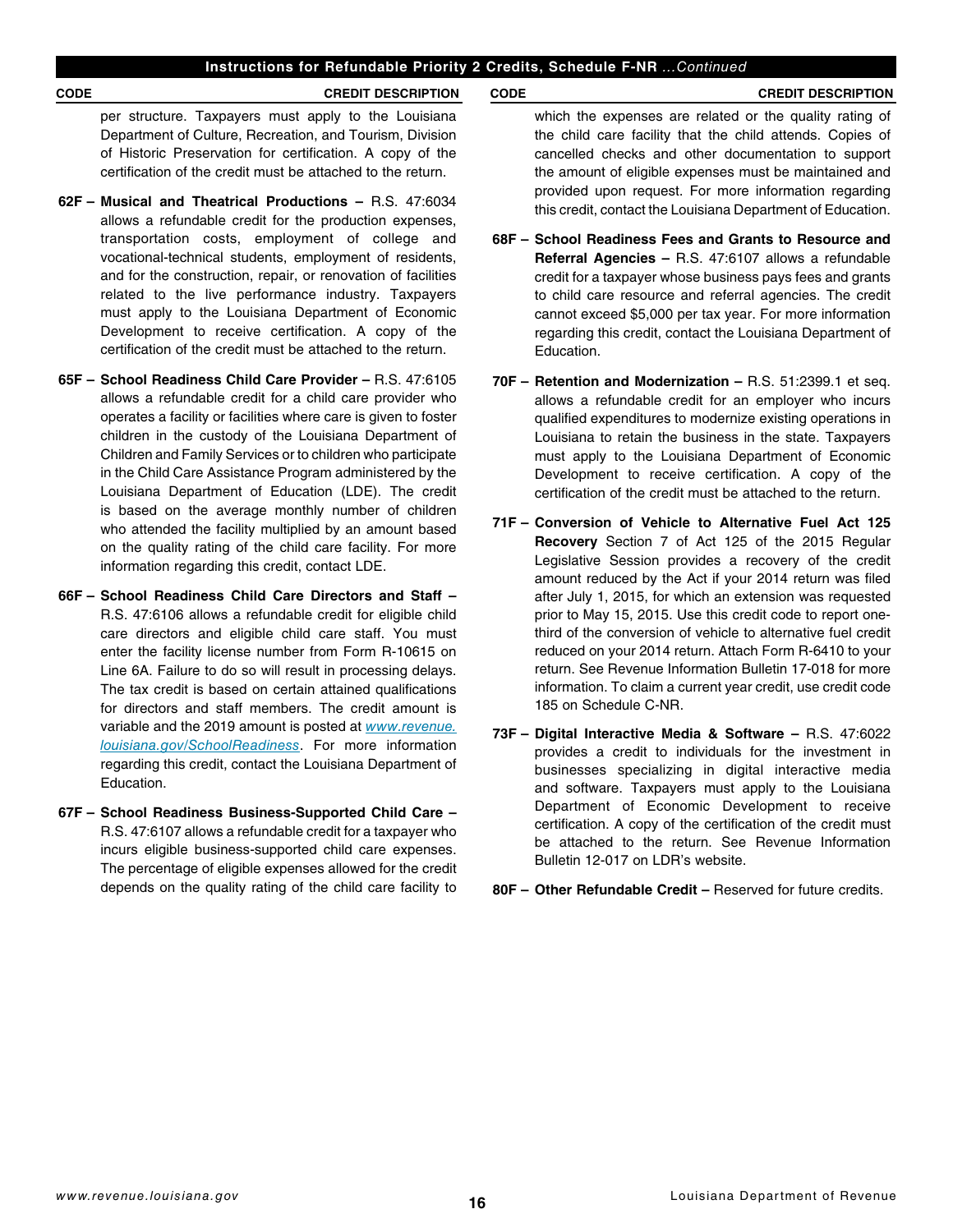## Instructions for Refundable Priority 2 Credits, Schedule F-NR *...Continued*

| CODE | CREDIT DESCRIPTION |
|---|---|

per structure. Taxpayers must apply to the Louisiana Department of Culture, Recreation, and Tourism, Division of Historic Preservation for certification. A copy of the certification of the credit must be attached to the return.

**62F – Musical and Theatrical Productions –** R.S. 47:6034 allows a refundable credit for the production expenses, transportation costs, employment of college and vocational-technical students, employment of residents, and for the construction, repair, or renovation of facilities related to the live performance industry. Taxpayers must apply to the Louisiana Department of Economic Development to receive certification. A copy of the certification of the credit must be attached to the return.

**65F – School Readiness Child Care Provider –** R.S. 47:6105 allows a refundable credit for a child care provider who operates a facility or facilities where care is given to foster children in the custody of the Louisiana Department of Children and Family Services or to children who participate in the Child Care Assistance Program administered by the Louisiana Department of Education (LDE). The credit is based on the average monthly number of children who attended the facility multiplied by an amount based on the quality rating of the child care facility. For more information regarding this credit, contact LDE.

**66F – School Readiness Child Care Directors and Staff –** R.S. 47:6106 allows a refundable credit for eligible child care directors and eligible child care staff. You must enter the facility license number from Form R-10615 on Line 6A. Failure to do so will result in processing delays. The tax credit is based on certain attained qualifications for directors and staff members. The credit amount is variable and the 2019 amount is posted at *www.revenue.louisiana.gov/SchoolReadiness*. For more information regarding this credit, contact the Louisiana Department of Education.

**67F – School Readiness Business-Supported Child Care –** R.S. 47:6107 allows a refundable credit for a taxpayer who incurs eligible business-supported child care expenses. The percentage of eligible expenses allowed for the credit depends on the quality rating of the child care facility to which the expenses are related or the quality rating of the child care facility that the child attends. Copies of cancelled checks and other documentation to support the amount of eligible expenses must be maintained and provided upon request. For more information regarding this credit, contact the Louisiana Department of Education.

**68F – School Readiness Fees and Grants to Resource and Referral Agencies –** R.S. 47:6107 allows a refundable credit for a taxpayer whose business pays fees and grants to child care resource and referral agencies. The credit cannot exceed $5,000 per tax year. For more information regarding this credit, contact the Louisiana Department of Education.

**70F – Retention and Modernization –** R.S. 51:2399.1 et seq. allows a refundable credit for an employer who incurs qualified expenditures to modernize existing operations in Louisiana to retain the business in the state. Taxpayers must apply to the Louisiana Department of Economic Development to receive certification. A copy of the certification of the credit must be attached to the return.

**71F – Conversion of Vehicle to Alternative Fuel Act 125 Recovery** Section 7 of Act 125 of the 2015 Regular Legislative Session provides a recovery of the credit amount reduced by the Act if your 2014 return was filed after July 1, 2015, for which an extension was requested prior to May 15, 2015. Use this credit code to report one-third of the conversion of vehicle to alternative fuel credit reduced on your 2014 return. Attach Form R-6410 to your return. See Revenue Information Bulletin 17-018 for more information. To claim a current year credit, use credit code 185 on Schedule C-NR.

**73F – Digital Interactive Media & Software –** R.S. 47:6022 provides a credit to individuals for the investment in businesses specializing in digital interactive media and software. Taxpayers must apply to the Louisiana Department of Economic Development to receive certification. A copy of the certification of the credit must be attached to the return. See Revenue Information Bulletin 12-017 on LDR's website.

**80F – Other Refundable Credit –** Reserved for future credits.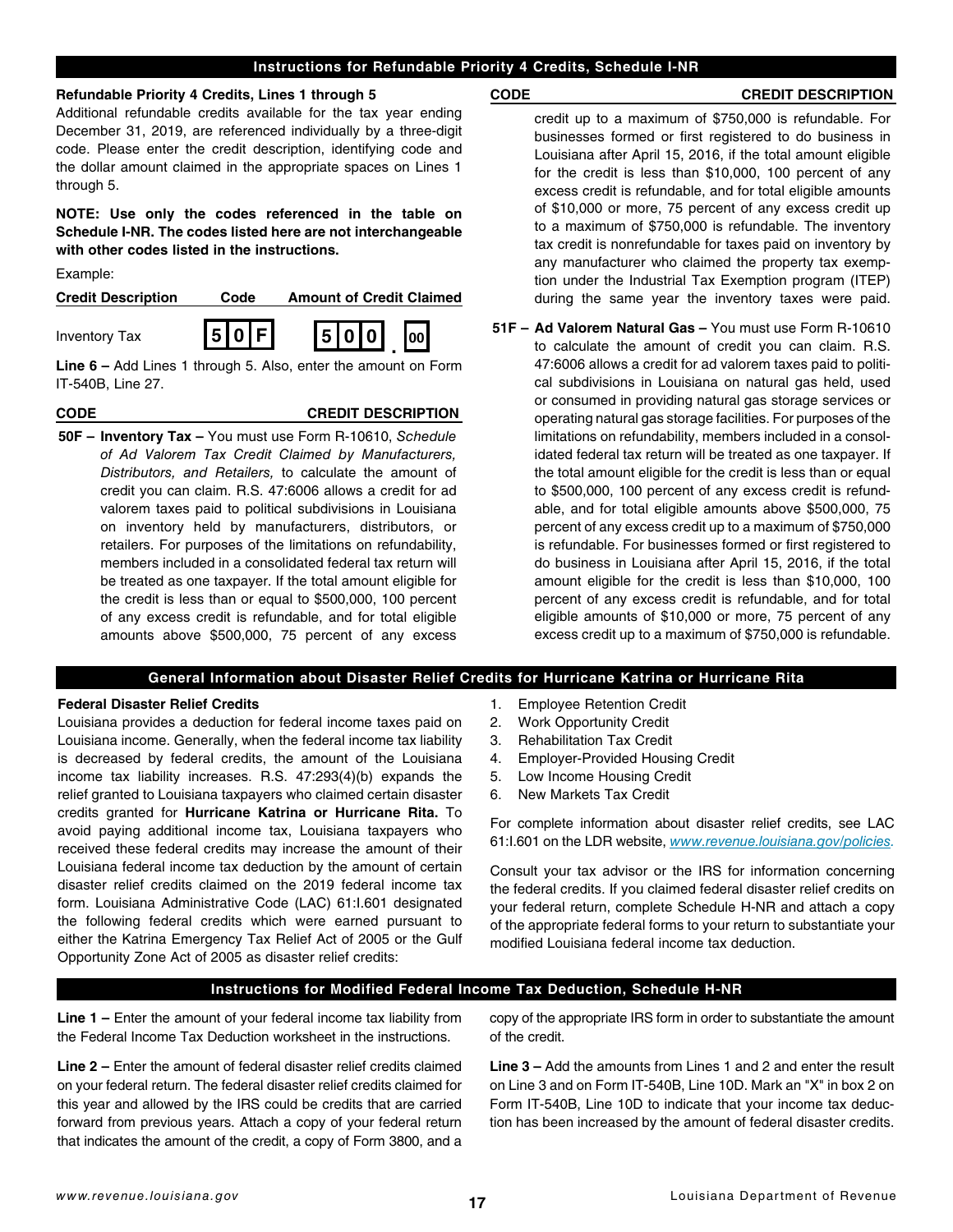## Instructions for Refundable Priority 4 Credits, Schedule I-NR

**Refundable Priority 4 Credits, Lines 1 through 5**

Additional refundable credits available for the tax year ending December 31, 2019, are referenced individually by a three-digit code. Please enter the credit description, identifying code and the dollar amount claimed in the appropriate spaces on Lines 1 through 5.

**NOTE: Use only the codes referenced in the table on Schedule I-NR. The codes listed here are not interchangeable with other codes listed in the instructions.**

Example:

| Credit Description | Code | Amount of Credit Claimed |
|---|---|---|
| Inventory Tax | 50F | 500.00 |

**Line 6 –** Add Lines 1 through 5. Also, enter the amount on Form IT-540B, Line 27.

| CODE | CREDIT DESCRIPTION |
|---|---|

**50F – Inventory Tax –** You must use Form R-10610, *Schedule of Ad Valorem Tax Credit Claimed by Manufacturers, Distributors, and Retailers,* to calculate the amount of credit you can claim. R.S. 47:6006 allows a credit for ad valorem taxes paid to political subdivisions in Louisiana on inventory held by manufacturers, distributors, or retailers. For purposes of the limitations on refundability, members included in a consolidated federal tax return will be treated as one taxpayer. If the total amount eligible for the credit is less than or equal to $500,000, 100 percent of any excess credit is refundable, and for total eligible amounts above $500,000, 75 percent of any excess credit up to a maximum of $750,000 is refundable. For businesses formed or first registered to do business in Louisiana after April 15, 2016, if the total amount eligible for the credit is less than $10,000, 100 percent of any excess credit is refundable, and for total eligible amounts of $10,000 or more, 75 percent of any excess credit up to a maximum of $750,000 is refundable. The inventory tax credit is nonrefundable for taxes paid on inventory by any manufacturer who claimed the property tax exemption under the Industrial Tax Exemption program (ITEP) during the same year the inventory taxes were paid.

**51F – Ad Valorem Natural Gas –** You must use Form R-10610 to calculate the amount of credit you can claim. R.S. 47:6006 allows a credit for ad valorem taxes paid to political subdivisions in Louisiana on natural gas held, used or consumed in providing natural gas storage services or operating natural gas storage facilities. For purposes of the limitations on refundability, members included in a consolidated federal tax return will be treated as one taxpayer. If the total amount eligible for the credit is less than or equal to $500,000, 100 percent of any excess credit is refundable, and for total eligible amounts above $500,000, 75 percent of any excess credit up to a maximum of $750,000 is refundable. For businesses formed or first registered to do business in Louisiana after April 15, 2016, if the total amount eligible for the credit is less than $10,000, 100 percent of any excess credit is refundable, and for total eligible amounts of $10,000 or more, 75 percent of any excess credit up to a maximum of $750,000 is refundable.

## General Information about Disaster Relief Credits for Hurricane Katrina or Hurricane Rita

**Federal Disaster Relief Credits**

Louisiana provides a deduction for federal income taxes paid on Louisiana income. Generally, when the federal income tax liability is decreased by federal credits, the amount of the Louisiana income tax liability increases. R.S. 47:293(4)(b) expands the relief granted to Louisiana taxpayers who claimed certain disaster credits granted for **Hurricane Katrina or Hurricane Rita.** To avoid paying additional income tax, Louisiana taxpayers who received these federal credits may increase the amount of their Louisiana federal income tax deduction by the amount of certain disaster relief credits claimed on the 2019 federal income tax form. Louisiana Administrative Code (LAC) 61:I.601 designated the following federal credits which were earned pursuant to either the Katrina Emergency Tax Relief Act of 2005 or the Gulf Opportunity Zone Act of 2005 as disaster relief credits:

1. Employee Retention Credit
2. Work Opportunity Credit
3. Rehabilitation Tax Credit
4. Employer-Provided Housing Credit
5. Low Income Housing Credit
6. New Markets Tax Credit

For complete information about disaster relief credits, see LAC 61:I.601 on the LDR website, *www.revenue.louisiana.gov/policies.*

Consult your tax advisor or the IRS for information concerning the federal credits. If you claimed federal disaster relief credits on your federal return, complete Schedule H-NR and attach a copy of the appropriate federal forms to your return to substantiate your modified Louisiana federal income tax deduction.

## Instructions for Modified Federal Income Tax Deduction, Schedule H-NR

**Line 1 –** Enter the amount of your federal income tax liability from the Federal Income Tax Deduction worksheet in the instructions.

**Line 2 –** Enter the amount of federal disaster relief credits claimed on your federal return. The federal disaster relief credits claimed for this year and allowed by the IRS could be credits that are carried forward from previous years. Attach a copy of your federal return that indicates the amount of the credit, a copy of Form 3800, and a copy of the appropriate IRS form in order to substantiate the amount of the credit.

**Line 3 –** Add the amounts from Lines 1 and 2 and enter the result on Line 3 and on Form IT-540B, Line 10D. Mark an "X" in box 2 on Form IT-540B, Line 10D to indicate that your income tax deduction has been increased by the amount of federal disaster credits.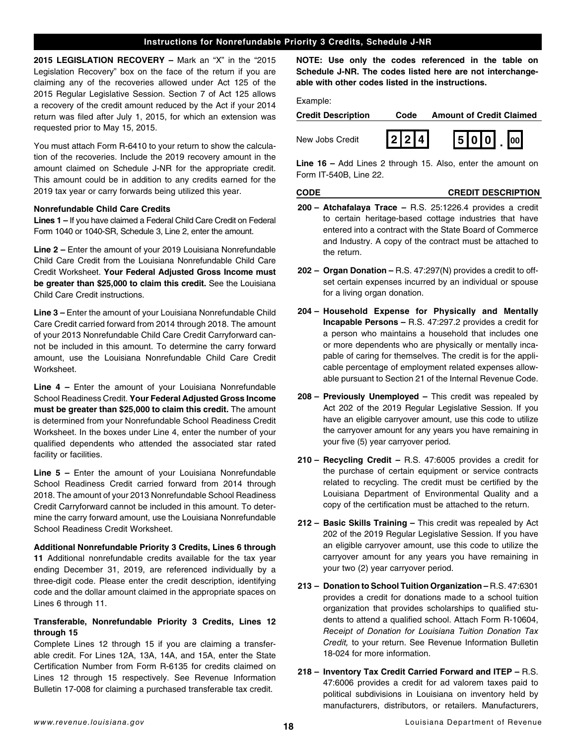## Instructions for Nonrefundable Priority 3 Credits, Schedule J-NR

**2015 LEGISLATION RECOVERY –** Mark an "X" in the "2015 Legislation Recovery" box on the face of the return if you are claiming any of the recoveries allowed under Act 125 of the 2015 Regular Legislative Session. Section 7 of Act 125 allows a recovery of the credit amount reduced by the Act if your 2014 return was filed after July 1, 2015, for which an extension was requested prior to May 15, 2015.

You must attach Form R-6410 to your return to show the calculation of the recoveries. Include the 2019 recovery amount in the amount claimed on Schedule J-NR for the appropriate credit. This amount could be in addition to any credits earned for the 2019 tax year or carry forwards being utilized this year.

**Nonrefundable Child Care Credits**

**Lines 1 –** If you have claimed a Federal Child Care Credit on Federal Form 1040 or 1040-SR, Schedule 3, Line 2, enter the amount.

**Line 2 –** Enter the amount of your 2019 Louisiana Nonrefundable Child Care Credit from the Louisiana Nonrefundable Child Care Credit Worksheet. **Your Federal Adjusted Gross Income must be greater than $25,000 to claim this credit.** See the Louisiana Child Care Credit instructions.

**Line 3 –** Enter the amount of your Louisiana Nonrefundable Child Care Credit carried forward from 2014 through 2018. The amount of your 2013 Nonrefundable Child Care Credit Carryforward cannot be included in this amount. To determine the carry forward amount, use the Louisiana Nonrefundable Child Care Credit Worksheet.

**Line 4 –** Enter the amount of your Louisiana Nonrefundable School Readiness Credit. **Your Federal Adjusted Gross Income must be greater than $25,000 to claim this credit.** The amount is determined from your Nonrefundable School Readiness Credit Worksheet. In the boxes under Line 4, enter the number of your qualified dependents who attended the associated star rated facility or facilities.

**Line 5 –** Enter the amount of your Louisiana Nonrefundable School Readiness Credit carried forward from 2014 through 2018. The amount of your 2013 Nonrefundable School Readiness Credit Carryforward cannot be included in this amount. To determine the carry forward amount, use the Louisiana Nonrefundable School Readiness Credit Worksheet.

**Additional Nonrefundable Priority 3 Credits, Lines 6 through 11** Additional nonrefundable credits available for the tax year ending December 31, 2019, are referenced individually by a three-digit code. Please enter the credit description, identifying code and the dollar amount claimed in the appropriate spaces on Lines 6 through 11.

**Transferable, Nonrefundable Priority 3 Credits, Lines 12 through 15**

Complete Lines 12 through 15 if you are claiming a transferable credit. For Lines 12A, 13A, 14A, and 15A, enter the State Certification Number from Form R-6135 for credits claimed on Lines 12 through 15 respectively. See Revenue Information Bulletin 17-008 for claiming a purchased transferable tax credit.

**NOTE: Use only the codes referenced in the table on Schedule J-NR. The codes listed here are not interchangeable with other codes listed in the instructions.**

Example:

| Credit Description | Code | Amount of Credit Claimed |
|---|---|---|
| New Jobs Credit | 2 2 4 | 5 0 0 . 00 |

**Line 16 –** Add Lines 2 through 15. Also, enter the amount on Form IT-540B, Line 22.

**CODE** **CREDIT DESCRIPTION**

**200 – Atchafalaya Trace –** R.S. 25:1226.4 provides a credit to certain heritage-based cottage industries that have entered into a contract with the State Board of Commerce and Industry. A copy of the contract must be attached to the return.

**202 – Organ Donation –** R.S. 47:297(N) provides a credit to offset certain expenses incurred by an individual or spouse for a living organ donation.

**204 – Household Expense for Physically and Mentally Incapable Persons –** R.S. 47:297.2 provides a credit for a person who maintains a household that includes one or more dependents who are physically or mentally incapable of caring for themselves. The credit is for the applicable percentage of employment related expenses allowable pursuant to Section 21 of the Internal Revenue Code.

**208 – Previously Unemployed –** This credit was repealed by Act 202 of the 2019 Regular Legislative Session. If you have an eligible carryover amount, use this code to utilize the carryover amount for any years you have remaining in your five (5) year carryover period.

**210 – Recycling Credit –** R.S. 47:6005 provides a credit for the purchase of certain equipment or service contracts related to recycling. The credit must be certified by the Louisiana Department of Environmental Quality and a copy of the certification must be attached to the return.

**212 – Basic Skills Training –** This credit was repealed by Act 202 of the 2019 Regular Legislative Session. If you have an eligible carryover amount, use this code to utilize the carryover amount for any years you have remaining in your two (2) year carryover period.

**213 – Donation to School Tuition Organization –** R.S. 47:6301 provides a credit for donations made to a school tuition organization that provides scholarships to qualified students to attend a qualified school. Attach Form R-10604, *Receipt of Donation for Louisiana Tuition Donation Tax Credit,* to your return. See Revenue Information Bulletin 18-024 for more information.

**218 – Inventory Tax Credit Carried Forward and ITEP –** R.S. 47:6006 provides a credit for ad valorem taxes paid to political subdivisions in Louisiana on inventory held by manufacturers, distributors, or retailers. Manufacturers,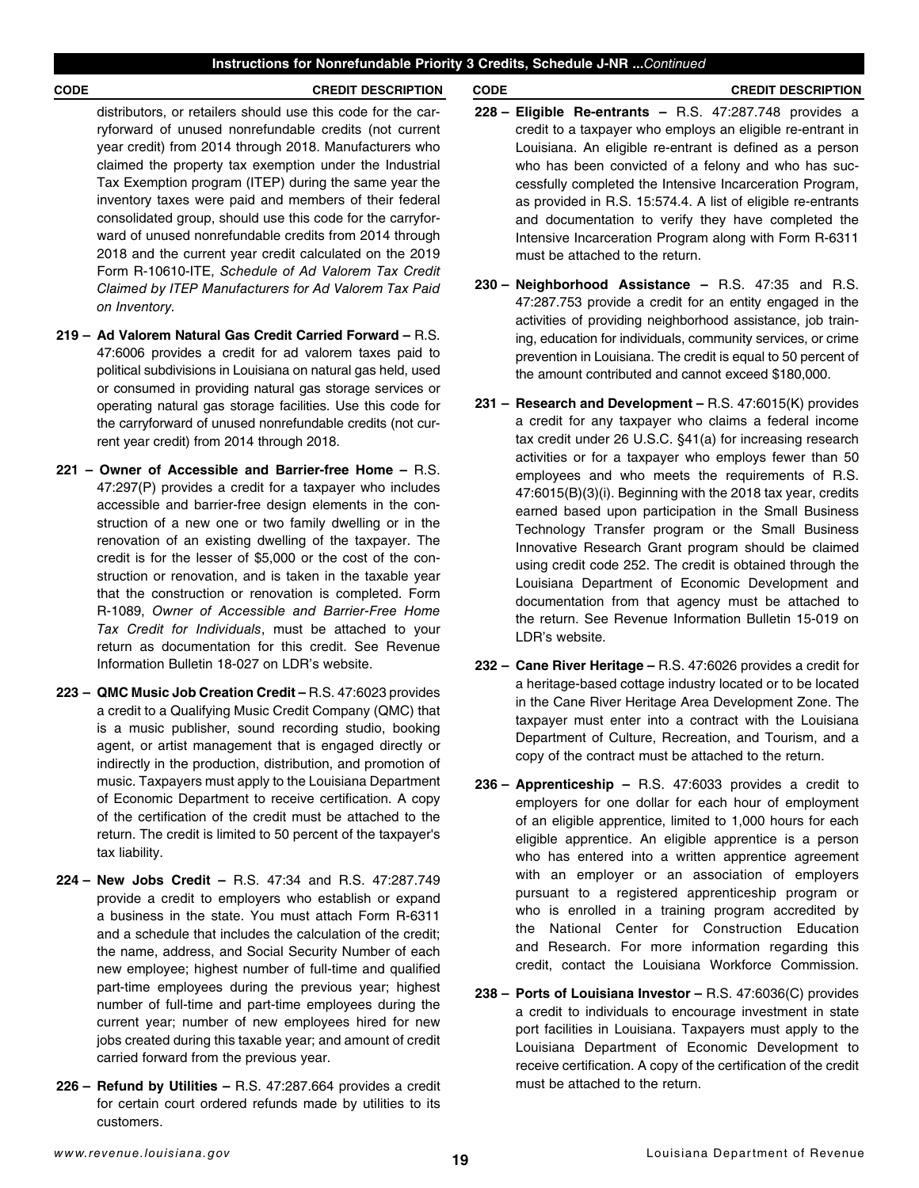## Instructions for Nonrefundable Priority 3 Credits, Schedule J-NR ...*Continued*

**CODE** **CREDIT DESCRIPTION**

distributors, or retailers should use this code for the carryforward of unused nonrefundable credits (not current year credit) from 2014 through 2018. Manufacturers who claimed the property tax exemption under the Industrial Tax Exemption program (ITEP) during the same year the inventory taxes were paid and members of their federal consolidated group, should use this code for the carryforward of unused nonrefundable credits from 2014 through 2018 and the current year credit calculated on the 2019 Form R-10610-ITE, *Schedule of Ad Valorem Tax Credit Claimed by ITEP Manufacturers for Ad Valorem Tax Paid on Inventory.*

**219 – Ad Valorem Natural Gas Credit Carried Forward –** R.S. 47:6006 provides a credit for ad valorem taxes paid to political subdivisions in Louisiana on natural gas held, used or consumed in providing natural gas storage services or operating natural gas storage facilities. Use this code for the carryforward of unused nonrefundable credits (not current year credit) from 2014 through 2018.

**221 – Owner of Accessible and Barrier-free Home –** R.S. 47:297(P) provides a credit for a taxpayer who includes accessible and barrier-free design elements in the construction of a new one or two family dwelling or in the renovation of an existing dwelling of the taxpayer. The credit is for the lesser of $5,000 or the cost of the construction or renovation, and is taken in the taxable year that the construction or renovation is completed. Form R-1089, *Owner of Accessible and Barrier-Free Home Tax Credit for Individuals*, must be attached to your return as documentation for this credit. See Revenue Information Bulletin 18-027 on LDR's website.

**223 – QMC Music Job Creation Credit –** R.S. 47:6023 provides a credit to a Qualifying Music Credit Company (QMC) that is a music publisher, sound recording studio, booking agent, or artist management that is engaged directly or indirectly in the production, distribution, and promotion of music. Taxpayers must apply to the Louisiana Department of Economic Department to receive certification. A copy of the certification of the credit must be attached to the return. The credit is limited to 50 percent of the taxpayer's tax liability.

**224 – New Jobs Credit –** R.S. 47:34 and R.S. 47:287.749 provide a credit to employers who establish or expand a business in the state. You must attach Form R-6311 and a schedule that includes the calculation of the credit; the name, address, and Social Security Number of each new employee; highest number of full-time and qualified part-time employees during the previous year; highest number of full-time and part-time employees during the current year; number of new employees hired for new jobs created during this taxable year; and amount of credit carried forward from the previous year.

**226 – Refund by Utilities –** R.S. 47:287.664 provides a credit for certain court ordered refunds made by utilities to its customers.

**228 – Eligible Re-entrants –** R.S. 47:287.748 provides a credit to a taxpayer who employs an eligible re-entrant in Louisiana. An eligible re-entrant is defined as a person who has been convicted of a felony and who has successfully completed the Intensive Incarceration Program, as provided in R.S. 15:574.4. A list of eligible re-entrants and documentation to verify they have completed the Intensive Incarceration Program along with Form R-6311 must be attached to the return.

**230 – Neighborhood Assistance –** R.S. 47:35 and R.S. 47:287.753 provide a credit for an entity engaged in the activities of providing neighborhood assistance, job training, education for individuals, community services, or crime prevention in Louisiana. The credit is equal to 50 percent of the amount contributed and cannot exceed $180,000.

**231 – Research and Development –** R.S. 47:6015(K) provides a credit for any taxpayer who claims a federal income tax credit under 26 U.S.C. §41(a) for increasing research activities or for a taxpayer who employs fewer than 50 employees and who meets the requirements of R.S. 47:6015(B)(3)(i). Beginning with the 2018 tax year, credits earned based upon participation in the Small Business Technology Transfer program or the Small Business Innovative Research Grant program should be claimed using credit code 252. The credit is obtained through the Louisiana Department of Economic Development and documentation from that agency must be attached to the return. See Revenue Information Bulletin 15-019 on LDR's website.

**232 – Cane River Heritage –** R.S. 47:6026 provides a credit for a heritage-based cottage industry located or to be located in the Cane River Heritage Area Development Zone. The taxpayer must enter into a contract with the Louisiana Department of Culture, Recreation, and Tourism, and a copy of the contract must be attached to the return.

**236 – Apprenticeship –** R.S. 47:6033 provides a credit to employers for one dollar for each hour of employment of an eligible apprentice, limited to 1,000 hours for each eligible apprentice. An eligible apprentice is a person who has entered into a written apprentice agreement with an employer or an association of employers pursuant to a registered apprenticeship program or who is enrolled in a training program accredited by the National Center for Construction Education and Research. For more information regarding this credit, contact the Louisiana Workforce Commission.

**238 – Ports of Louisiana Investor –** R.S. 47:6036(C) provides a credit to individuals to encourage investment in state port facilities in Louisiana. Taxpayers must apply to the Louisiana Department of Economic Development to receive certification. A copy of the certification of the credit must be attached to the return.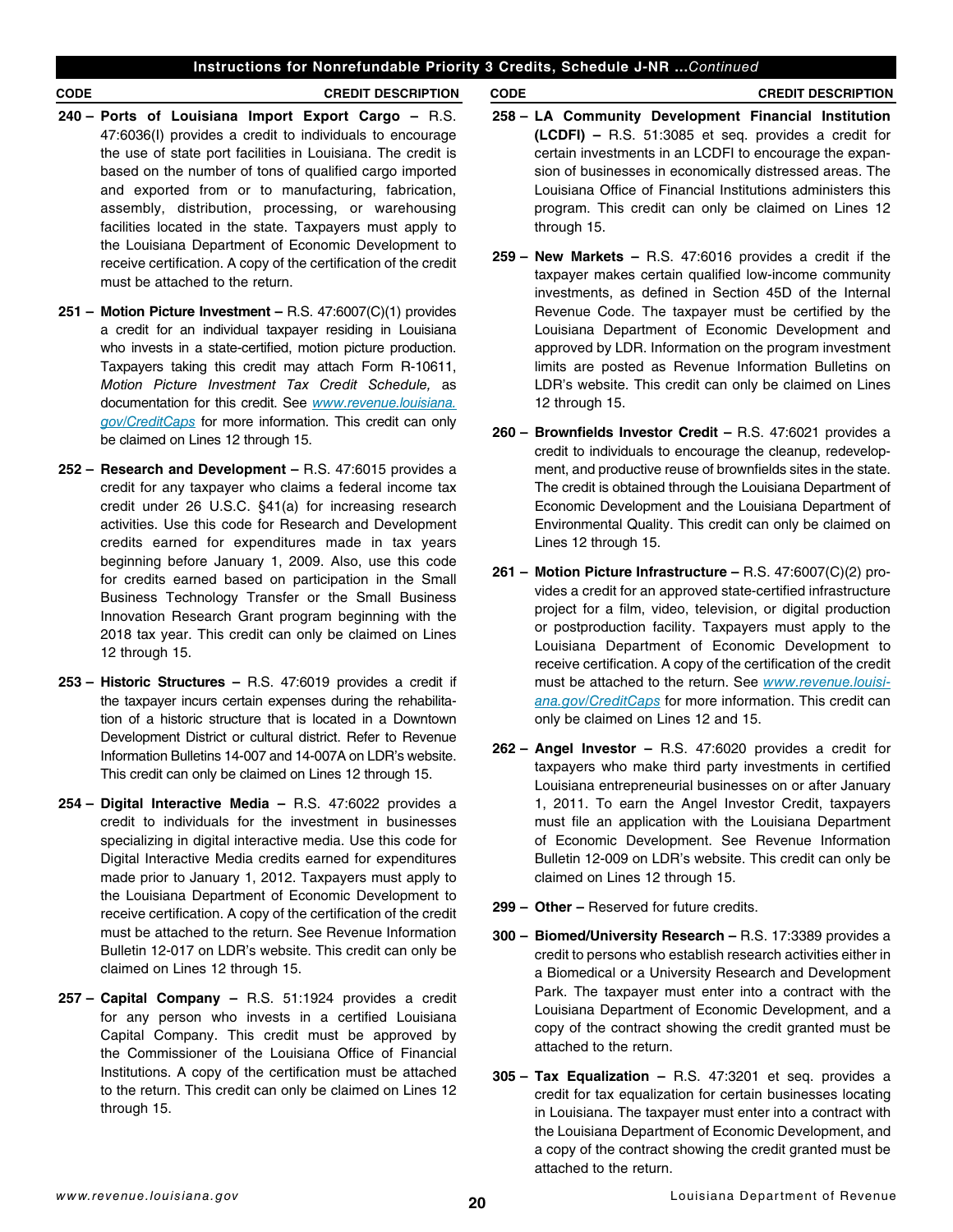## Instructions for Nonrefundable Priority 3 Credits, Schedule J-NR ...*Continued*

**CODE** **CREDIT DESCRIPTION**

**240 – Ports of Louisiana Import Export Cargo –** R.S. 47:6036(I) provides a credit to individuals to encourage the use of state port facilities in Louisiana. The credit is based on the number of tons of qualified cargo imported and exported from or to manufacturing, fabrication, assembly, distribution, processing, or warehousing facilities located in the state. Taxpayers must apply to the Louisiana Department of Economic Development to receive certification. A copy of the certification of the credit must be attached to the return.

**251 – Motion Picture Investment –** R.S. 47:6007(C)(1) provides a credit for an individual taxpayer residing in Louisiana who invests in a state-certified, motion picture production. Taxpayers taking this credit may attach Form R-10611, *Motion Picture Investment Tax Credit Schedule,* as documentation for this credit. See [www.revenue.louisiana.gov/CreditCaps](www.revenue.louisiana.gov/CreditCaps) for more information. This credit can only be claimed on Lines 12 through 15.

**252 – Research and Development –** R.S. 47:6015 provides a credit for any taxpayer who claims a federal income tax credit under 26 U.S.C. §41(a) for increasing research activities. Use this code for Research and Development credits earned for expenditures made in tax years beginning before January 1, 2009. Also, use this code for credits earned based on participation in the Small Business Technology Transfer or the Small Business Innovation Research Grant program beginning with the 2018 tax year. This credit can only be claimed on Lines 12 through 15.

**253 – Historic Structures –** R.S. 47:6019 provides a credit if the taxpayer incurs certain expenses during the rehabilitation of a historic structure that is located in a Downtown Development District or cultural district. Refer to Revenue Information Bulletins 14-007 and 14-007A on LDR's website. This credit can only be claimed on Lines 12 through 15.

**254 – Digital Interactive Media –** R.S. 47:6022 provides a credit to individuals for the investment in businesses specializing in digital interactive media. Use this code for Digital Interactive Media credits earned for expenditures made prior to January 1, 2012. Taxpayers must apply to the Louisiana Department of Economic Development to receive certification. A copy of the certification of the credit must be attached to the return. See Revenue Information Bulletin 12-017 on LDR's website. This credit can only be claimed on Lines 12 through 15.

**257 – Capital Company –** R.S. 51:1924 provides a credit for any person who invests in a certified Louisiana Capital Company. This credit must be approved by the Commissioner of the Louisiana Office of Financial Institutions. A copy of the certification must be attached to the return. This credit can only be claimed on Lines 12 through 15.

**258 – LA Community Development Financial Institution (LCDFI) –** R.S. 51:3085 et seq. provides a credit for certain investments in an LCDFI to encourage the expansion of businesses in economically distressed areas. The Louisiana Office of Financial Institutions administers this program. This credit can only be claimed on Lines 12 through 15.

**259 – New Markets –** R.S. 47:6016 provides a credit if the taxpayer makes certain qualified low-income community investments, as defined in Section 45D of the Internal Revenue Code. The taxpayer must be certified by the Louisiana Department of Economic Development and approved by LDR. Information on the program investment limits are posted as Revenue Information Bulletins on LDR's website. This credit can only be claimed on Lines 12 through 15.

**260 – Brownfields Investor Credit –** R.S. 47:6021 provides a credit to individuals to encourage the cleanup, redevelopment, and productive reuse of brownfields sites in the state. The credit is obtained through the Louisiana Department of Economic Development and the Louisiana Department of Environmental Quality. This credit can only be claimed on Lines 12 through 15.

**261 – Motion Picture Infrastructure –** R.S. 47:6007(C)(2) provides a credit for an approved state-certified infrastructure project for a film, video, television, or digital production or postproduction facility. Taxpayers must apply to the Louisiana Department of Economic Development to receive certification. A copy of the certification of the credit must be attached to the return. See [www.revenue.louisiana.gov/CreditCaps](www.revenue.louisiana.gov/CreditCaps) for more information. This credit can only be claimed on Lines 12 and 15.

**262 – Angel Investor –** R.S. 47:6020 provides a credit for taxpayers who make third party investments in certified Louisiana entrepreneurial businesses on or after January 1, 2011. To earn the Angel Investor Credit, taxpayers must file an application with the Louisiana Department of Economic Development. See Revenue Information Bulletin 12-009 on LDR's website. This credit can only be claimed on Lines 12 through 15.

**299 – Other –** Reserved for future credits.

**300 – Biomed/University Research –** R.S. 17:3389 provides a credit to persons who establish research activities either in a Biomedical or a University Research and Development Park. The taxpayer must enter into a contract with the Louisiana Department of Economic Development, and a copy of the contract showing the credit granted must be attached to the return.

**305 – Tax Equalization –** R.S. 47:3201 et seq. provides a credit for tax equalization for certain businesses locating in Louisiana. The taxpayer must enter into a contract with the Louisiana Department of Economic Development, and a copy of the contract showing the credit granted must be attached to the return.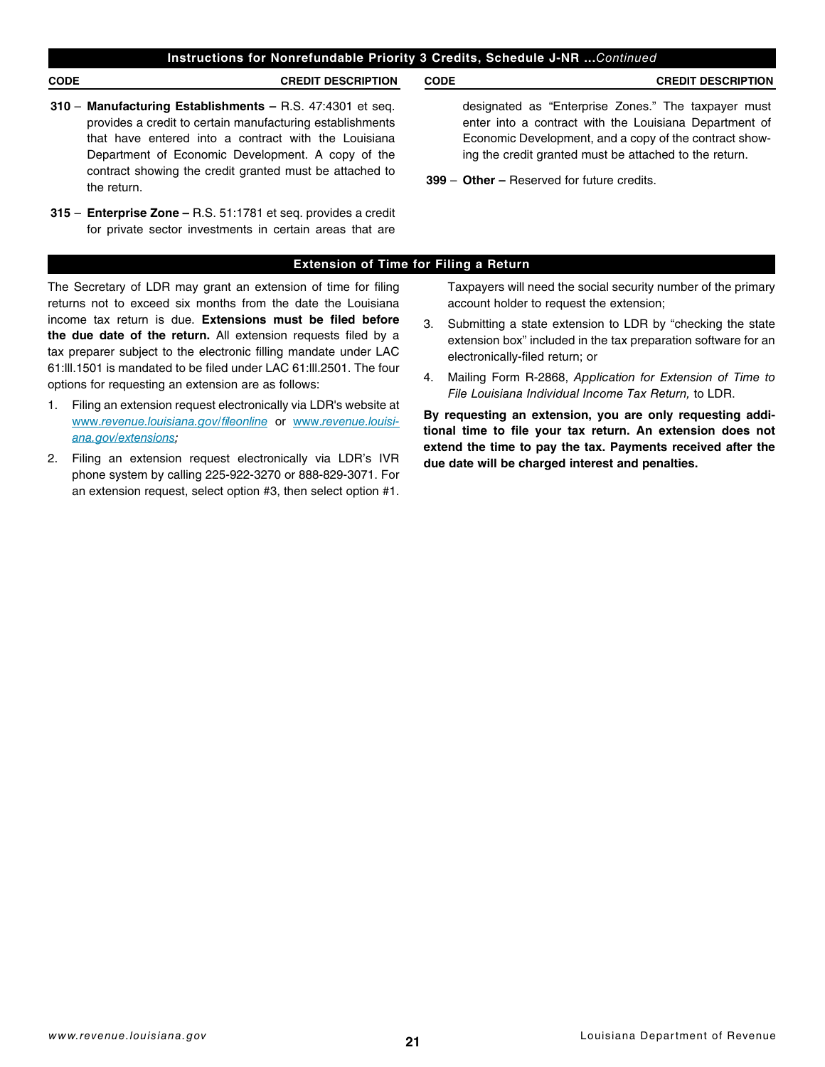## Instructions for Nonrefundable Priority 3 Credits, Schedule J-NR ...*Continued*

| CODE | CREDIT DESCRIPTION |
| --- | --- |

**310** – **Manufacturing Establishments –** R.S. 47:4301 et seq. provides a credit to certain manufacturing establishments that have entered into a contract with the Louisiana Department of Economic Development. A copy of the contract showing the credit granted must be attached to the return.

**315** – **Enterprise Zone –** R.S. 51:1781 et seq. provides a credit for private sector investments in certain areas that are designated as "Enterprise Zones." The taxpayer must enter into a contract with the Louisiana Department of Economic Development, and a copy of the contract showing the credit granted must be attached to the return.

**399** – **Other –** Reserved for future credits.

## Extension of Time for Filing a Return

The Secretary of LDR may grant an extension of time for filing returns not to exceed six months from the date the Louisiana income tax return is due. **Extensions must be filed before the due date of the return.** All extension requests filed by a tax preparer subject to the electronic filling mandate under LAC 61:lll.1501 is mandated to be filed under LAC 61:lll.2501. The four options for requesting an extension are as follows:

1. Filing an extension request electronically via LDR's website at *www.revenue.louisiana.gov/fileonline* or *www.revenue.louisiana.gov/extensions;*
2. Filing an extension request electronically via LDR's IVR phone system by calling 225-922-3270 or 888-829-3071. For an extension request, select option #3, then select option #1. Taxpayers will need the social security number of the primary account holder to request the extension;
3. Submitting a state extension to LDR by "checking the state extension box" included in the tax preparation software for an electronically-filed return; or
4. Mailing Form R-2868, *Application for Extension of Time to File Louisiana Individual Income Tax Return,* to LDR.

**By requesting an extension, you are only requesting additional time to file your tax return. An extension does not extend the time to pay the tax. Payments received after the due date will be charged interest and penalties.**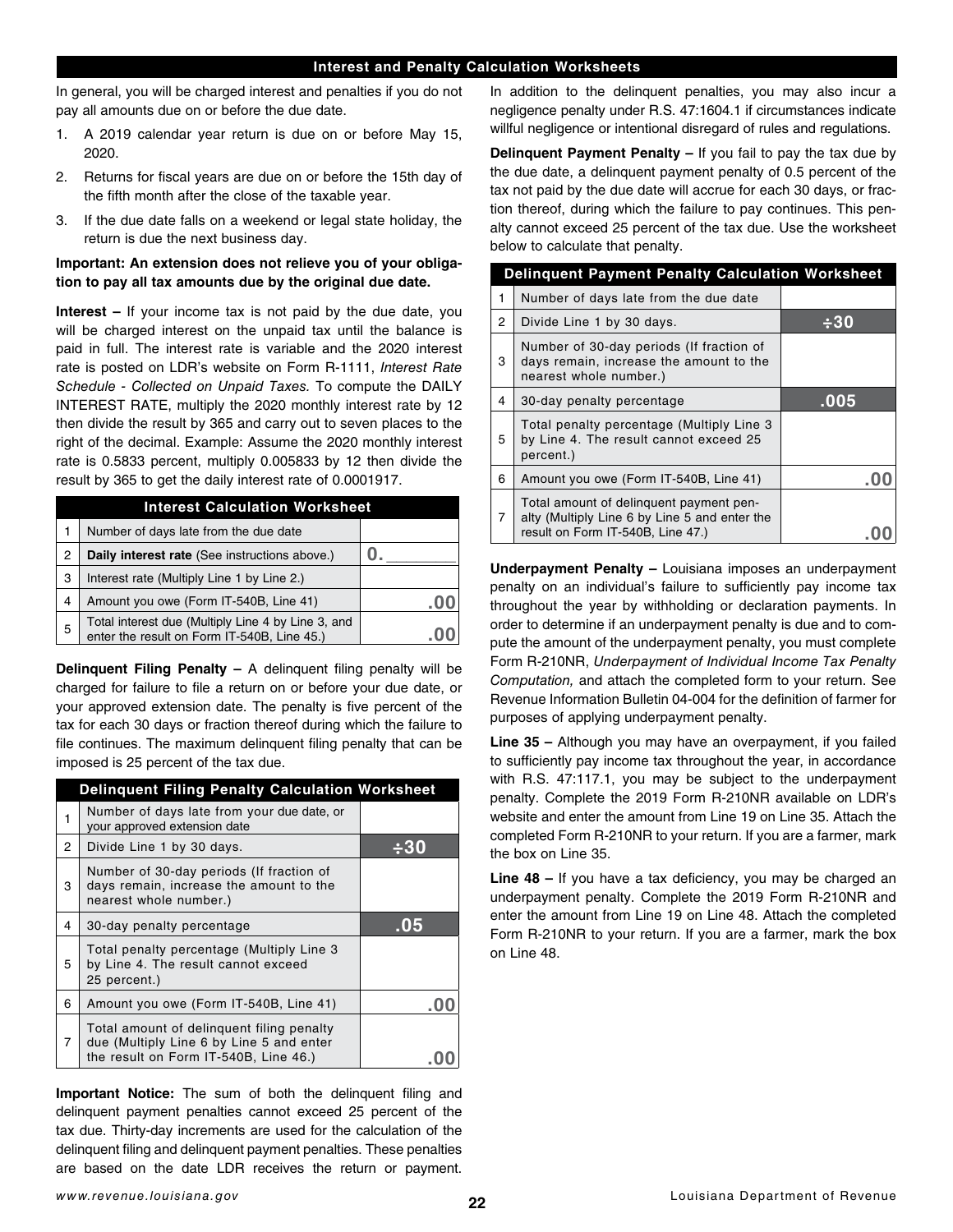## Interest and Penalty Calculation Worksheets

In general, you will be charged interest and penalties if you do not pay all amounts due on or before the due date.

1. A 2019 calendar year return is due on or before May 15, 2020.
2. Returns for fiscal years are due on or before the 15th day of the fifth month after the close of the taxable year.
3. If the due date falls on a weekend or legal state holiday, the return is due the next business day.

**Important: An extension does not relieve you of your obligation to pay all tax amounts due by the original due date.**

**Interest –** If your income tax is not paid by the due date, you will be charged interest on the unpaid tax until the balance is paid in full. The interest rate is variable and the 2020 interest rate is posted on LDR's website on Form R-1111, *Interest Rate Schedule - Collected on Unpaid Taxes.* To compute the DAILY INTEREST RATE, multiply the 2020 monthly interest rate by 12 then divide the result by 365 and carry out to seven places to the right of the decimal. Example: Assume the 2020 monthly interest rate is 0.5833 percent, multiply 0.005833 by 12 then divide the result by 365 to get the daily interest rate of 0.0001917.

| Interest Calculation Worksheet | | |
|---|---|---|
| 1 | Number of days late from the due date | |
| 2 | **Daily interest rate** (See instructions above.) | 0.________ |
| 3 | Interest rate (Multiply Line 1 by Line 2.) | |
| 4 | Amount you owe (Form IT-540B, Line 41) | .00 |
| 5 | Total interest due (Multiply Line 4 by Line 3, and enter the result on Form IT-540B, Line 45.) | .00 |

**Delinquent Filing Penalty –** A delinquent filing penalty will be charged for failure to file a return on or before your due date, or your approved extension date. The penalty is five percent of the tax for each 30 days or fraction thereof during which the failure to file continues. The maximum delinquent filing penalty that can be imposed is 25 percent of the tax due.

| Delinquent Filing Penalty Calculation Worksheet | | |
|---|---|---|
| 1 | Number of days late from your due date, or your approved extension date | |
| 2 | Divide Line 1 by 30 days. | ÷30 |
| 3 | Number of 30-day periods (If fraction of days remain, increase the amount to the nearest whole number.) | |
| 4 | 30-day penalty percentage | .05 |
| 5 | Total penalty percentage (Multiply Line 3 by Line 4. The result cannot exceed 25 percent.) | |
| 6 | Amount you owe (Form IT-540B, Line 41) | .00 |
| 7 | Total amount of delinquent filing penalty due (Multiply Line 6 by Line 5 and enter the result on Form IT-540B, Line 46.) | .00 |

**Important Notice:** The sum of both the delinquent filing and delinquent payment penalties cannot exceed 25 percent of the tax due. Thirty-day increments are used for the calculation of the delinquent filing and delinquent payment penalties. These penalties are based on the date LDR receives the return or payment.

In addition to the delinquent penalties, you may also incur a negligence penalty under R.S. 47:1604.1 if circumstances indicate willful negligence or intentional disregard of rules and regulations.

**Delinquent Payment Penalty –** If you fail to pay the tax due by the due date, a delinquent payment penalty of 0.5 percent of the tax not paid by the due date will accrue for each 30 days, or fraction thereof, during which the failure to pay continues. This penalty cannot exceed 25 percent of the tax due. Use the worksheet below to calculate that penalty.

| Delinquent Payment Penalty Calculation Worksheet | | |
|---|---|---|
| 1 | Number of days late from the due date | |
| 2 | Divide Line 1 by 30 days. | ÷30 |
| 3 | Number of 30-day periods (If fraction of days remain, increase the amount to the nearest whole number.) | |
| 4 | 30-day penalty percentage | .005 |
| 5 | Total penalty percentage (Multiply Line 3 by Line 4. The result cannot exceed 25 percent.) | |
| 6 | Amount you owe (Form IT-540B, Line 41) | .00 |
| 7 | Total amount of delinquent payment penalty (Multiply Line 6 by Line 5 and enter the result on Form IT-540B, Line 47.) | .00 |

**Underpayment Penalty –** Louisiana imposes an underpayment penalty on an individual's failure to sufficiently pay income tax throughout the year by withholding or declaration payments. In order to determine if an underpayment penalty is due and to compute the amount of the underpayment penalty, you must complete Form R-210NR, *Underpayment of Individual Income Tax Penalty Computation,* and attach the completed form to your return. See Revenue Information Bulletin 04-004 for the definition of farmer for purposes of applying underpayment penalty.

**Line 35 –** Although you may have an overpayment, if you failed to sufficiently pay income tax throughout the year, in accordance with R.S. 47:117.1, you may be subject to the underpayment penalty. Complete the 2019 Form R-210NR available on LDR's website and enter the amount from Line 19 on Line 35. Attach the completed Form R-210NR to your return. If you are a farmer, mark the box on Line 35.

**Line 48 –** If you have a tax deficiency, you may be charged an underpayment penalty. Complete the 2019 Form R-210NR and enter the amount from Line 19 on Line 48. Attach the completed Form R-210NR to your return. If you are a farmer, mark the box on Line 48.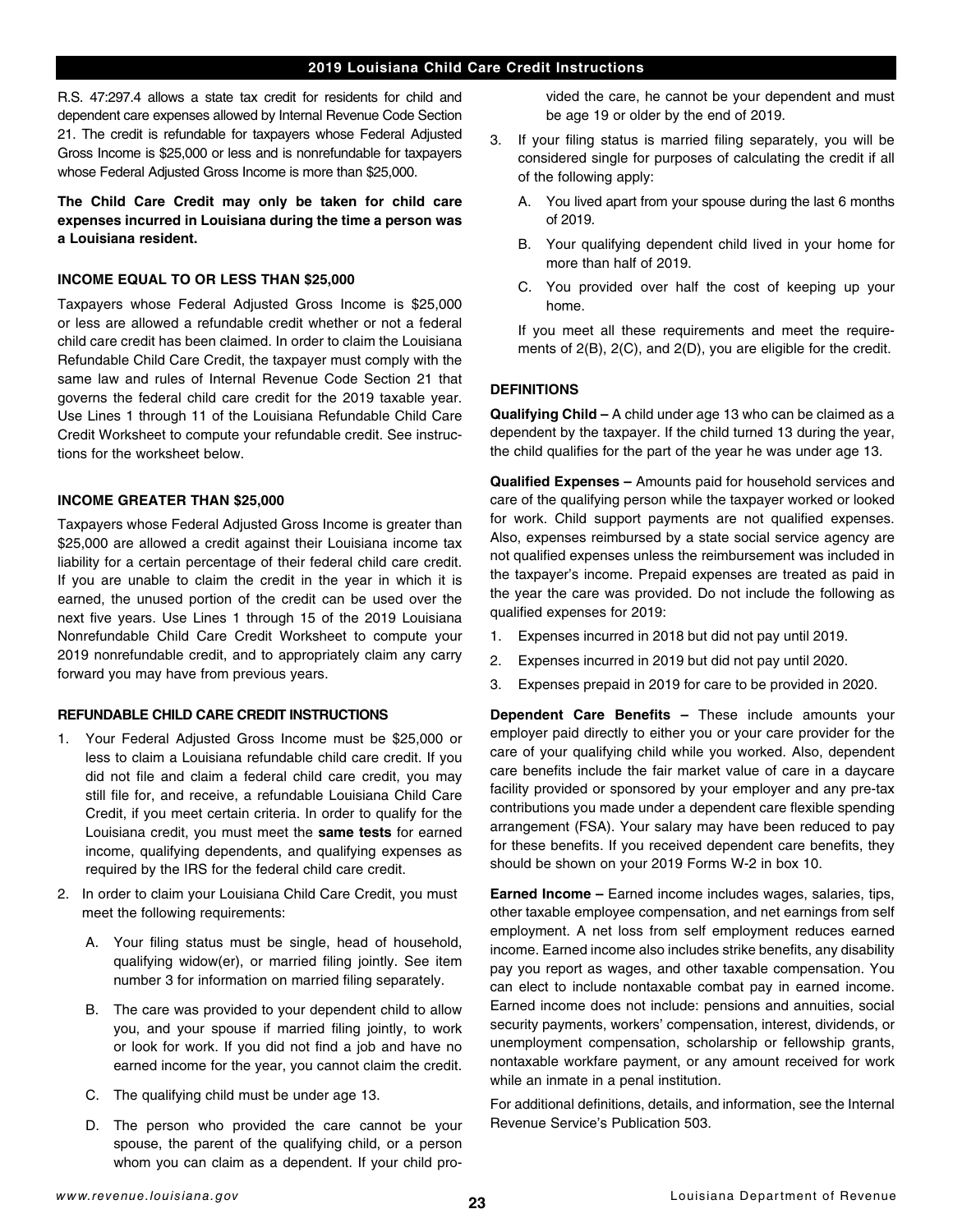## 2019 Louisiana Child Care Credit Instructions

R.S. 47:297.4 allows a state tax credit for residents for child and dependent care expenses allowed by Internal Revenue Code Section 21. The credit is refundable for taxpayers whose Federal Adjusted Gross Income is $25,000 or less and is nonrefundable for taxpayers whose Federal Adjusted Gross Income is more than $25,000.

**The Child Care Credit may only be taken for child care expenses incurred in Louisiana during the time a person was a Louisiana resident.**

### INCOME EQUAL TO OR LESS THAN $25,000

Taxpayers whose Federal Adjusted Gross Income is $25,000 or less are allowed a refundable credit whether or not a federal child care credit has been claimed. In order to claim the Louisiana Refundable Child Care Credit, the taxpayer must comply with the same law and rules of Internal Revenue Code Section 21 that governs the federal child care credit for the 2019 taxable year. Use Lines 1 through 11 of the Louisiana Refundable Child Care Credit Worksheet to compute your refundable credit. See instructions for the worksheet below.

### INCOME GREATER THAN $25,000

Taxpayers whose Federal Adjusted Gross Income is greater than $25,000 are allowed a credit against their Louisiana income tax liability for a certain percentage of their federal child care credit. If you are unable to claim the credit in the year in which it is earned, the unused portion of the credit can be used over the next five years. Use Lines 1 through 15 of the 2019 Louisiana Nonrefundable Child Care Credit Worksheet to compute your 2019 nonrefundable credit, and to appropriately claim any carry forward you may have from previous years.

### REFUNDABLE CHILD CARE CREDIT INSTRUCTIONS

1. Your Federal Adjusted Gross Income must be $25,000 or less to claim a Louisiana refundable child care credit. If you did not file and claim a federal child care credit, you may still file for, and receive, a refundable Louisiana Child Care Credit, if you meet certain criteria. In order to qualify for the Louisiana credit, you must meet the **same tests** for earned income, qualifying dependents, and qualifying expenses as required by the IRS for the federal child care credit.
2. In order to claim your Louisiana Child Care Credit, you must meet the following requirements:
   - A. Your filing status must be single, head of household, qualifying widow(er), or married filing jointly. See item number 3 for information on married filing separately.
   - B. The care was provided to your dependent child to allow you, and your spouse if married filing jointly, to work or look for work. If you did not find a job and have no earned income for the year, you cannot claim the credit.
   - C. The qualifying child must be under age 13.
   - D. The person who provided the care cannot be your spouse, the parent of the qualifying child, or a person whom you can claim as a dependent. If your child provided the care, he cannot be your dependent and must be age 19 or older by the end of 2019.
3. If your filing status is married filing separately, you will be considered single for purposes of calculating the credit if all of the following apply:
   - A. You lived apart from your spouse during the last 6 months of 2019.
   - B. Your qualifying dependent child lived in your home for more than half of 2019.
   - C. You provided over half the cost of keeping up your home.

   If you meet all these requirements and meet the requirements of 2(B), 2(C), and 2(D), you are eligible for the credit.

### DEFINITIONS

**Qualifying Child –** A child under age 13 who can be claimed as a dependent by the taxpayer. If the child turned 13 during the year, the child qualifies for the part of the year he was under age 13.

**Qualified Expenses –** Amounts paid for household services and care of the qualifying person while the taxpayer worked or looked for work. Child support payments are not qualified expenses. Also, expenses reimbursed by a state social service agency are not qualified expenses unless the reimbursement was included in the taxpayer's income. Prepaid expenses are treated as paid in the year the care was provided. Do not include the following as qualified expenses for 2019:

1. Expenses incurred in 2018 but did not pay until 2019.
2. Expenses incurred in 2019 but did not pay until 2020.
3. Expenses prepaid in 2019 for care to be provided in 2020.

**Dependent Care Benefits –** These include amounts your employer paid directly to either you or your care provider for the care of your qualifying child while you worked. Also, dependent care benefits include the fair market value of care in a daycare facility provided or sponsored by your employer and any pre-tax contributions you made under a dependent care flexible spending arrangement (FSA). Your salary may have been reduced to pay for these benefits. If you received dependent care benefits, they should be shown on your 2019 Forms W-2 in box 10.

**Earned Income –** Earned income includes wages, salaries, tips, other taxable employee compensation, and net earnings from self employment. A net loss from self employment reduces earned income. Earned income also includes strike benefits, any disability pay you report as wages, and other taxable compensation. You can elect to include nontaxable combat pay in earned income. Earned income does not include: pensions and annuities, social security payments, workers' compensation, interest, dividends, or unemployment compensation, scholarship or fellowship grants, nontaxable workfare payment, or any amount received for work while an inmate in a penal institution.

For additional definitions, details, and information, see the Internal Revenue Service's Publication 503.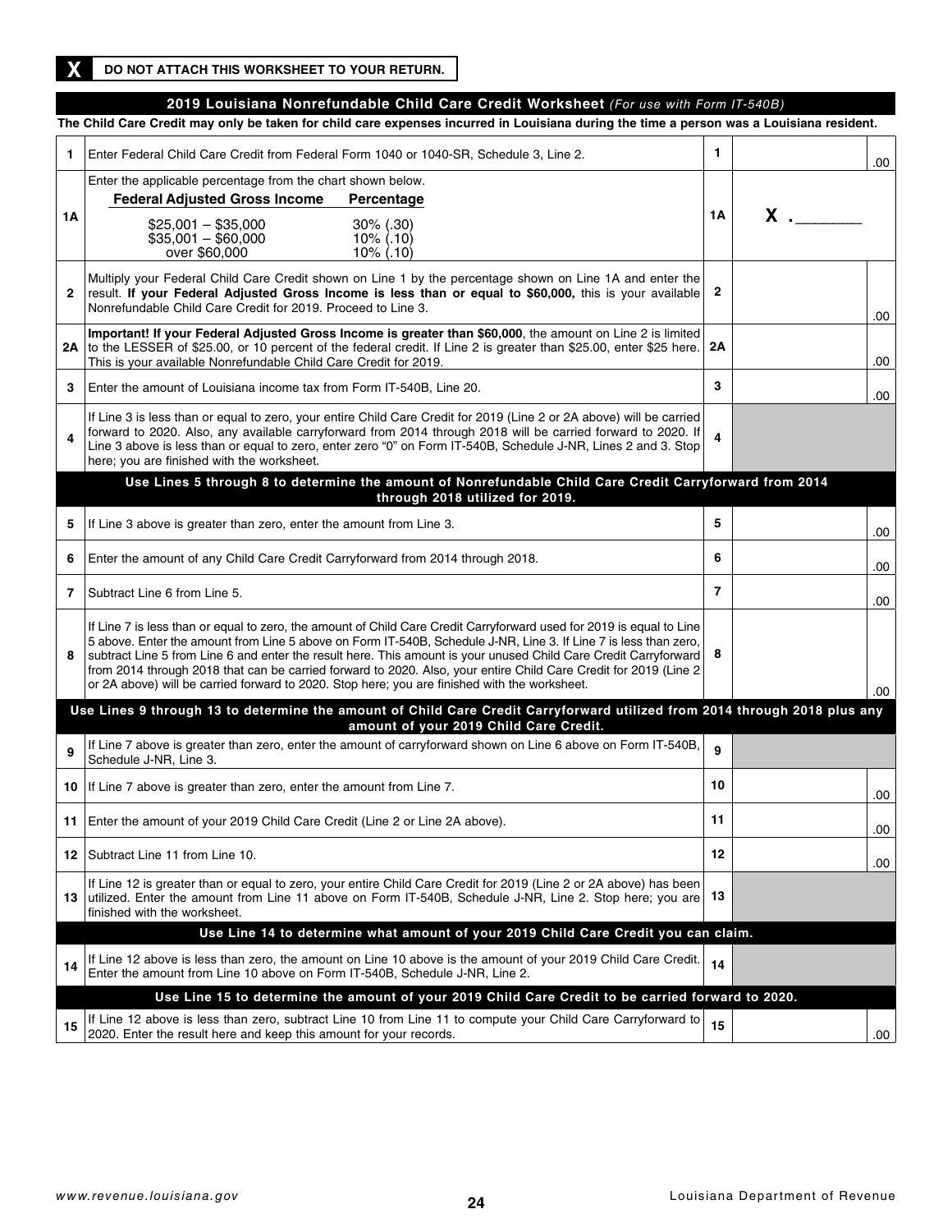**X** **DO NOT ATTACH THIS WORKSHEET TO YOUR RETURN.**

## 2019 Louisiana Nonrefundable Child Care Credit Worksheet *(For use with Form IT-540B)*

**The Child Care Credit may only be taken for child care expenses incurred in Louisiana during the time a person was a Louisiana resident.**

| | | | |
|---|---|---|---|
| 1 | Enter Federal Child Care Credit from Federal Form 1040 or 1040-SR, Schedule 3, Line 2. | 1 | .00 |
| 1A | Enter the applicable percentage from the chart shown below.<br>**Federal Adjusted Gross Income** — **Percentage**<br>$25,001 – $35,000 — 30% (.30)<br>$35,001 – $60,000 — 10% (.10)<br>over $60,000 — 10% (.10) | 1A | X .\_\_\_\_\_\_ |
| 2 | Multiply your Federal Child Care Credit shown on Line 1 by the percentage shown on Line 1A and enter the result. **If your Federal Adjusted Gross Income is less than or equal to $60,000,** this is your available Nonrefundable Child Care Credit for 2019. Proceed to Line 3. | 2 | .00 |
| 2A | **Important! If your Federal Adjusted Gross Income is greater than $60,000**, the amount on Line 2 is limited to the LESSER of $25.00, or 10 percent of the federal credit. If Line 2 is greater than $25.00, enter $25 here. This is your available Nonrefundable Child Care Credit for 2019. | 2A | .00 |
| 3 | Enter the amount of Louisiana income tax from Form IT-540B, Line 20. | 3 | .00 |
| 4 | If Line 3 is less than or equal to zero, your entire Child Care Credit for 2019 (Line 2 or 2A above) will be carried forward to 2020. Also, any available carryforward from 2014 through 2018 will be carried forward to 2020. If Line 3 above is less than or equal to zero, enter zero "0" on Form IT-540B, Schedule J-NR, Lines 2 and 3. Stop here; you are finished with the worksheet. | 4 | |
| | **Use Lines 5 through 8 to determine the amount of Nonrefundable Child Care Credit Carryforward from 2014 through 2018 utilized for 2019.** | | |
| 5 | If Line 3 above is greater than zero, enter the amount from Line 3. | 5 | .00 |
| 6 | Enter the amount of any Child Care Credit Carryforward from 2014 through 2018. | 6 | .00 |
| 7 | Subtract Line 6 from Line 5. | 7 | .00 |
| 8 | If Line 7 is less than or equal to zero, the amount of Child Care Credit Carryforward used for 2019 is equal to Line 5 above. Enter the amount from Line 5 above on Form IT-540B, Schedule J-NR, Line 3. If Line 7 is less than zero, subtract Line 5 from Line 6 and enter the result here. This amount is your unused Child Care Credit Carryforward from 2014 through 2018 that can be carried forward to 2020. Also, your entire Child Care Credit for 2019 (Line 2 or 2A above) will be carried forward to 2020. Stop here; you are finished with the worksheet. | 8 | .00 |
| | **Use Lines 9 through 13 to determine the amount of Child Care Credit Carryforward utilized from 2014 through 2018 plus any amount of your 2019 Child Care Credit.** | | |
| 9 | If Line 7 above is greater than zero, enter the amount of carryforward shown on Line 6 above on Form IT-540B, Schedule J-NR, Line 3. | 9 | |
| 10 | If Line 7 above is greater than zero, enter the amount from Line 7. | 10 | .00 |
| 11 | Enter the amount of your 2019 Child Care Credit (Line 2 or Line 2A above). | 11 | .00 |
| 12 | Subtract Line 11 from Line 10. | 12 | .00 |
| 13 | If Line 12 is greater than or equal to zero, your entire Child Care Credit for 2019 (Line 2 or 2A above) has been utilized. Enter the amount from Line 11 above on Form IT-540B, Schedule J-NR, Line 2. Stop here; you are finished with the worksheet. | 13 | |
| | **Use Line 14 to determine what amount of your 2019 Child Care Credit you can claim.** | | |
| 14 | If Line 12 above is less than zero, the amount on Line 10 above is the amount of your 2019 Child Care Credit. Enter the amount from Line 10 above on Form IT-540B, Schedule J-NR, Line 2. | 14 | |
| | **Use Line 15 to determine the amount of your 2019 Child Care Credit to be carried forward to 2020.** | | |
| 15 | If Line 12 above is less than zero, subtract Line 10 from Line 11 to compute your Child Care Carryforward to 2020. Enter the result here and keep this amount for your records. | 15 | .00 |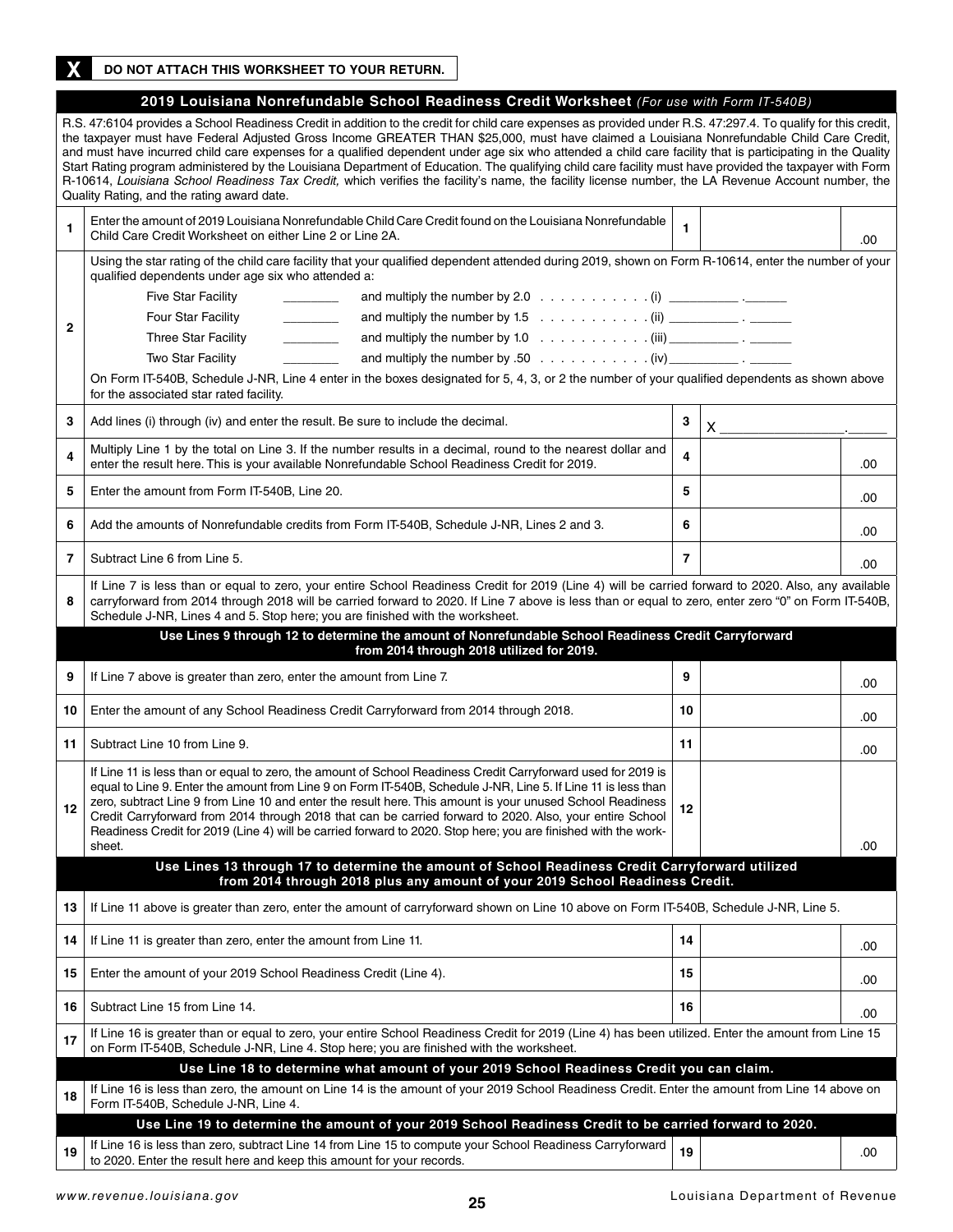**X** **DO NOT ATTACH THIS WORKSHEET TO YOUR RETURN.**

## 2019 Louisiana Nonrefundable School Readiness Credit Worksheet *(For use with Form IT-540B)*

R.S. 47:6104 provides a School Readiness Credit in addition to the credit for child care expenses as provided under R.S. 47:297.4. To qualify for this credit, the taxpayer must have Federal Adjusted Gross Income GREATER THAN $25,000, must have claimed a Louisiana Nonrefundable Child Care Credit, and must have incurred child care expenses for a qualified dependent under age six who attended a child care facility that is participating in the Quality Start Rating program administered by the Louisiana Department of Education. The qualifying child care facility must have provided the taxpayer with Form R-10614, *Louisiana School Readiness Tax Credit,* which verifies the facility's name, the facility license number, the LA Revenue Account number, the Quality Rating, and the rating award date.

| | | | | |
|---|---|---|---|---|
| 1 | Enter the amount of 2019 Louisiana Nonrefundable Child Care Credit found on the Louisiana Nonrefundable Child Care Credit Worksheet on either Line 2 or Line 2A. | 1 | | .00 |

**2** Using the star rating of the child care facility that your qualified dependent attended during 2019, shown on Form R-10614, enter the number of your qualified dependents under age six who attended a:

- Five Star Facility ________ and multiply the number by 2.0 . . . . . . . . . . . (i) __________ .______
- Four Star Facility ________ and multiply the number by 1.5 . . . . . . . . . . . (ii) __________ . ______
- Three Star Facility ________ and multiply the number by 1.0 . . . . . . . . . . . (iii) __________ . ______
- Two Star Facility ________ and multiply the number by .50 . . . . . . . . . . . (iv) __________ . ______

On Form IT-540B, Schedule J-NR, Line 4 enter in the boxes designated for 5, 4, 3, or 2 the number of your qualified dependents as shown above for the associated star rated facility.

| | | | | |
|---|---|---|---|---|
| 3 | Add lines (i) through (iv) and enter the result. Be sure to include the decimal. | 3 | X ________________ | ._____ |
| 4 | Multiply Line 1 by the total on Line 3. If the number results in a decimal, round to the nearest dollar and enter the result here. This is your available Nonrefundable School Readiness Credit for 2019. | 4 | | .00 |
| 5 | Enter the amount from Form IT-540B, Line 20. | 5 | | .00 |
| 6 | Add the amounts of Nonrefundable credits from Form IT-540B, Schedule J-NR, Lines 2 and 3. | 6 | | .00 |
| 7 | Subtract Line 6 from Line 5. | 7 | | .00 |

**8** If Line 7 is less than or equal to zero, your entire School Readiness Credit for 2019 (Line 4) will be carried forward to 2020. Also, any available carryforward from 2014 through 2018 will be carried forward to 2020. If Line 7 above is less than or equal to zero, enter zero "0" on Form IT-540B, Schedule J-NR, Lines 4 and 5. Stop here; you are finished with the worksheet.

### Use Lines 9 through 12 to determine the amount of Nonrefundable School Readiness Credit Carryforward from 2014 through 2018 utilized for 2019.

| | | | | |
|---|---|---|---|---|
| 9 | If Line 7 above is greater than zero, enter the amount from Line 7. | 9 | | .00 |
| 10 | Enter the amount of any School Readiness Credit Carryforward from 2014 through 2018. | 10 | | .00 |
| 11 | Subtract Line 10 from Line 9. | 11 | | .00 |
| 12 | If Line 11 is less than or equal to zero, the amount of School Readiness Credit Carryforward used for 2019 is equal to Line 9. Enter the amount from Line 9 on Form IT-540B, Schedule J-NR, Line 5. If Line 11 is less than zero, subtract Line 9 from Line 10 and enter the result here. This amount is your unused School Readiness Credit Carryforward from 2014 through 2018 that can be carried forward to 2020. Also, your entire School Readiness Credit for 2019 (Line 4) will be carried forward to 2020. Stop here; you are finished with the worksheet. | 12 | | .00 |

### Use Lines 13 through 17 to determine the amount of School Readiness Credit Carryforward utilized from 2014 through 2018 plus any amount of your 2019 School Readiness Credit.

**13** If Line 11 above is greater than zero, enter the amount of carryforward shown on Line 10 above on Form IT-540B, Schedule J-NR, Line 5.

| | | | | |
|---|---|---|---|---|
| 14 | If Line 11 is greater than zero, enter the amount from Line 11. | 14 | | .00 |
| 15 | Enter the amount of your 2019 School Readiness Credit (Line 4). | 15 | | .00 |
| 16 | Subtract Line 15 from Line 14. | 16 | | .00 |

**17** If Line 16 is greater than or equal to zero, your entire School Readiness Credit for 2019 (Line 4) has been utilized. Enter the amount from Line 15 on Form IT-540B, Schedule J-NR, Line 4. Stop here; you are finished with the worksheet.

### Use Line 18 to determine what amount of your 2019 School Readiness Credit you can claim.

**18** If Line 16 is less than zero, the amount on Line 14 is the amount of your 2019 School Readiness Credit. Enter the amount from Line 14 above on Form IT-540B, Schedule J-NR, Line 4.

### Use Line 19 to determine the amount of your 2019 School Readiness Credit to be carried forward to 2020.

| | | | | |
|---|---|---|---|---|
| 19 | If Line 16 is less than zero, subtract Line 14 from Line 15 to compute your School Readiness Carryforward to 2020. Enter the result here and keep this amount for your records. | 19 | | .00 |

*www.revenue.louisiana.gov* Louisiana Department of Revenue